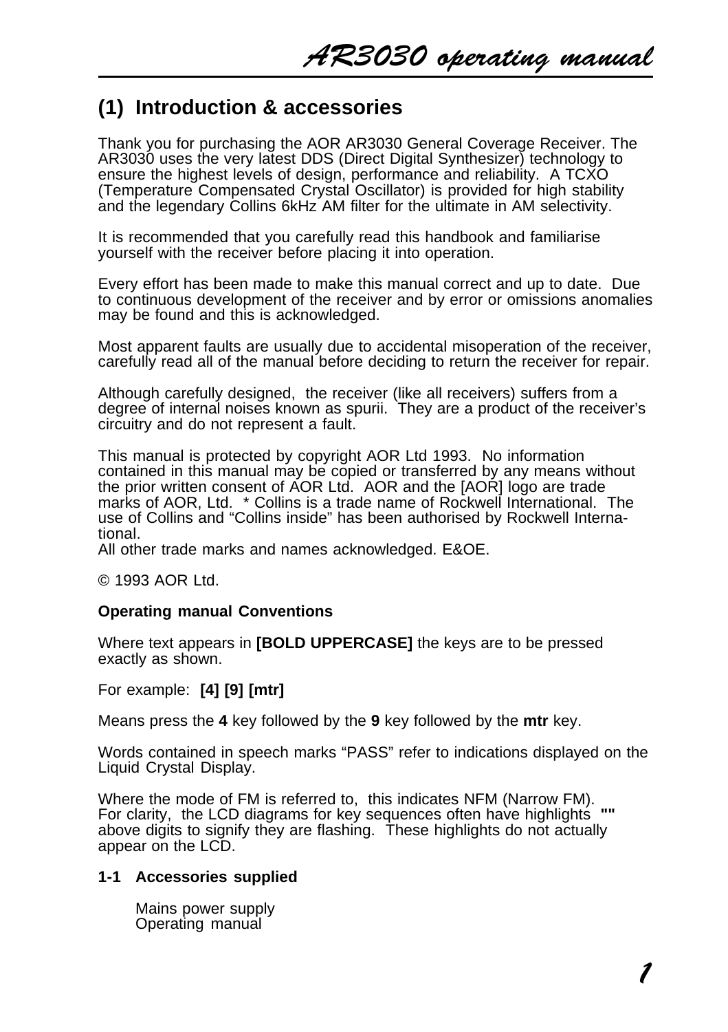## (1) Introduction & accessories

Thank you for purchasing the AOR AR3030 General Coverage Receiver. The AR3030 uses the very latest DDS (Direct Digital Synthesizer) technology to ensure the highest levels of design, performance and reliability. A TCXO (Temperature Compensated Crystal Oscillator) is provided for high stability and the legendary Collins 6kHz AM filter for the ultimate in AM selectivity.

It is recommended that you carefully read this handbook and familiarise yourself with the receiver before placing it into operation.

Every effort has been made to make this manual correct and up to date. Due to continuous development of the receiver and by error or omissions anomalies may be found and this is acknowledged.

Most apparent faults are usually due to accidental misoperation of the receiver, carefully read all of the manual before deciding to return the receiver for repair.

Although carefully designed, the receiver (like all receivers) suffers from a degree of internal noises known as spurii. They are a product of the receiver's circuitry and do not represent a fault.

This manual is protected by copyright AOR Ltd 1993. No information contained in this manual may be copied or transferred by any means without the prior written consent of AOR Ltd. AOR and the [AOR] logo are trade marks of AOR, Ltd. * Collins is a trade name of Rockwell International. The use of Collins and "Collins inside" has been authorised by Rockwell International.
All other trade marks and names acknowledged. E&OE.

© 1993 AOR Ltd.

**Operating manual Conventions**

Where text appears in **[BOLD UPPERCASE]** the keys are to be pressed exactly as shown.

For example: **[4] [9] [mtr]**

Means press the **4** key followed by the **9** key followed by the **mtr** key.

Words contained in speech marks "PASS" refer to indications displayed on the Liquid Crystal Display.

Where the mode of FM is referred to, this indicates NFM (Narrow FM).
For clarity, the LCD diagrams for key sequences often have highlights **""** above digits to signify they are flashing. These highlights do not actually appear on the LCD.

**1-1 Accessories supplied**

Mains power supply
Operating manual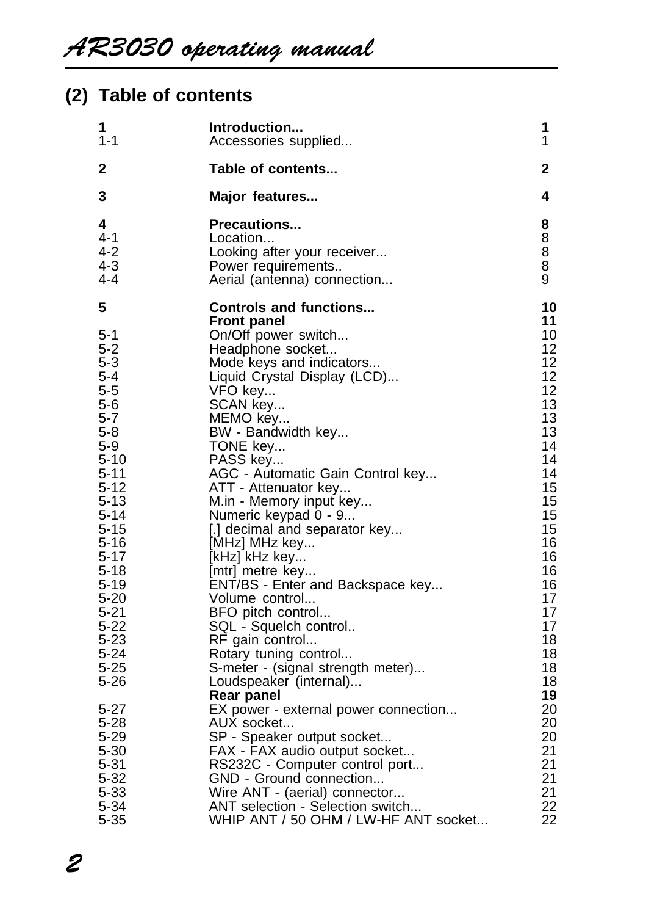## (2) Table of contents

| | | |
|---|---|---|
| **1** | **Introduction...** | **1** |
| 1-1 | Accessories supplied... | 1 |
| **2** | **Table of contents...** | **2** |
| **3** | **Major features...** | **4** |
| **4** | **Precautions...** | **8** |
| 4-1 | Location... | 8 |
| 4-2 | Looking after your receiver... | 8 |
| 4-3 | Power requirements.. | 8 |
| 4-4 | Aerial (antenna) connection... | 9 |
| **5** | **Controls and functions...** | **10** |
| | **Front panel** | **11** |
| 5-1 | On/Off power switch... | 10 |
| 5-2 | Headphone socket... | 12 |
| 5-3 | Mode keys and indicators... | 12 |
| 5-4 | Liquid Crystal Display (LCD)... | 12 |
| 5-5 | VFO key... | 12 |
| 5-6 | SCAN key... | 13 |
| 5-7 | MEMO key... | 13 |
| 5-8 | BW - Bandwidth key... | 13 |
| 5-9 | TONE key... | 14 |
| 5-10 | PASS key... | 14 |
| 5-11 | AGC - Automatic Gain Control key... | 14 |
| 5-12 | ATT - Attenuator key... | 15 |
| 5-13 | M.in - Memory input key... | 15 |
| 5-14 | Numeric keypad 0 - 9... | 15 |
| 5-15 | [.] decimal and separator key... | 15 |
| 5-16 | [MHz] MHz key... | 16 |
| 5-17 | [kHz] kHz key... | 16 |
| 5-18 | [mtr] metre key... | 16 |
| 5-19 | ENT/BS - Enter and Backspace key... | 16 |
| 5-20 | Volume control... | 17 |
| 5-21 | BFO pitch control... | 17 |
| 5-22 | SQL - Squelch control.. | 17 |
| 5-23 | RF gain control... | 18 |
| 5-24 | Rotary tuning control... | 18 |
| 5-25 | S-meter - (signal strength meter)... | 18 |
| 5-26 | Loudspeaker (internal)... | 18 |
| | **Rear panel** | **19** |
| 5-27 | EX power - external power connection... | 20 |
| 5-28 | AUX socket... | 20 |
| 5-29 | SP - Speaker output socket... | 20 |
| 5-30 | FAX - FAX audio output socket... | 21 |
| 5-31 | RS232C - Computer control port... | 21 |
| 5-32 | GND - Ground connection... | 21 |
| 5-33 | Wire ANT - (aerial) connector... | 21 |
| 5-34 | ANT selection - Selection switch... | 22 |
| 5-35 | WHIP ANT / 50 OHM / LW-HF ANT socket... | 22 |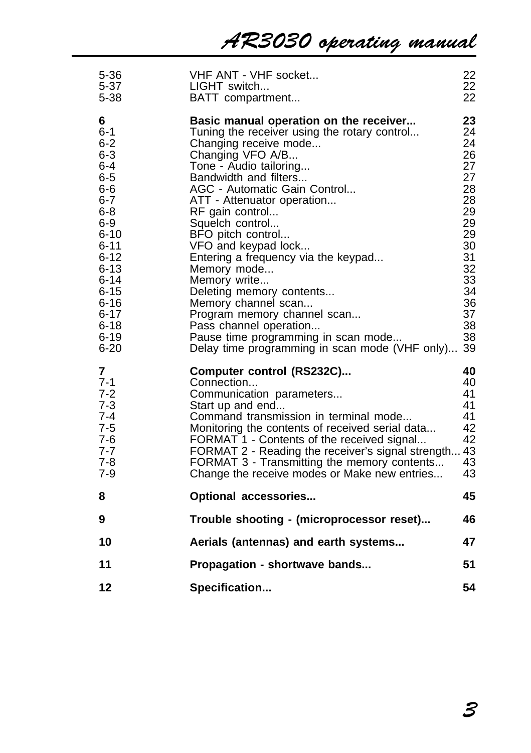| | | |
|---|---|---|
| 5-36 | VHF ANT - VHF socket... | 22 |
| 5-37 | LIGHT switch... | 22 |
| 5-38 | BATT compartment... | 22 |
| **6** | **Basic manual operation on the receiver...** | **23** |
| 6-1 | Tuning the receiver using the rotary control... | 24 |
| 6-2 | Changing receive mode... | 24 |
| 6-3 | Changing VFO A/B... | 26 |
| 6-4 | Tone - Audio tailoring... | 27 |
| 6-5 | Bandwidth and filters... | 27 |
| 6-6 | AGC - Automatic Gain Control... | 28 |
| 6-7 | ATT - Attenuator operation... | 28 |
| 6-8 | RF gain control... | 29 |
| 6-9 | Squelch control... | 29 |
| 6-10 | BFO pitch control... | 29 |
| 6-11 | VFO and keypad lock... | 30 |
| 6-12 | Entering a frequency via the keypad... | 31 |
| 6-13 | Memory mode... | 32 |
| 6-14 | Memory write... | 33 |
| 6-15 | Deleting memory contents... | 34 |
| 6-16 | Memory channel scan... | 36 |
| 6-17 | Program memory channel scan... | 37 |
| 6-18 | Pass channel operation... | 38 |
| 6-19 | Pause time programming in scan mode... | 38 |
| 6-20 | Delay time programming in scan mode (VHF only)... | 39 |
| **7** | **Computer control (RS232C)...** | **40** |
| 7-1 | Connection... | 40 |
| 7-2 | Communication parameters... | 41 |
| 7-3 | Start up and end... | 41 |
| 7-4 | Command transmission in terminal mode... | 41 |
| 7-5 | Monitoring the contents of received serial data... | 42 |
| 7-6 | FORMAT 1 - Contents of the received signal... | 42 |
| 7-7 | FORMAT 2 - Reading the receiver's signal strength... | 43 |
| 7-8 | FORMAT 3 - Transmitting the memory contents... | 43 |
| 7-9 | Change the receive modes or Make new entries... | 43 |
| **8** | **Optional accessories...** | **45** |
| **9** | **Trouble shooting - (microprocessor reset)...** | **46** |
| **10** | **Aerials (antennas) and earth systems...** | **47** |
| **11** | **Propagation - shortwave bands...** | **51** |
| **12** | **Specification...** | **54** |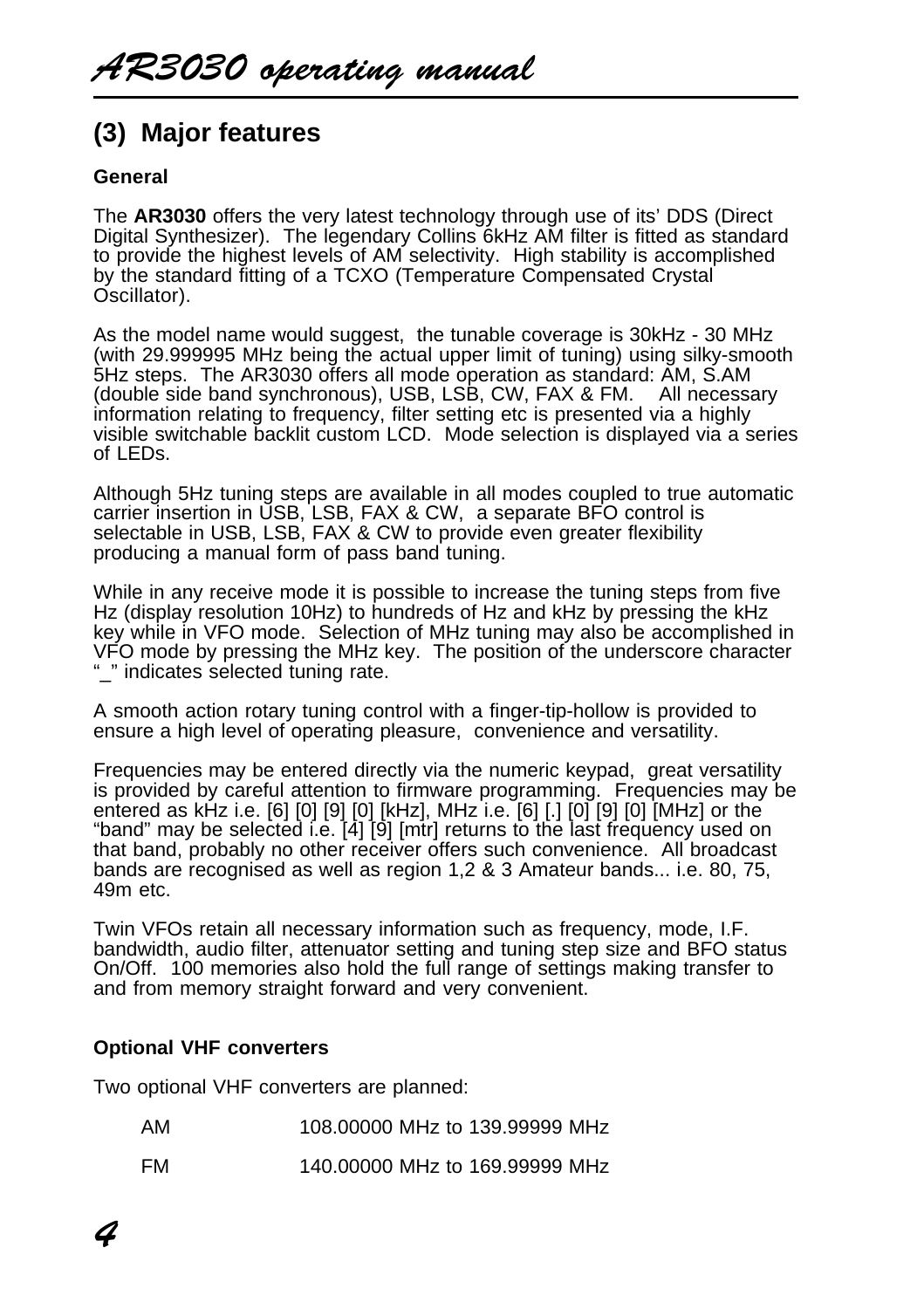## (3) Major features

#### General

The **AR3030** offers the very latest technology through use of its' DDS (Direct Digital Synthesizer). The legendary Collins 6kHz AM filter is fitted as standard to provide the highest levels of AM selectivity. High stability is accomplished by the standard fitting of a TCXO (Temperature Compensated Crystal Oscillator).

As the model name would suggest, the tunable coverage is 30kHz - 30 MHz (with 29.999995 MHz being the actual upper limit of tuning) using silky-smooth 5Hz steps. The AR3030 offers all mode operation as standard: AM, S.AM (double side band synchronous), USB, LSB, CW, FAX & FM. All necessary information relating to frequency, filter setting etc is presented via a highly visible switchable backlit custom LCD. Mode selection is displayed via a series of LEDs.

Although 5Hz tuning steps are available in all modes coupled to true automatic carrier insertion in USB, LSB, FAX & CW, a separate BFO control is selectable in USB, LSB, FAX & CW to provide even greater flexibility producing a manual form of pass band tuning.

While in any receive mode it is possible to increase the tuning steps from five Hz (display resolution 10Hz) to hundreds of Hz and kHz by pressing the kHz key while in VFO mode. Selection of MHz tuning may also be accomplished in VFO mode by pressing the MHz key. The position of the underscore character "_" indicates selected tuning rate.

A smooth action rotary tuning control with a finger-tip-hollow is provided to ensure a high level of operating pleasure, convenience and versatility.

Frequencies may be entered directly via the numeric keypad, great versatility is provided by careful attention to firmware programming. Frequencies may be entered as kHz i.e. [6] [0] [9] [0] [kHz], MHz i.e. [6] [.] [0] [9] [0] [MHz] or the "band" may be selected i.e. [4] [9] [mtr] returns to the last frequency used on that band, probably no other receiver offers such convenience. All broadcast bands are recognised as well as region 1,2 & 3 Amateur bands... i.e. 80, 75, 49m etc.

Twin VFOs retain all necessary information such as frequency, mode, I.F. bandwidth, audio filter, attenuator setting and tuning step size and BFO status On/Off. 100 memories also hold the full range of settings making transfer to and from memory straight forward and very convenient.

#### Optional VHF converters

Two optional VHF converters are planned:

| | |
|---|---|
| AM | 108.00000 MHz to 139.99999 MHz |
| FM | 140.00000 MHz to 169.99999 MHz |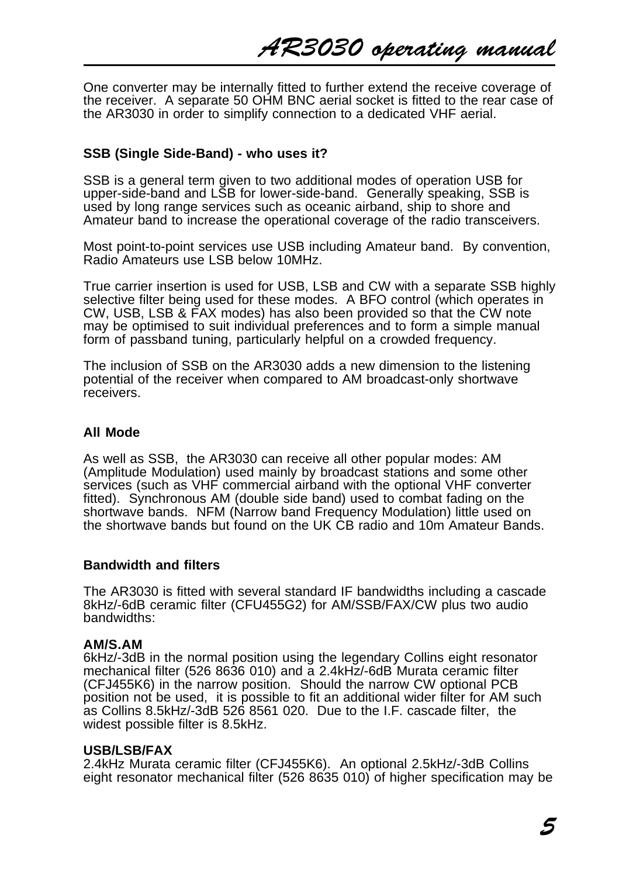One converter may be internally fitted to further extend the receive coverage of the receiver. A separate 50 OHM BNC aerial socket is fitted to the rear case of the AR3030 in order to simplify connection to a dedicated VHF aerial.

**SSB (Single Side-Band) - who uses it?**

SSB is a general term given to two additional modes of operation USB for upper-side-band and LSB for lower-side-band. Generally speaking, SSB is used by long range services such as oceanic airband, ship to shore and Amateur band to increase the operational coverage of the radio transceivers.

Most point-to-point services use USB including Amateur band. By convention, Radio Amateurs use LSB below 10MHz.

True carrier insertion is used for USB, LSB and CW with a separate SSB highly selective filter being used for these modes. A BFO control (which operates in CW, USB, LSB & FAX modes) has also been provided so that the CW note may be optimised to suit individual preferences and to form a simple manual form of passband tuning, particularly helpful on a crowded frequency.

The inclusion of SSB on the AR3030 adds a new dimension to the listening potential of the receiver when compared to AM broadcast-only shortwave receivers.

**All Mode**

As well as SSB, the AR3030 can receive all other popular modes: AM (Amplitude Modulation) used mainly by broadcast stations and some other services (such as VHF commercial airband with the optional VHF converter fitted). Synchronous AM (double side band) used to combat fading on the shortwave bands. NFM (Narrow band Frequency Modulation) little used on the shortwave bands but found on the UK CB radio and 10m Amateur Bands.

**Bandwidth and filters**

The AR3030 is fitted with several standard IF bandwidths including a cascade 8kHz/-6dB ceramic filter (CFU455G2) for AM/SSB/FAX/CW plus two audio bandwidths:

**AM/S.AM**
6kHz/-3dB in the normal position using the legendary Collins eight resonator mechanical filter (526 8636 010) and a 2.4kHz/-6dB Murata ceramic filter (CFJ455K6) in the narrow position. Should the narrow CW optional PCB position not be used, it is possible to fit an additional wider filter for AM such as Collins 8.5kHz/-3dB 526 8561 020. Due to the I.F. cascade filter, the widest possible filter is 8.5kHz.

**USB/LSB/FAX**
2.4kHz Murata ceramic filter (CFJ455K6). An optional 2.5kHz/-3dB Collins eight resonator mechanical filter (526 8635 010) of higher specification may be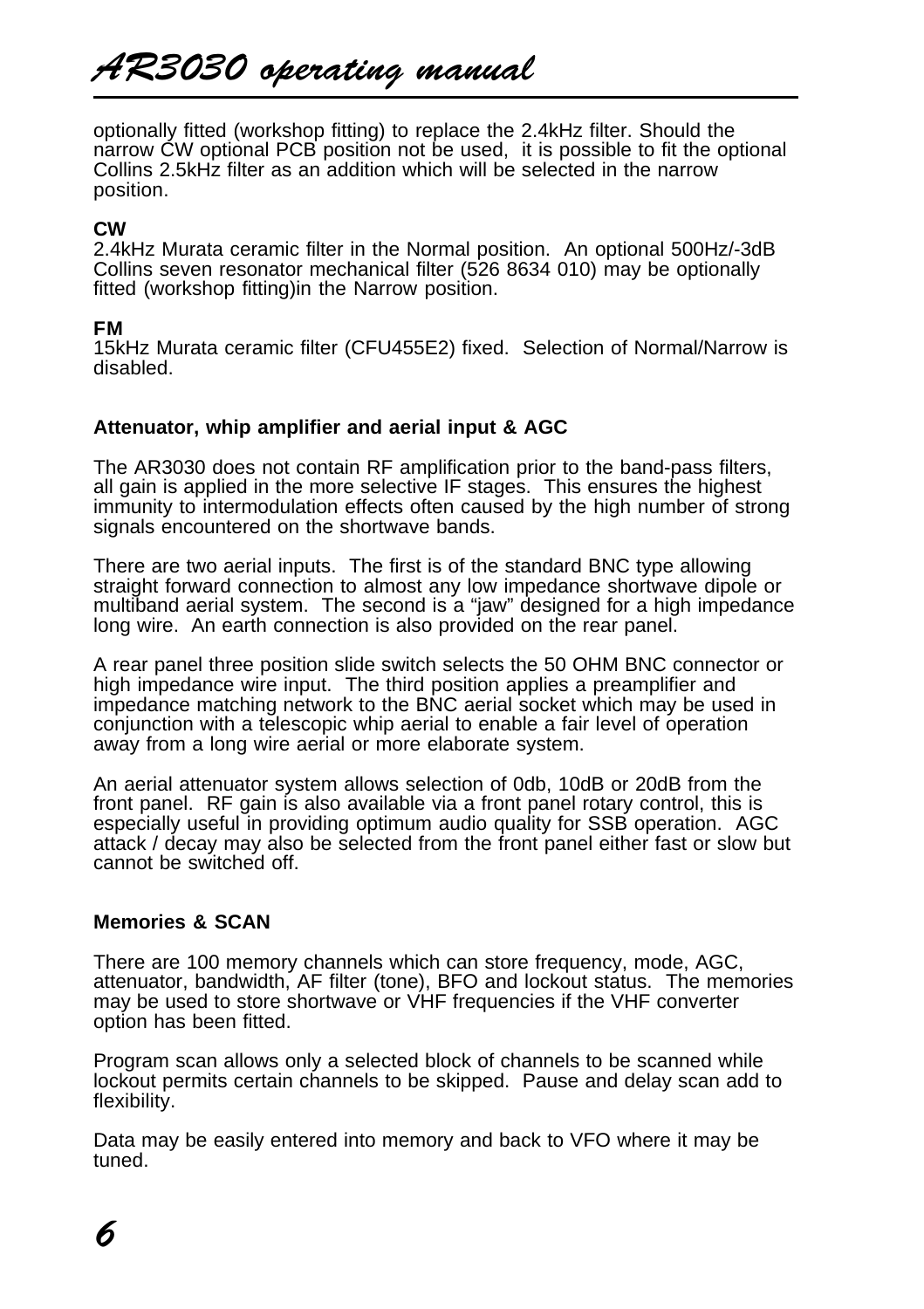optionally fitted (workshop fitting) to replace the 2.4kHz filter. Should the narrow CW optional PCB position not be used, it is possible to fit the optional Collins 2.5kHz filter as an addition which will be selected in the narrow position.

**CW**
2.4kHz Murata ceramic filter in the Normal position. An optional 500Hz/-3dB Collins seven resonator mechanical filter (526 8634 010) may be optionally fitted (workshop fitting)in the Narrow position.

**FM**
15kHz Murata ceramic filter (CFU455E2) fixed. Selection of Normal/Narrow is disabled.

**Attenuator, whip amplifier and aerial input & AGC**

The AR3030 does not contain RF amplification prior to the band-pass filters, all gain is applied in the more selective IF stages. This ensures the highest immunity to intermodulation effects often caused by the high number of strong signals encountered on the shortwave bands.

There are two aerial inputs. The first is of the standard BNC type allowing straight forward connection to almost any low impedance shortwave dipole or multiband aerial system. The second is a “jaw” designed for a high impedance long wire. An earth connection is also provided on the rear panel.

A rear panel three position slide switch selects the 50 OHM BNC connector or high impedance wire input. The third position applies a preamplifier and impedance matching network to the BNC aerial socket which may be used in conjunction with a telescopic whip aerial to enable a fair level of operation away from a long wire aerial or more elaborate system.

An aerial attenuator system allows selection of 0db, 10dB or 20dB from the front panel. RF gain is also available via a front panel rotary control, this is especially useful in providing optimum audio quality for SSB operation. AGC attack / decay may also be selected from the front panel either fast or slow but cannot be switched off.

**Memories & SCAN**

There are 100 memory channels which can store frequency, mode, AGC, attenuator, bandwidth, AF filter (tone), BFO and lockout status. The memories may be used to store shortwave or VHF frequencies if the VHF converter option has been fitted.

Program scan allows only a selected block of channels to be scanned while lockout permits certain channels to be skipped. Pause and delay scan add to flexibility.

Data may be easily entered into memory and back to VFO where it may be tuned.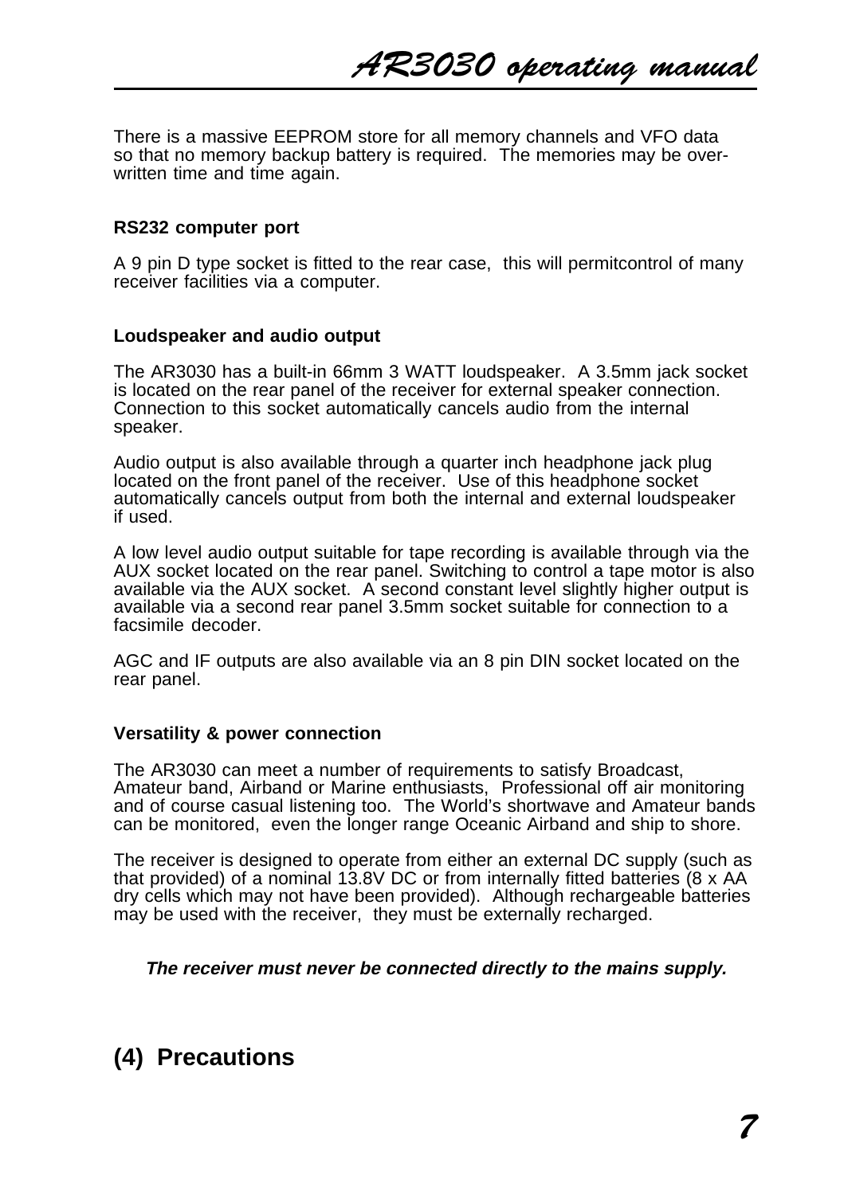There is a massive EEPROM store for all memory channels and VFO data so that no memory backup battery is required. The memories may be over-written time and time again.

**RS232 computer port**

A 9 pin D type socket is fitted to the rear case, this will permitcontrol of many receiver facilities via a computer.

**Loudspeaker and audio output**

The AR3030 has a built-in 66mm 3 WATT loudspeaker. A 3.5mm jack socket is located on the rear panel of the receiver for external speaker connection. Connection to this socket automatically cancels audio from the internal speaker.

Audio output is also available through a quarter inch headphone jack plug located on the front panel of the receiver. Use of this headphone socket automatically cancels output from both the internal and external loudspeaker if used.

A low level audio output suitable for tape recording is available through via the AUX socket located on the rear panel. Switching to control a tape motor is also available via the AUX socket. A second constant level slightly higher output is available via a second rear panel 3.5mm socket suitable for connection to a facsimile decoder.

AGC and IF outputs are also available via an 8 pin DIN socket located on the rear panel.

**Versatility & power connection**

The AR3030 can meet a number of requirements to satisfy Broadcast, Amateur band, Airband or Marine enthusiasts, Professional off air monitoring and of course casual listening too. The World's shortwave and Amateur bands can be monitored, even the longer range Oceanic Airband and ship to shore.

The receiver is designed to operate from either an external DC supply (such as that provided) of a nominal 13.8V DC or from internally fitted batteries (8 x AA dry cells which may not have been provided). Although rechargeable batteries may be used with the receiver, they must be externally recharged.

***The receiver must never be connected directly to the mains supply.***

## (4) Precautions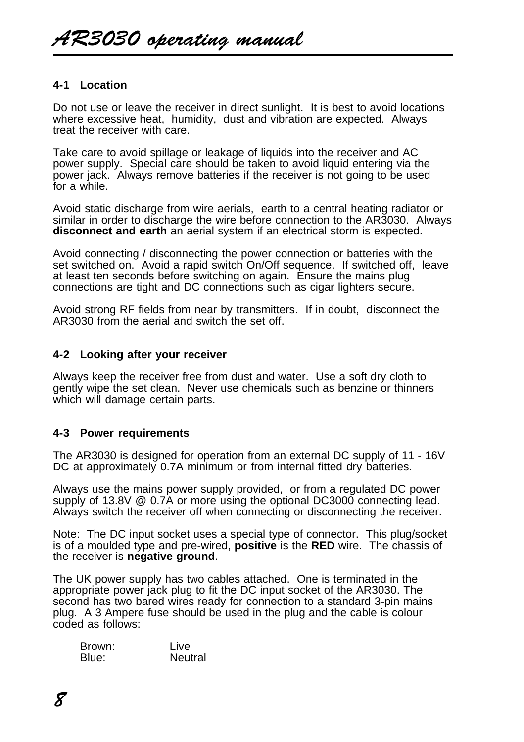## 4-1 Location

Do not use or leave the receiver in direct sunlight. It is best to avoid locations where excessive heat, humidity, dust and vibration are expected. Always treat the receiver with care.

Take care to avoid spillage or leakage of liquids into the receiver and AC power supply. Special care should be taken to avoid liquid entering via the power jack. Always remove batteries if the receiver is not going to be used for a while.

Avoid static discharge from wire aerials, earth to a central heating radiator or similar in order to discharge the wire before connection to the AR3030. Always **disconnect and earth** an aerial system if an electrical storm is expected.

Avoid connecting / disconnecting the power connection or batteries with the set switched on. Avoid a rapid switch On/Off sequence. If switched off, leave at least ten seconds before switching on again. Ensure the mains plug connections are tight and DC connections such as cigar lighters secure.

Avoid strong RF fields from near by transmitters. If in doubt, disconnect the AR3030 from the aerial and switch the set off.

## 4-2 Looking after your receiver

Always keep the receiver free from dust and water. Use a soft dry cloth to gently wipe the set clean. Never use chemicals such as benzine or thinners which will damage certain parts.

## 4-3 Power requirements

The AR3030 is designed for operation from an external DC supply of 11 - 16V DC at approximately 0.7A minimum or from internal fitted dry batteries.

Always use the mains power supply provided, or from a regulated DC power supply of 13.8V @ 0.7A or more using the optional DC3000 connecting lead. Always switch the receiver off when connecting or disconnecting the receiver.

Note: The DC input socket uses a special type of connector. This plug/socket is of a moulded type and pre-wired, **positive** is the **RED** wire. The chassis of the receiver is **negative ground**.

The UK power supply has two cables attached. One is terminated in the appropriate power jack plug to fit the DC input socket of the AR3030. The second has two bared wires ready for connection to a standard 3-pin mains plug. A 3 Ampere fuse should be used in the plug and the cable is colour coded as follows:

Brown: Live
Blue: Neutral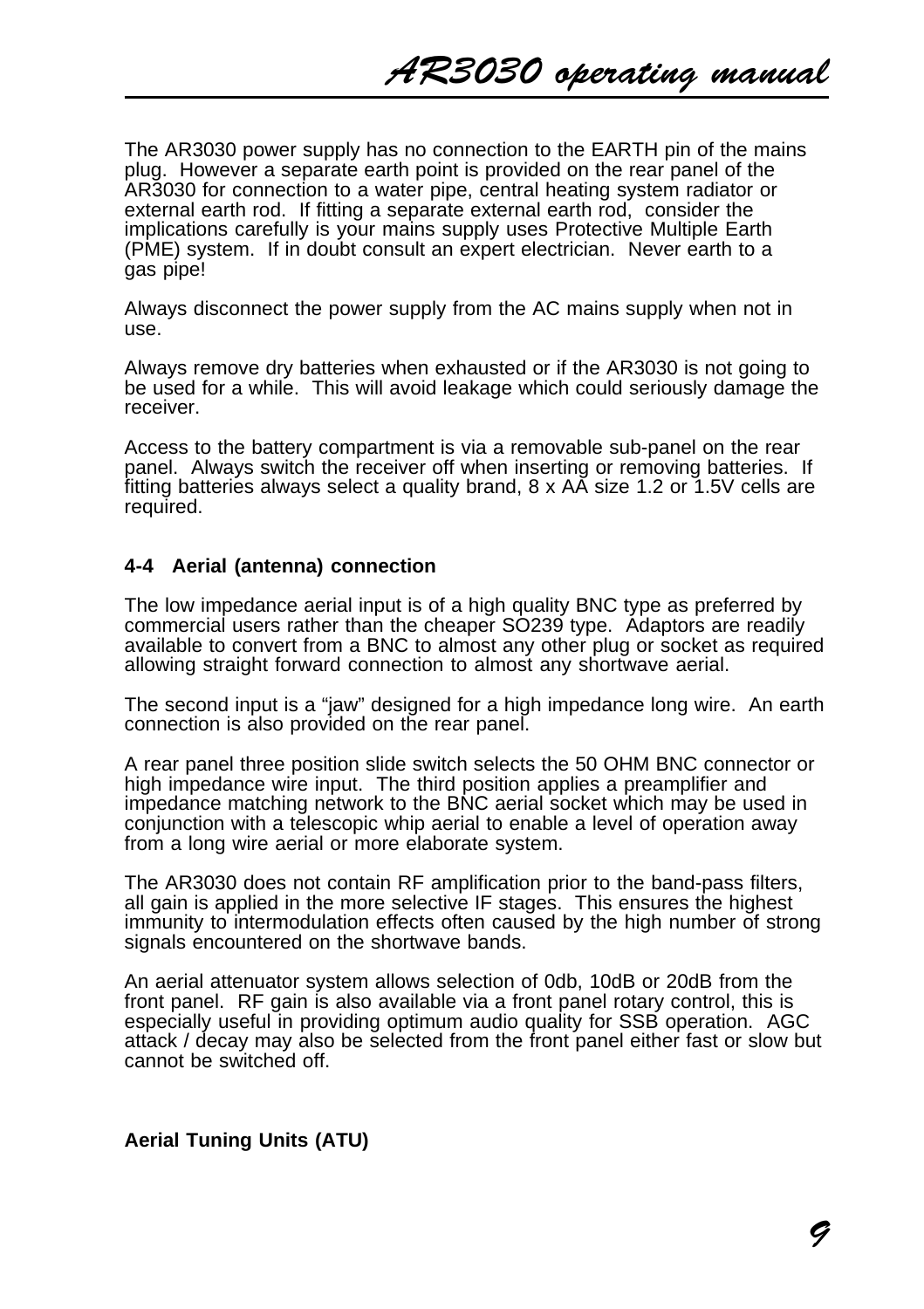The AR3030 power supply has no connection to the EARTH pin of the mains plug. However a separate earth point is provided on the rear panel of the AR3030 for connection to a water pipe, central heating system radiator or external earth rod. If fitting a separate external earth rod, consider the implications carefully is your mains supply uses Protective Multiple Earth (PME) system. If in doubt consult an expert electrician. Never earth to a gas pipe!

Always disconnect the power supply from the AC mains supply when not in use.

Always remove dry batteries when exhausted or if the AR3030 is not going to be used for a while. This will avoid leakage which could seriously damage the receiver.

Access to the battery compartment is via a removable sub-panel on the rear panel. Always switch the receiver off when inserting or removing batteries. If fitting batteries always select a quality brand, 8 x AA size 1.2 or 1.5V cells are required.

### 4-4 Aerial (antenna) connection

The low impedance aerial input is of a high quality BNC type as preferred by commercial users rather than the cheaper SO239 type. Adaptors are readily available to convert from a BNC to almost any other plug or socket as required allowing straight forward connection to almost any shortwave aerial.

The second input is a “jaw” designed for a high impedance long wire. An earth connection is also provided on the rear panel.

A rear panel three position slide switch selects the 50 OHM BNC connector or high impedance wire input. The third position applies a preamplifier and impedance matching network to the BNC aerial socket which may be used in conjunction with a telescopic whip aerial to enable a level of operation away from a long wire aerial or more elaborate system.

The AR3030 does not contain RF amplification prior to the band-pass filters, all gain is applied in the more selective IF stages. This ensures the highest immunity to intermodulation effects often caused by the high number of strong signals encountered on the shortwave bands.

An aerial attenuator system allows selection of 0db, 10dB or 20dB from the front panel. RF gain is also available via a front panel rotary control, this is especially useful in providing optimum audio quality for SSB operation. AGC attack / decay may also be selected from the front panel either fast or slow but cannot be switched off.

### Aerial Tuning Units (ATU)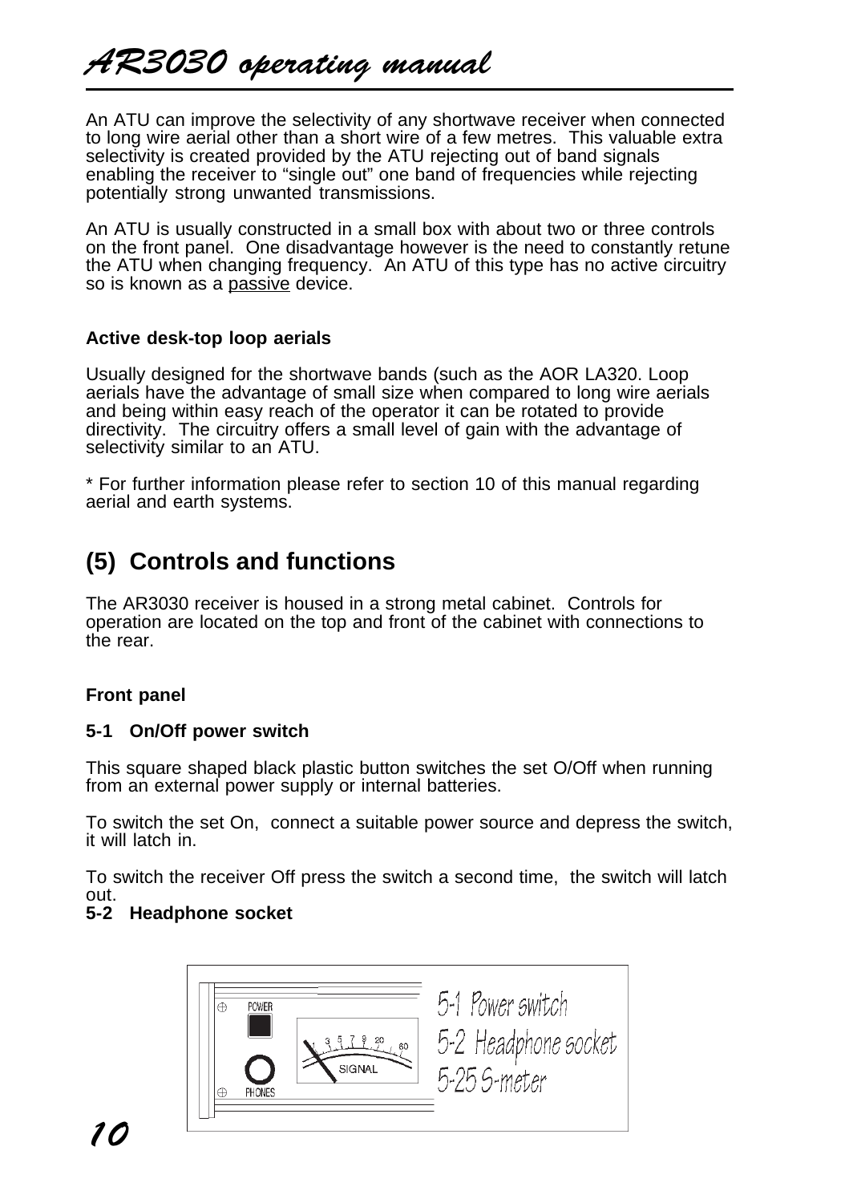An ATU can improve the selectivity of any shortwave receiver when connected to long wire aerial other than a short wire of a few metres. This valuable extra selectivity is created provided by the ATU rejecting out of band signals enabling the receiver to "single out" one band of frequencies while rejecting potentially strong unwanted transmissions.

An ATU is usually constructed in a small box with about two or three controls on the front panel. One disadvantage however is the need to constantly retune the ATU when changing frequency. An ATU of this type has no active circuitry so is known as a passive device.

**Active desk-top loop aerials**

Usually designed for the shortwave bands (such as the AOR LA320. Loop aerials have the advantage of small size when compared to long wire aerials and being within easy reach of the operator it can be rotated to provide directivity. The circuitry offers a small level of gain with the advantage of selectivity similar to an ATU.

* For further information please refer to section 10 of this manual regarding aerial and earth systems.

## (5) Controls and functions

The AR3030 receiver is housed in a strong metal cabinet. Controls for operation are located on the top and front of the cabinet with connections to the rear.

**Front panel**

**5-1 On/Off power switch**

This square shaped black plastic button switches the set O/Off when running from an external power supply or internal batteries.

To switch the set On, connect a suitable power source and depress the switch, it will latch in.

To switch the receiver Off press the switch a second time, the switch will latch out.

**5-2 Headphone socket**

5-1 Power switch
5-2 Headphone socket
5-25 S-meter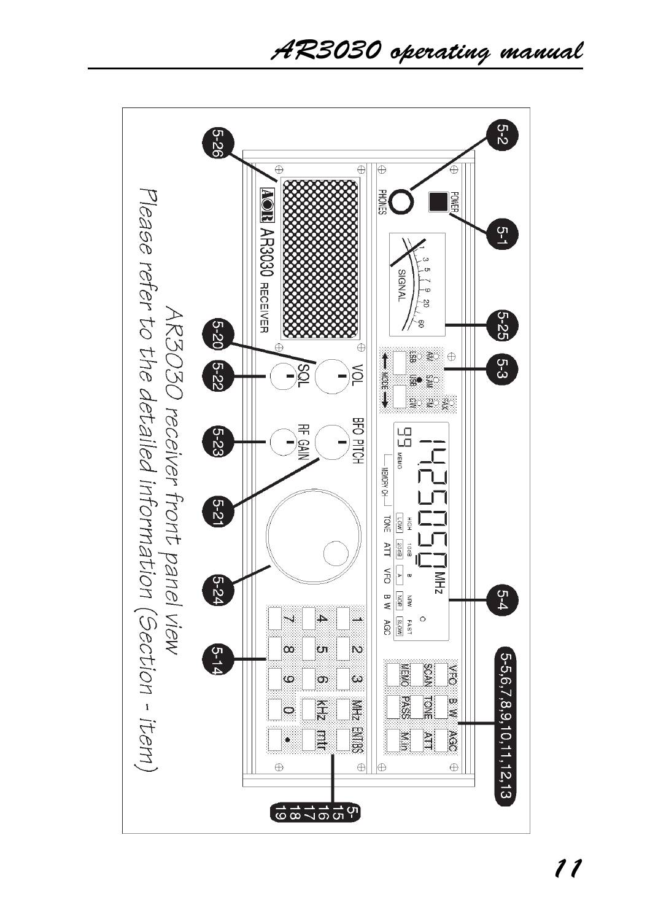AR3030 receiver front panel view

Please refer to the detailed information (Section - item)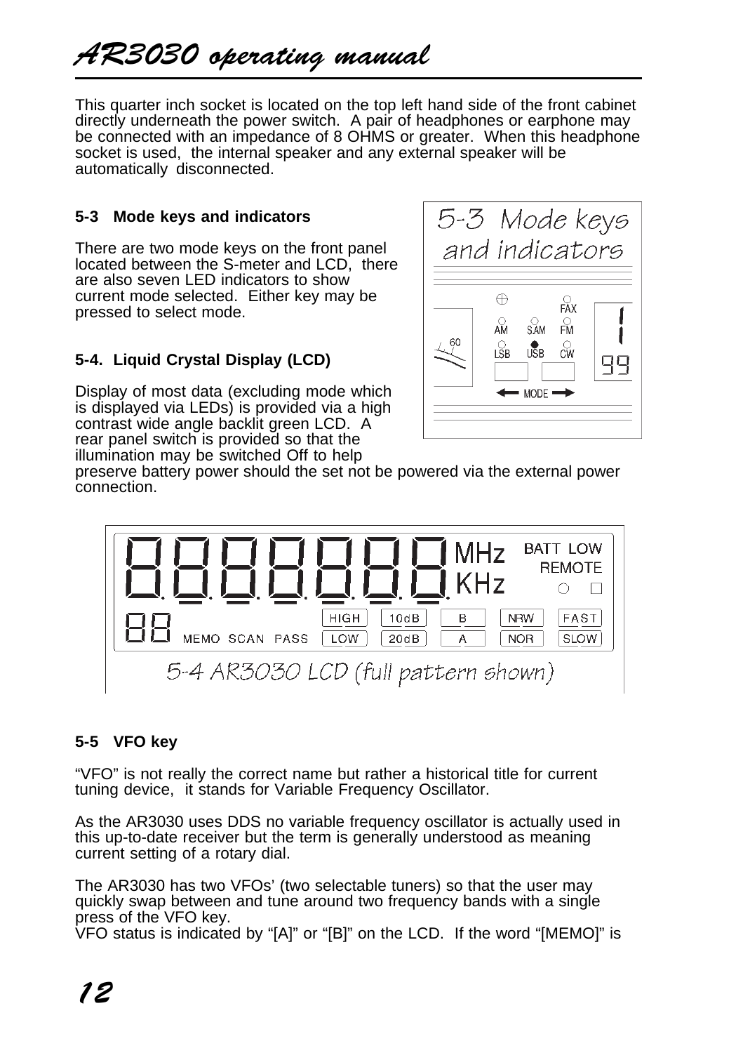This quarter inch socket is located on the top left hand side of the front cabinet directly underneath the power switch. A pair of headphones or earphone may be connected with an impedance of 8 OHMS or greater. When this headphone socket is used, the internal speaker and any external speaker will be automatically disconnected.

### 5-3 Mode keys and indicators

There are two mode keys on the front panel located between the S-meter and LCD, there are also seven LED indicators to show current mode selected. Either key may be pressed to select mode.

5-3 Mode keys and indicators

### 5-4. Liquid Crystal Display (LCD)

Display of most data (excluding mode which is displayed via LEDs) is provided via a high contrast wide angle backlit green LCD. A rear panel switch is provided so that the illumination may be switched Off to help preserve battery power should the set not be powered via the external power connection.

5-4 AR3030 LCD (full pattern shown)

### 5-5 VFO key

“VFO” is not really the correct name but rather a historical title for current tuning device, it stands for Variable Frequency Oscillator.

As the AR3030 uses DDS no variable frequency oscillator is actually used in this up-to-date receiver but the term is generally understood as meaning current setting of a rotary dial.

The AR3030 has two VFOs’ (two selectable tuners) so that the user may quickly swap between and tune around two frequency bands with a single press of the VFO key.
VFO status is indicated by “[A]” or “[B]” on the LCD. If the word “[MEMO]” is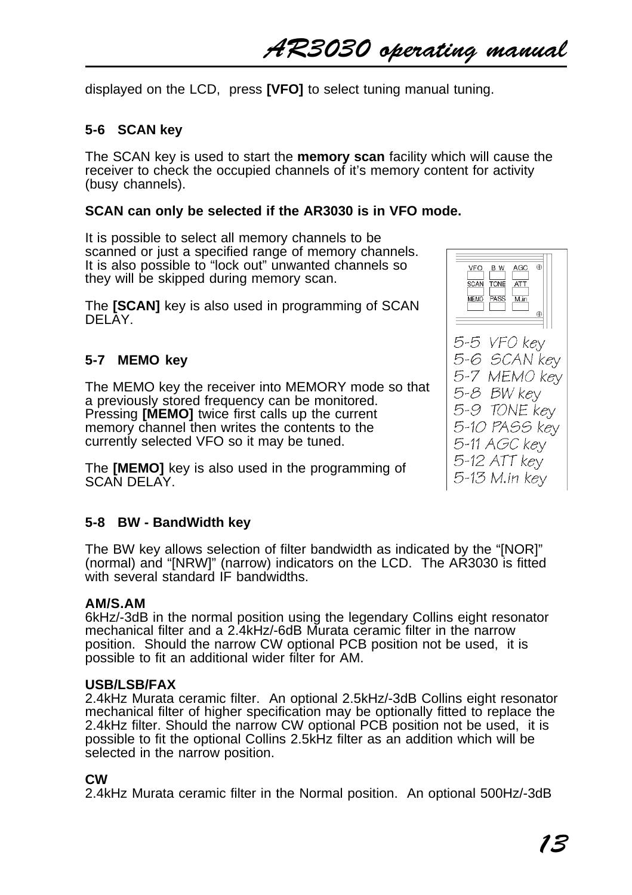displayed on the LCD, press **[VFO]** to select tuning manual tuning.

### 5-6 SCAN key

The SCAN key is used to start the **memory scan** facility which will cause the receiver to check the occupied channels of it's memory content for activity (busy channels).

**SCAN can only be selected if the AR3030 is in VFO mode.**

It is possible to select all memory channels to be scanned or just a specified range of memory channels. It is also possible to "lock out" unwanted channels so they will be skipped during memory scan.

The **[SCAN]** key is also used in programming of SCAN DELAY.

5-5 VFO key
5-6 SCAN key
5-7 MEMO key
5-8 BW key
5-9 TONE key
5-10 PASS key
5-11 AGC key
5-12 ATT key
5-13 M.in key

### 5-7 MEMO key

The MEMO key the receiver into MEMORY mode so that a previously stored frequency can be monitored. Pressing **[MEMO]** twice first calls up the current memory channel then writes the contents to the currently selected VFO so it may be tuned.

The **[MEMO]** key is also used in the programming of SCAN DELAY.

### 5-8 BW - BandWidth key

The BW key allows selection of filter bandwidth as indicated by the "[NOR]" (normal) and "[NRW]" (narrow) indicators on the LCD. The AR3030 is fitted with several standard IF bandwidths.

**AM/S.AM**
6kHz/-3dB in the normal position using the legendary Collins eight resonator mechanical filter and a 2.4kHz/-6dB Murata ceramic filter in the narrow position. Should the narrow CW optional PCB position not be used, it is possible to fit an additional wider filter for AM.

**USB/LSB/FAX**
2.4kHz Murata ceramic filter. An optional 2.5kHz/-3dB Collins eight resonator mechanical filter of higher specification may be optionally fitted to replace the 2.4kHz filter. Should the narrow CW optional PCB position not be used, it is possible to fit the optional Collins 2.5kHz filter as an addition which will be selected in the narrow position.

**CW**
2.4kHz Murata ceramic filter in the Normal position. An optional 500Hz/-3dB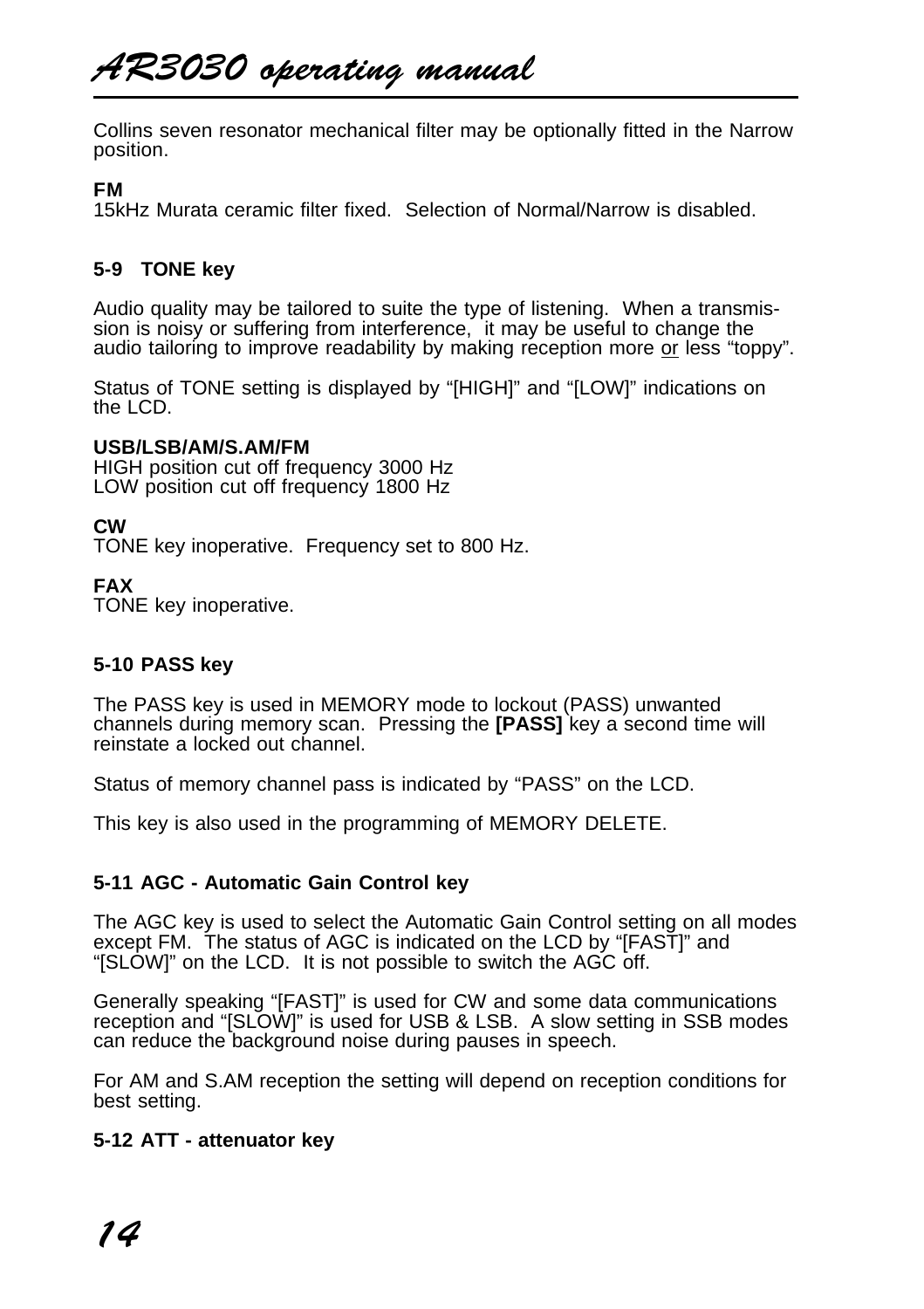Collins seven resonator mechanical filter may be optionally fitted in the Narrow position.

**FM**
15kHz Murata ceramic filter fixed. Selection of Normal/Narrow is disabled.

### 5-9 TONE key

Audio quality may be tailored to suite the type of listening. When a transmission is noisy or suffering from interference, it may be useful to change the audio tailoring to improve readability by making reception more <u>or</u> less "toppy".

Status of TONE setting is displayed by "[HIGH]" and "[LOW]" indications on the LCD.

**USB/LSB/AM/S.AM/FM**
HIGH position cut off frequency 3000 Hz
LOW position cut off frequency 1800 Hz

**CW**
TONE key inoperative. Frequency set to 800 Hz.

**FAX**
TONE key inoperative.

### 5-10 PASS key

The PASS key is used in MEMORY mode to lockout (PASS) unwanted channels during memory scan. Pressing the **[PASS]** key a second time will reinstate a locked out channel.

Status of memory channel pass is indicated by "PASS" on the LCD.

This key is also used in the programming of MEMORY DELETE.

### 5-11 AGC - Automatic Gain Control key

The AGC key is used to select the Automatic Gain Control setting on all modes except FM. The status of AGC is indicated on the LCD by "[FAST]" and "[SLOW]" on the LCD. It is not possible to switch the AGC off.

Generally speaking "[FAST]" is used for CW and some data communications reception and "[SLOW]" is used for USB & LSB. A slow setting in SSB modes can reduce the background noise during pauses in speech.

For AM and S.AM reception the setting will depend on reception conditions for best setting.

### 5-12 ATT - attenuator key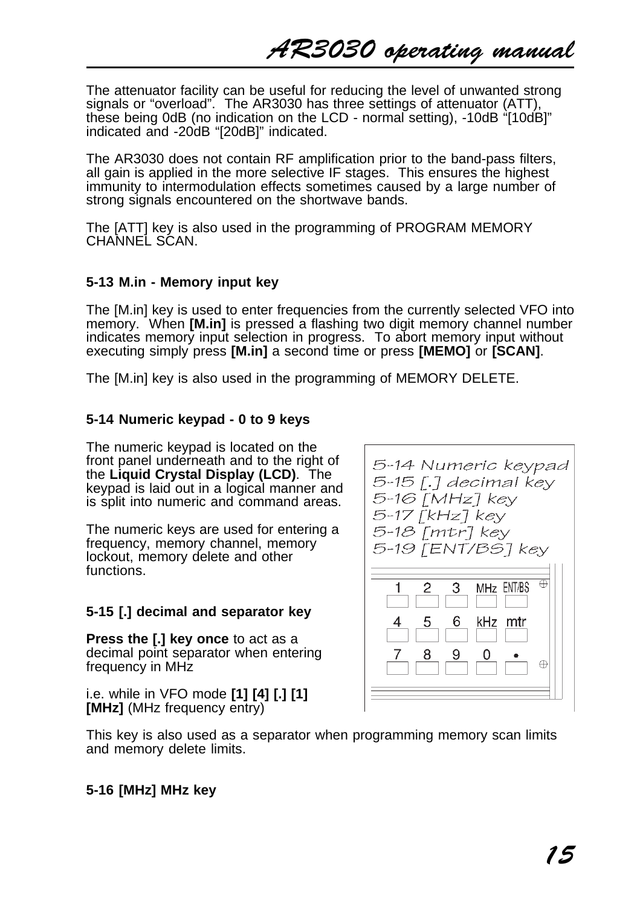The attenuator facility can be useful for reducing the level of unwanted strong signals or “overload”. The AR3030 has three settings of attenuator (ATT), these being 0dB (no indication on the LCD - normal setting), -10dB “[10dB]” indicated and -20dB “[20dB]” indicated.

The AR3030 does not contain RF amplification prior to the band-pass filters, all gain is applied in the more selective IF stages. This ensures the highest immunity to intermodulation effects sometimes caused by a large number of strong signals encountered on the shortwave bands.

The [ATT] key is also used in the programming of PROGRAM MEMORY CHANNEL SCAN.

### 5-13 M.in - Memory input key

The [M.in] key is used to enter frequencies from the currently selected VFO into memory. When **[M.in]** is pressed a flashing two digit memory channel number indicates memory input selection in progress. To abort memory input without executing simply press **[M.in]** a second time or press **[MEMO]** or **[SCAN]**.

The [M.in] key is also used in the programming of MEMORY DELETE.

### 5-14 Numeric keypad - 0 to 9 keys

The numeric keypad is located on the front panel underneath and to the right of the **Liquid Crystal Display (LCD)**. The keypad is laid out in a logical manner and is split into numeric and command areas.

The numeric keys are used for entering a frequency, memory channel, memory lockout, memory delete and other functions.

5-14 Numeric keypad
5-15 [.] decimal key
5-16 [MHz] key
5-17 [kHz] key
5-18 [mtr] key
5-19 [ENT/BS] key

| 1 | 2 | 3 | MHz | ENT/BS |
|---|---|---|---|---|
| 4 | 5 | 6 | kHz | mtr |
| 7 | 8 | 9 | 0 | • |

### 5-15 [.] decimal and separator key

**Press the [.] key once** to act as a decimal point separator when entering frequency in MHz

i.e. while in VFO mode **[1] [4] [.] [1] [MHz]** (MHz frequency entry)

This key is also used as a separator when programming memory scan limits and memory delete limits.

### 5-16 [MHz] MHz key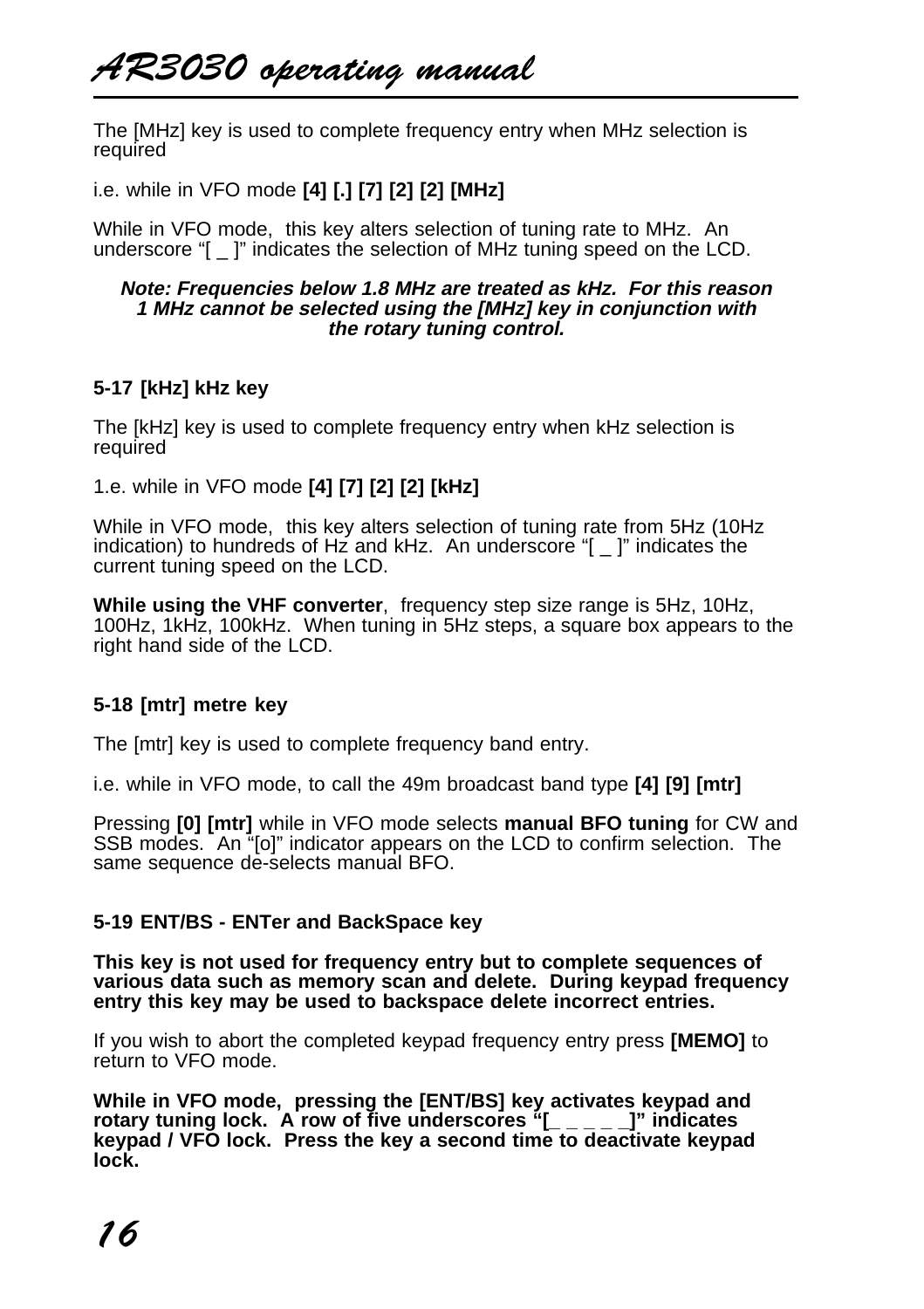The [MHz] key is used to complete frequency entry when MHz selection is required

i.e. while in VFO mode **[4] [.] [7] [2] [2] [MHz]**

While in VFO mode, this key alters selection of tuning rate to MHz. An underscore "[ _ ]" indicates the selection of MHz tuning speed on the LCD.

***Note: Frequencies below 1.8 MHz are treated as kHz. For this reason 1 MHz cannot be selected using the [MHz] key in conjunction with the rotary tuning control.***

### 5-17 [kHz] kHz key

The [kHz] key is used to complete frequency entry when kHz selection is required

1.e. while in VFO mode **[4] [7] [2] [2] [kHz]**

While in VFO mode, this key alters selection of tuning rate from 5Hz (10Hz indication) to hundreds of Hz and kHz. An underscore "[ _ ]" indicates the current tuning speed on the LCD.

**While using the VHF converter**, frequency step size range is 5Hz, 10Hz, 100Hz, 1kHz, 100kHz. When tuning in 5Hz steps, a square box appears to the right hand side of the LCD.

### 5-18 [mtr] metre key

The [mtr] key is used to complete frequency band entry.

i.e. while in VFO mode, to call the 49m broadcast band type **[4] [9] [mtr]**

Pressing **[0] [mtr]** while in VFO mode selects **manual BFO tuning** for CW and SSB modes. An "[o]" indicator appears on the LCD to confirm selection. The same sequence de-selects manual BFO.

### 5-19 ENT/BS - ENTer and BackSpace key

**This key is not used for frequency entry but to complete sequences of various data such as memory scan and delete. During keypad frequency entry this key may be used to backspace delete incorrect entries.**

If you wish to abort the completed keypad frequency entry press **[MEMO]** to return to VFO mode.

**While in VFO mode, pressing the [ENT/BS] key activates keypad and rotary tuning lock. A row of five underscores "[_ _ _ _ _]" indicates keypad / VFO lock. Press the key a second time to deactivate keypad lock.**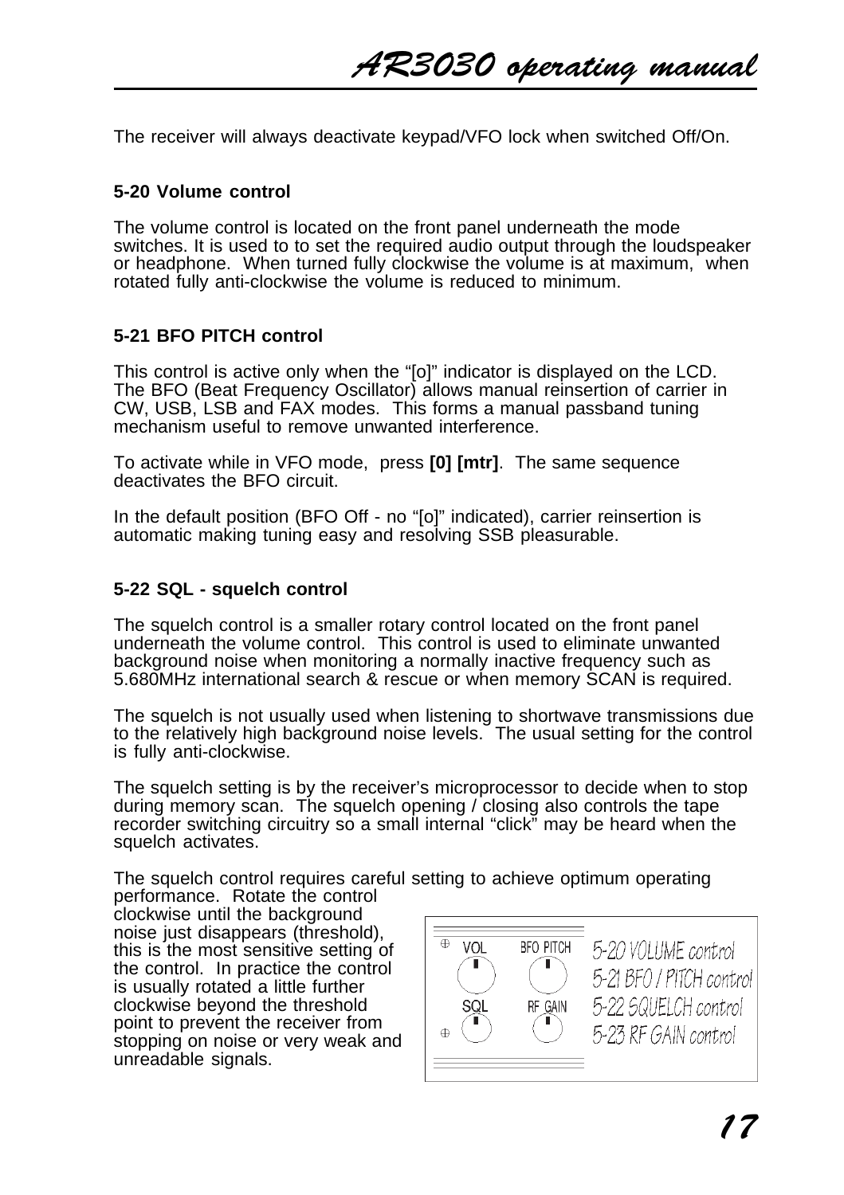The receiver will always deactivate keypad/VFO lock when switched Off/On.

**5-20 Volume control**

The volume control is located on the front panel underneath the mode switches. It is used to to set the required audio output through the loudspeaker or headphone. When turned fully clockwise the volume is at maximum, when rotated fully anti-clockwise the volume is reduced to minimum.

**5-21 BFO PITCH control**

This control is active only when the "[o]" indicator is displayed on the LCD. The BFO (Beat Frequency Oscillator) allows manual reinsertion of carrier in CW, USB, LSB and FAX modes. This forms a manual passband tuning mechanism useful to remove unwanted interference.

To activate while in VFO mode, press **[0] [mtr]**. The same sequence deactivates the BFO circuit.

In the default position (BFO Off - no "[o]" indicated), carrier reinsertion is automatic making tuning easy and resolving SSB pleasurable.

**5-22 SQL - squelch control**

The squelch control is a smaller rotary control located on the front panel underneath the volume control. This control is used to eliminate unwanted background noise when monitoring a normally inactive frequency such as 5.680MHz international search & rescue or when memory SCAN is required.

The squelch is not usually used when listening to shortwave transmissions due to the relatively high background noise levels. The usual setting for the control is fully anti-clockwise.

The squelch setting is by the receiver's microprocessor to decide when to stop during memory scan. The squelch opening / closing also controls the tape recorder switching circuitry so a small internal "click" may be heard when the squelch activates.

The squelch control requires careful setting to achieve optimum operating performance. Rotate the control clockwise until the background noise just disappears (threshold), this is the most sensitive setting of the control. In practice the control is usually rotated a little further clockwise beyond the threshold point to prevent the receiver from stopping on noise or very weak and unreadable signals.

VOL BFO PITCH SQL RF GAIN

5-20 VOLUME control
5-21 BFO / PITCH control
5-22 SQUELCH control
5-23 RF GAIN control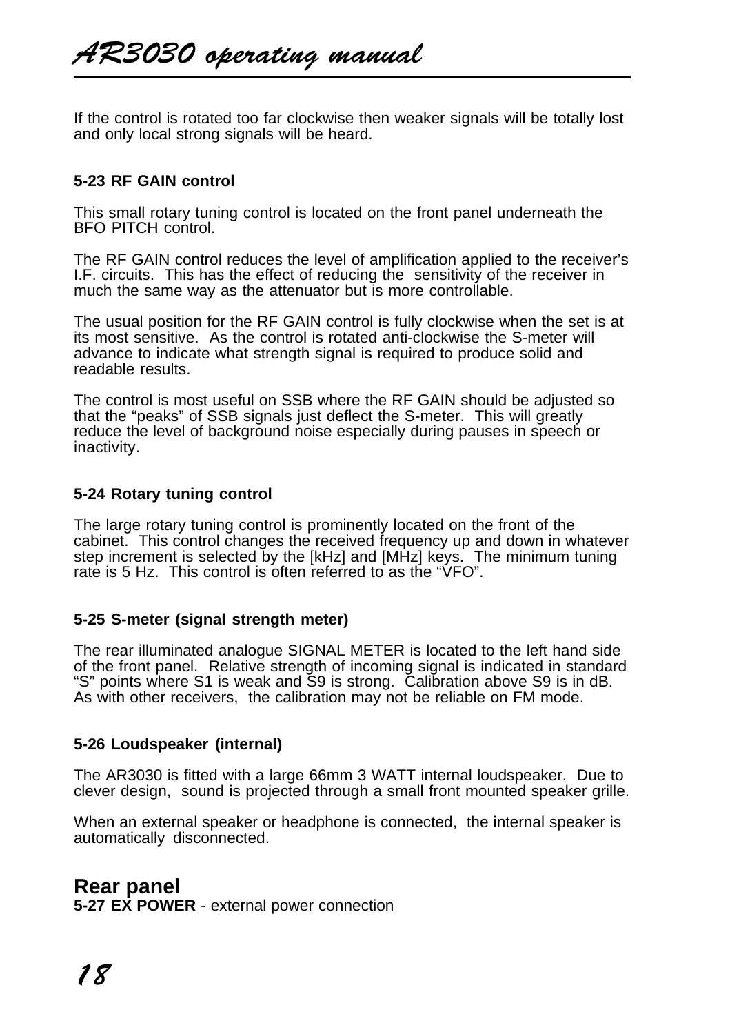If the control is rotated too far clockwise then weaker signals will be totally lost and only local strong signals will be heard.

**5-23 RF GAIN control**

This small rotary tuning control is located on the front panel underneath the BFO PITCH control.

The RF GAIN control reduces the level of amplification applied to the receiver's I.F. circuits. This has the effect of reducing the sensitivity of the receiver in much the same way as the attenuator but is more controllable.

The usual position for the RF GAIN control is fully clockwise when the set is at its most sensitive. As the control is rotated anti-clockwise the S-meter will advance to indicate what strength signal is required to produce solid and readable results.

The control is most useful on SSB where the RF GAIN should be adjusted so that the "peaks" of SSB signals just deflect the S-meter. This will greatly reduce the level of background noise especially during pauses in speech or inactivity.

**5-24 Rotary tuning control**

The large rotary tuning control is prominently located on the front of the cabinet. This control changes the received frequency up and down in whatever step increment is selected by the [kHz] and [MHz] keys. The minimum tuning rate is 5 Hz. This control is often referred to as the "VFO".

**5-25 S-meter (signal strength meter)**

The rear illuminated analogue SIGNAL METER is located to the left hand side of the front panel. Relative strength of incoming signal is indicated in standard "S" points where S1 is weak and S9 is strong. Calibration above S9 is in dB. As with other receivers, the calibration may not be reliable on FM mode.

**5-26 Loudspeaker (internal)**

The AR3030 is fitted with a large 66mm 3 WATT internal loudspeaker. Due to clever design, sound is projected through a small front mounted speaker grille.

When an external speaker or headphone is connected, the internal speaker is automatically disconnected.

## Rear panel

**5-27 EX POWER** - external power connection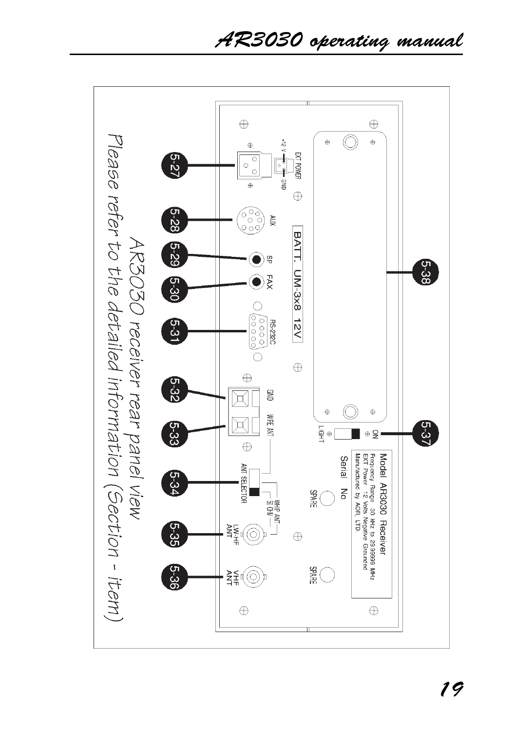AR3030 receiver rear panel view

Please refer to the detailed information (Section - item)

5-27 EXT POWER (+12 V, GND)

5-28 AUX

5-29 SP

5-30 FAX

5-31 RS-232C

5-32 GND

5-33 WIRE ANT

5-34 ANT SELECTOR (WHIP ANT, 50 OHM)

5-35 LW-HF ANT

5-36 VHF ANT

5-37 ON / LIGHT

5-38 BATT. UM-3x8 12V

SPARE

SPARE

Model AR3030 Receiver
Frequency Range 30 kHz to 29.99999 MHz
EXT Power 12 Volts Negative Grounded
Manufactured by AOR, LTD.

Serial No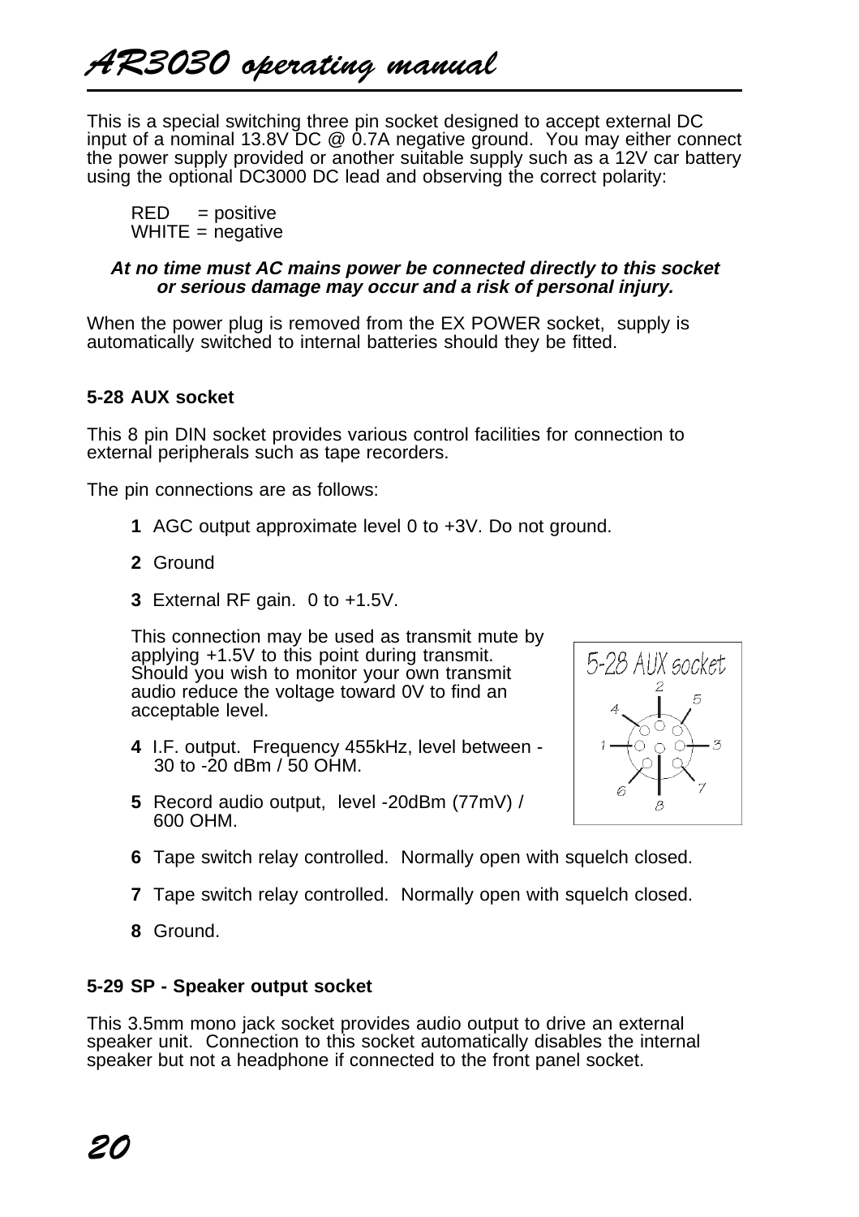This is a special switching three pin socket designed to accept external DC input of a nominal 13.8V DC @ 0.7A negative ground. You may either connect the power supply provided or another suitable supply such as a 12V car battery using the optional DC3000 DC lead and observing the correct polarity:

RED = positive
WHITE = negative

***At no time must AC mains power be connected directly to this socket or serious damage may occur and a risk of personal injury.***

When the power plug is removed from the EX POWER socket, supply is automatically switched to internal batteries should they be fitted.

### 5-28 AUX socket

This 8 pin DIN socket provides various control facilities for connection to external peripherals such as tape recorders.

The pin connections are as follows:

**1** AGC output approximate level 0 to +3V. Do not ground.

**2** Ground

**3** External RF gain. 0 to +1.5V.

This connection may be used as transmit mute by applying +1.5V to this point during transmit. Should you wish to monitor your own transmit audio reduce the voltage toward 0V to find an acceptable level.

**4** I.F. output. Frequency 455kHz, level between -30 to -20 dBm / 50 OHM.

**5** Record audio output, level -20dBm (77mV) / 600 OHM.

**6** Tape switch relay controlled. Normally open with squelch closed.

**7** Tape switch relay controlled. Normally open with squelch closed.

**8** Ground.

5-28 AUX socket

### 5-29 SP - Speaker output socket

This 3.5mm mono jack socket provides audio output to drive an external speaker unit. Connection to this socket automatically disables the internal speaker but not a headphone if connected to the front panel socket.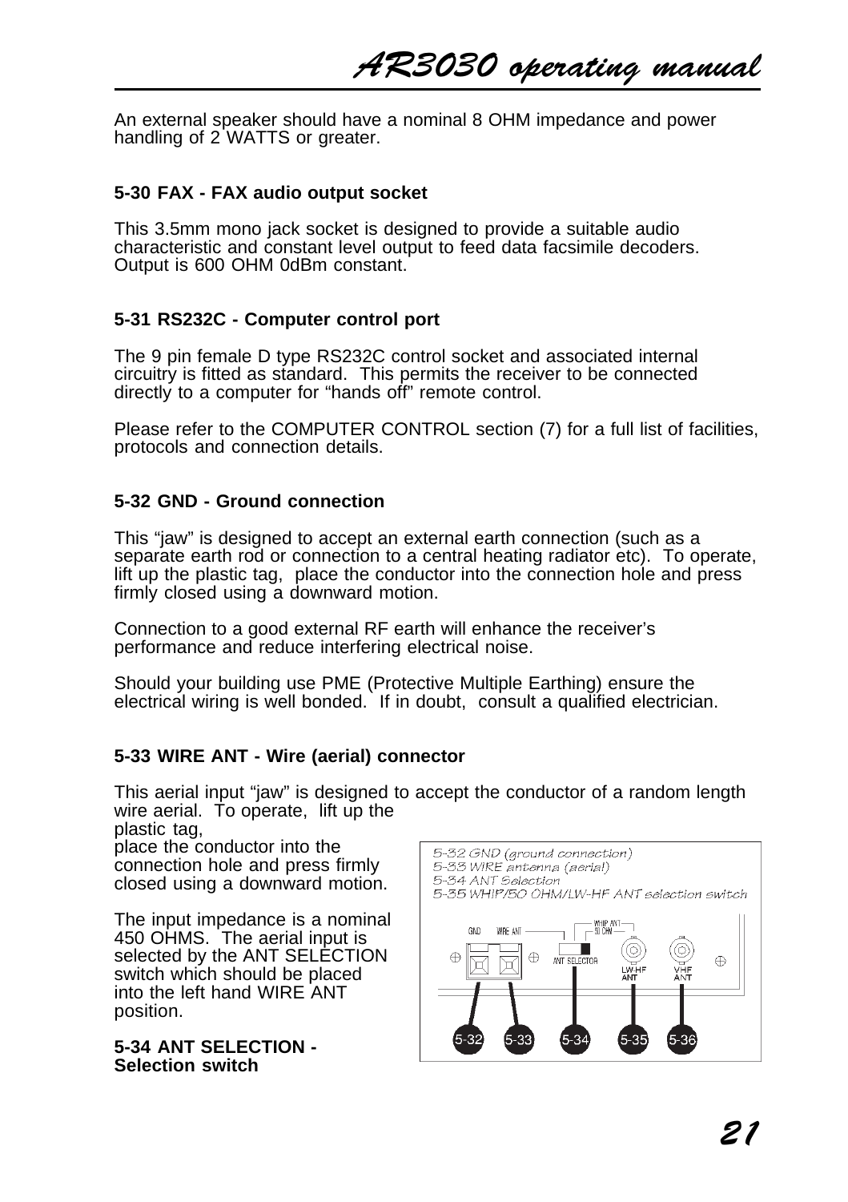An external speaker should have a nominal 8 OHM impedance and power handling of 2 WATTS or greater.

**5-30 FAX - FAX audio output socket**

This 3.5mm mono jack socket is designed to provide a suitable audio characteristic and constant level output to feed data facsimile decoders. Output is 600 OHM 0dBm constant.

**5-31 RS232C - Computer control port**

The 9 pin female D type RS232C control socket and associated internal circuitry is fitted as standard. This permits the receiver to be connected directly to a computer for “hands off” remote control.

Please refer to the COMPUTER CONTROL section (7) for a full list of facilities, protocols and connection details.

**5-32 GND - Ground connection**

This “jaw” is designed to accept an external earth connection (such as a separate earth rod or connection to a central heating radiator etc). To operate, lift up the plastic tag, place the conductor into the connection hole and press firmly closed using a downward motion.

Connection to a good external RF earth will enhance the receiver’s performance and reduce interfering electrical noise.

Should your building use PME (Protective Multiple Earthing) ensure the electrical wiring is well bonded. If in doubt, consult a qualified electrician.

**5-33 WIRE ANT - Wire (aerial) connector**

This aerial input “jaw” is designed to accept the conductor of a random length wire aerial. To operate, lift up the plastic tag, place the conductor into the connection hole and press firmly closed using a downward motion.

The input impedance is a nominal 450 OHMS. The aerial input is selected by the ANT SELECTION switch which should be placed into the left hand WIRE ANT position.

5-32 GND (ground connection)
5-33 WIRE antenna (aerial)
5-34 ANT Selection
5-35 WHIP/50 OHM/LW-HF ANT selection switch

**5-34 ANT SELECTION - Selection switch**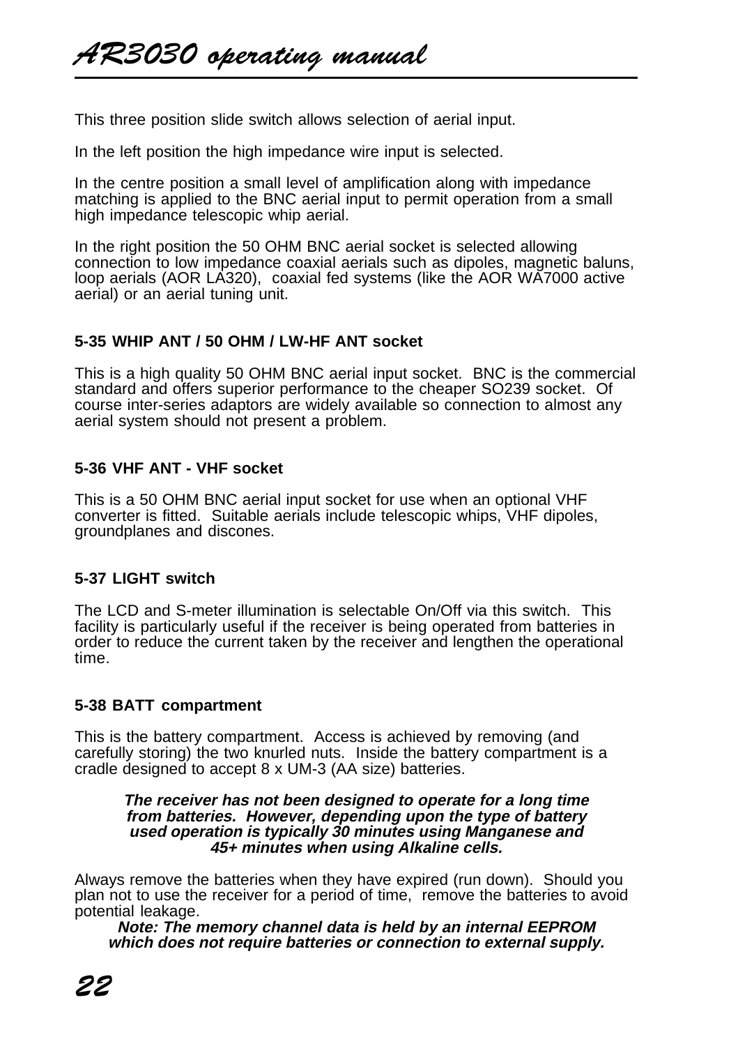This three position slide switch allows selection of aerial input.

In the left position the high impedance wire input is selected.

In the centre position a small level of amplification along with impedance matching is applied to the BNC aerial input to permit operation from a small high impedance telescopic whip aerial.

In the right position the 50 OHM BNC aerial socket is selected allowing connection to low impedance coaxial aerials such as dipoles, magnetic baluns, loop aerials (AOR LA320), coaxial fed systems (like the AOR WA7000 active aerial) or an aerial tuning unit.

### 5-35 WHIP ANT / 50 OHM / LW-HF ANT socket

This is a high quality 50 OHM BNC aerial input socket. BNC is the commercial standard and offers superior performance to the cheaper SO239 socket. Of course inter-series adaptors are widely available so connection to almost any aerial system should not present a problem.

### 5-36 VHF ANT - VHF socket

This is a 50 OHM BNC aerial input socket for use when an optional VHF converter is fitted. Suitable aerials include telescopic whips, VHF dipoles, groundplanes and discones.

### 5-37 LIGHT switch

The LCD and S-meter illumination is selectable On/Off via this switch. This facility is particularly useful if the receiver is being operated from batteries in order to reduce the current taken by the receiver and lengthen the operational time.

### 5-38 BATT compartment

This is the battery compartment. Access is achieved by removing (and carefully storing) the two knurled nuts. Inside the battery compartment is a cradle designed to accept 8 x UM-3 (AA size) batteries.

***The receiver has not been designed to operate for a long time from batteries. However, depending upon the type of battery used operation is typically 30 minutes using Manganese and 45+ minutes when using Alkaline cells.***

Always remove the batteries when they have expired (run down). Should you plan not to use the receiver for a period of time, remove the batteries to avoid potential leakage.

***Note: The memory channel data is held by an internal EEPROM which does not require batteries or connection to external supply.***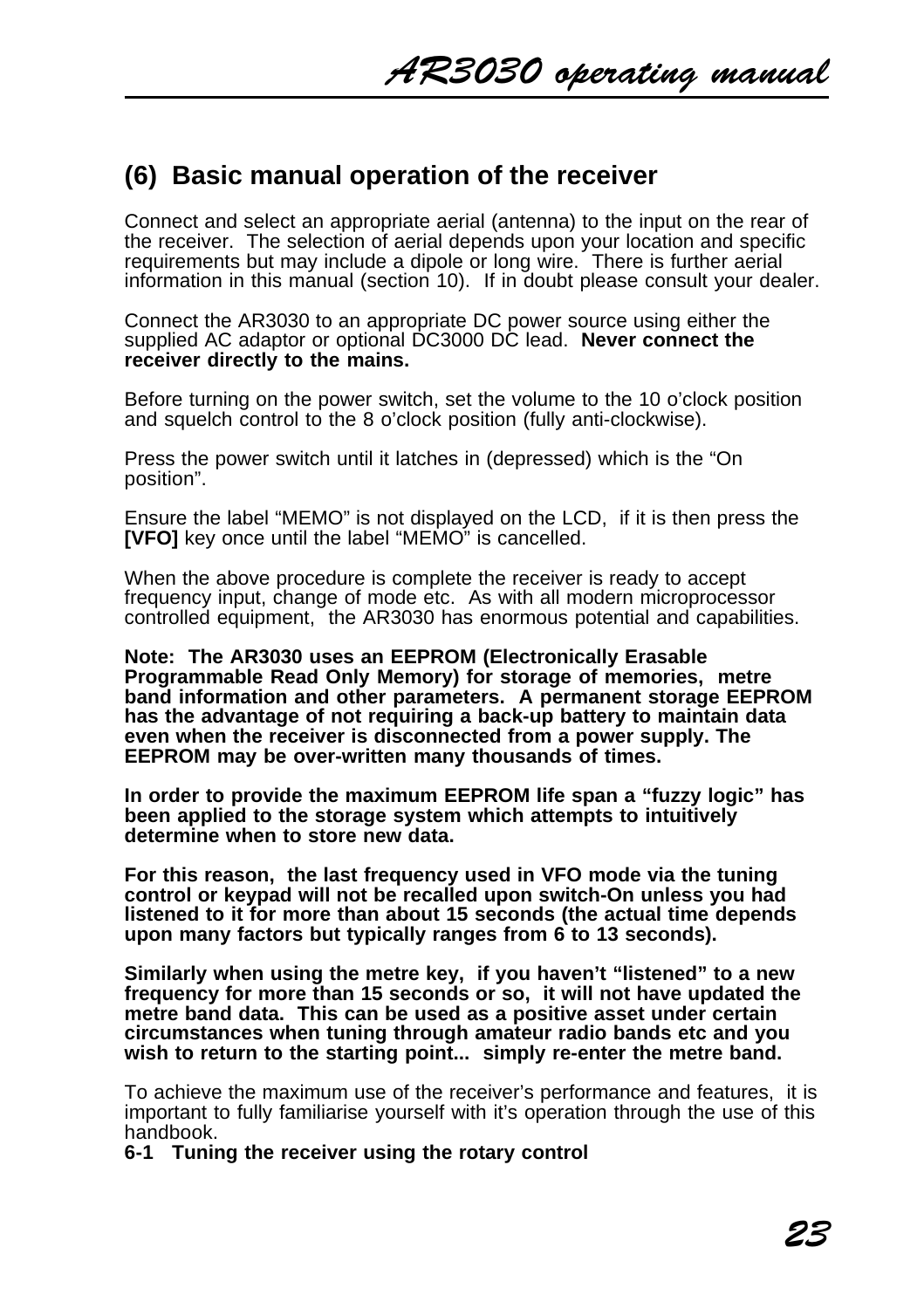## (6) Basic manual operation of the receiver

Connect and select an appropriate aerial (antenna) to the input on the rear of the receiver. The selection of aerial depends upon your location and specific requirements but may include a dipole or long wire. There is further aerial information in this manual (section 10). If in doubt please consult your dealer.

Connect the AR3030 to an appropriate DC power source using either the supplied AC adaptor or optional DC3000 DC lead. **Never connect the receiver directly to the mains.**

Before turning on the power switch, set the volume to the 10 o'clock position and squelch control to the 8 o'clock position (fully anti-clockwise).

Press the power switch until it latches in (depressed) which is the "On position".

Ensure the label "MEMO" is not displayed on the LCD, if it is then press the **[VFO]** key once until the label "MEMO" is cancelled.

When the above procedure is complete the receiver is ready to accept frequency input, change of mode etc. As with all modern microprocessor controlled equipment, the AR3030 has enormous potential and capabilities.

**Note: The AR3030 uses an EEPROM (Electronically Erasable Programmable Read Only Memory) for storage of memories, metre band information and other parameters. A permanent storage EEPROM has the advantage of not requiring a back-up battery to maintain data even when the receiver is disconnected from a power supply. The EEPROM may be over-written many thousands of times.**

**In order to provide the maximum EEPROM life span a "fuzzy logic" has been applied to the storage system which attempts to intuitively determine when to store new data.**

**For this reason, the last frequency used in VFO mode via the tuning control or keypad will not be recalled upon switch-On unless you had listened to it for more than about 15 seconds (the actual time depends upon many factors but typically ranges from 6 to 13 seconds).**

**Similarly when using the metre key, if you haven't "listened" to a new frequency for more than 15 seconds or so, it will not have updated the metre band data. This can be used as a positive asset under certain circumstances when tuning through amateur radio bands etc and you wish to return to the starting point... simply re-enter the metre band.**

To achieve the maximum use of the receiver's performance and features, it is important to fully familiarise yourself with it's operation through the use of this handbook.

**6-1 Tuning the receiver using the rotary control**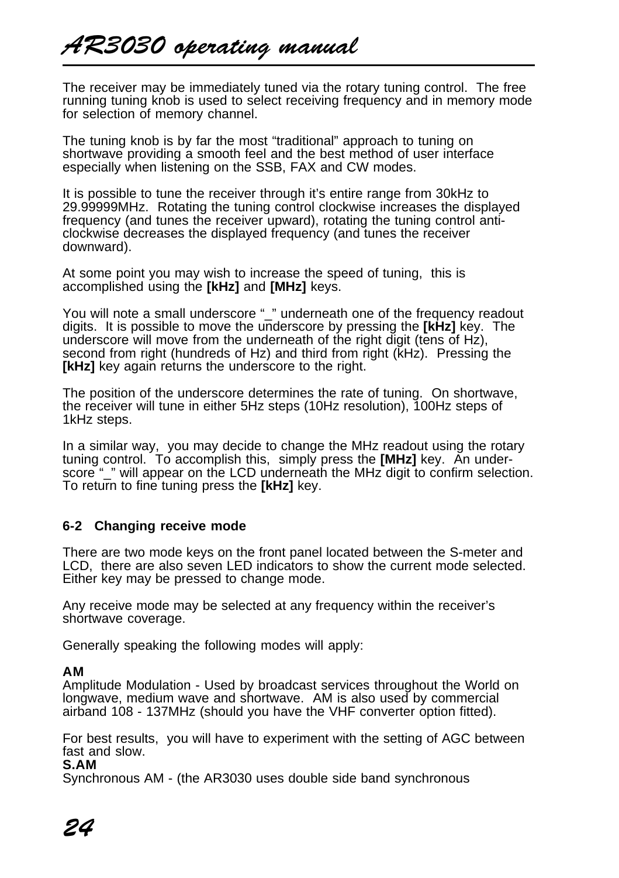The receiver may be immediately tuned via the rotary tuning control. The free running tuning knob is used to select receiving frequency and in memory mode for selection of memory channel.

The tuning knob is by far the most “traditional” approach to tuning on shortwave providing a smooth feel and the best method of user interface especially when listening on the SSB, FAX and CW modes.

It is possible to tune the receiver through it’s entire range from 30kHz to 29.99999MHz. Rotating the tuning control clockwise increases the displayed frequency (and tunes the receiver upward), rotating the tuning control anti-clockwise decreases the displayed frequency (and tunes the receiver downward).

At some point you may wish to increase the speed of tuning, this is accomplished using the **[kHz]** and **[MHz]** keys.

You will note a small underscore “_” underneath one of the frequency readout digits. It is possible to move the underscore by pressing the **[kHz]** key. The underscore will move from the underneath of the right digit (tens of Hz), second from right (hundreds of Hz) and third from right (kHz). Pressing the **[kHz]** key again returns the underscore to the right.

The position of the underscore determines the rate of tuning. On shortwave, the receiver will tune in either 5Hz steps (10Hz resolution), 100Hz steps of 1kHz steps.

In a similar way, you may decide to change the MHz readout using the rotary tuning control. To accomplish this, simply press the **[MHz]** key. An under-score “_” will appear on the LCD underneath the MHz digit to confirm selection. To return to fine tuning press the **[kHz]** key.

### 6-2 Changing receive mode

There are two mode keys on the front panel located between the S-meter and LCD, there are also seven LED indicators to show the current mode selected. Either key may be pressed to change mode.

Any receive mode may be selected at any frequency within the receiver’s shortwave coverage.

Generally speaking the following modes will apply:

**AM**
Amplitude Modulation - Used by broadcast services throughout the World on longwave, medium wave and shortwave. AM is also used by commercial airband 108 - 137MHz (should you have the VHF converter option fitted).

For best results, you will have to experiment with the setting of AGC between fast and slow.

**S.AM**
Synchronous AM - (the AR3030 uses double side band synchronous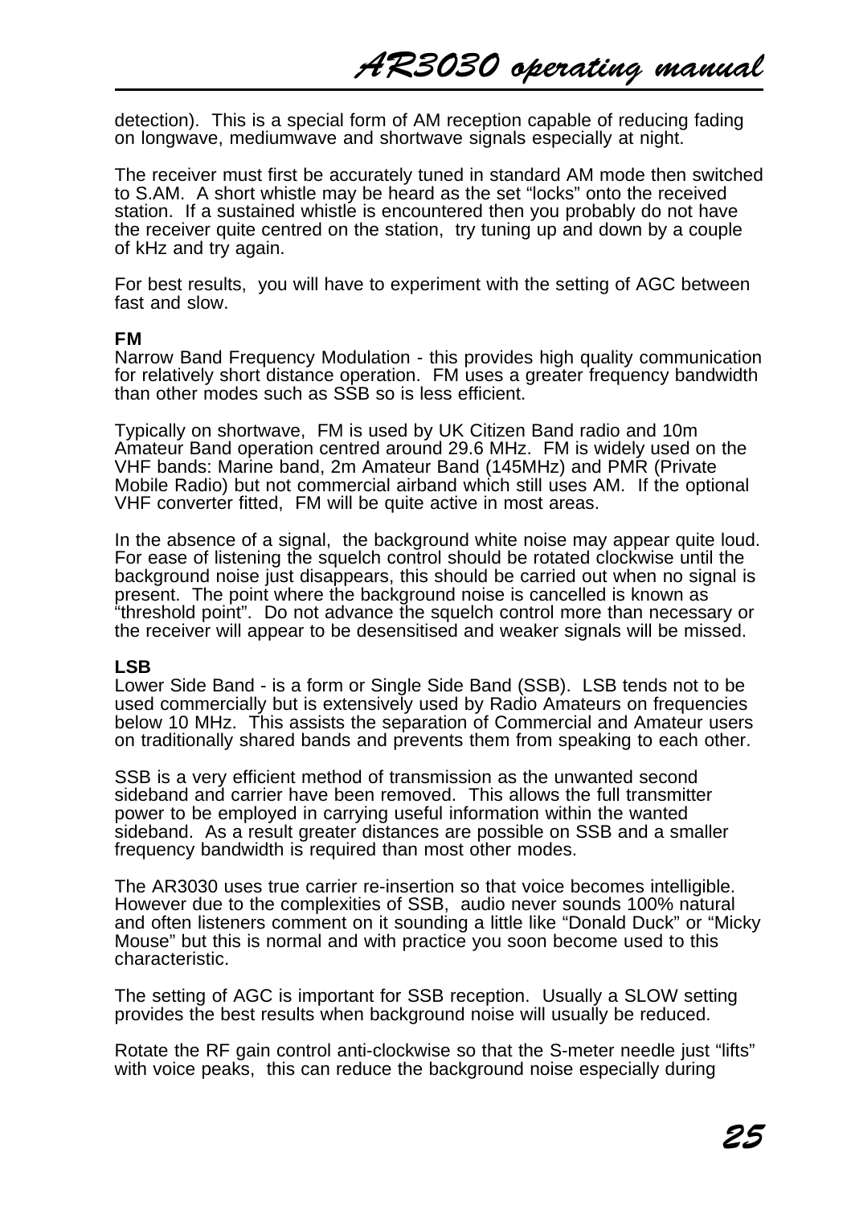detection). This is a special form of AM reception capable of reducing fading on longwave, mediumwave and shortwave signals especially at night.

The receiver must first be accurately tuned in standard AM mode then switched to S.AM. A short whistle may be heard as the set "locks" onto the received station. If a sustained whistle is encountered then you probably do not have the receiver quite centred on the station, try tuning up and down by a couple of kHz and try again.

For best results, you will have to experiment with the setting of AGC between fast and slow.

**FM**
Narrow Band Frequency Modulation - this provides high quality communication for relatively short distance operation. FM uses a greater frequency bandwidth than other modes such as SSB so is less efficient.

Typically on shortwave, FM is used by UK Citizen Band radio and 10m Amateur Band operation centred around 29.6 MHz. FM is widely used on the VHF bands: Marine band, 2m Amateur Band (145MHz) and PMR (Private Mobile Radio) but not commercial airband which still uses AM. If the optional VHF converter fitted, FM will be quite active in most areas.

In the absence of a signal, the background white noise may appear quite loud. For ease of listening the squelch control should be rotated clockwise until the background noise just disappears, this should be carried out when no signal is present. The point where the background noise is cancelled is known as "threshold point". Do not advance the squelch control more than necessary or the receiver will appear to be desensitised and weaker signals will be missed.

**LSB**
Lower Side Band - is a form or Single Side Band (SSB). LSB tends not to be used commercially but is extensively used by Radio Amateurs on frequencies below 10 MHz. This assists the separation of Commercial and Amateur users on traditionally shared bands and prevents them from speaking to each other.

SSB is a very efficient method of transmission as the unwanted second sideband and carrier have been removed. This allows the full transmitter power to be employed in carrying useful information within the wanted sideband. As a result greater distances are possible on SSB and a smaller frequency bandwidth is required than most other modes.

The AR3030 uses true carrier re-insertion so that voice becomes intelligible. However due to the complexities of SSB, audio never sounds 100% natural and often listeners comment on it sounding a little like "Donald Duck" or "Micky Mouse" but this is normal and with practice you soon become used to this characteristic.

The setting of AGC is important for SSB reception. Usually a SLOW setting provides the best results when background noise will usually be reduced.

Rotate the RF gain control anti-clockwise so that the S-meter needle just "lifts" with voice peaks, this can reduce the background noise especially during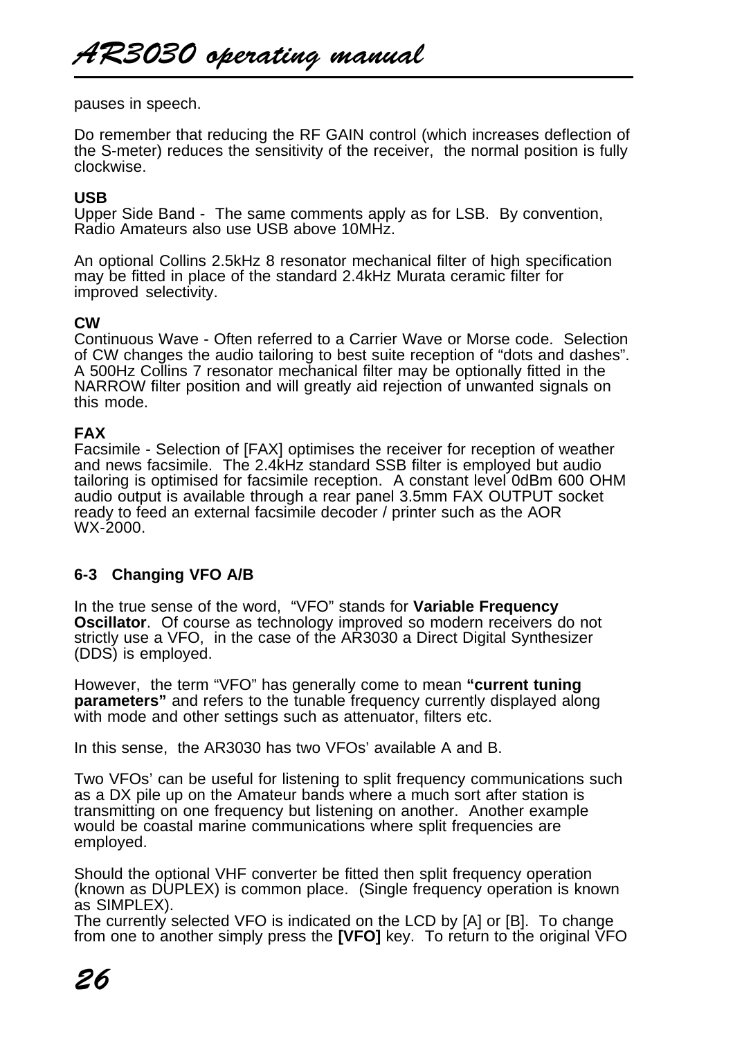pauses in speech.

Do remember that reducing the RF GAIN control (which increases deflection of the S-meter) reduces the sensitivity of the receiver,  the normal position is fully clockwise.

**USB**
Upper Side Band -  The same comments apply as for LSB.  By convention, Radio Amateurs also use USB above 10MHz.

An optional Collins 2.5kHz 8 resonator mechanical filter of high specification may be fitted in place of the standard 2.4kHz Murata ceramic filter for improved selectivity.

**CW**
Continuous Wave - Often referred to a Carrier Wave or Morse code.  Selection of CW changes the audio tailoring to best suite reception of "dots and dashes". A 500Hz Collins 7 resonator mechanical filter may be optionally fitted in the NARROW filter position and will greatly aid rejection of unwanted signals on this mode.

**FAX**
Facsimile - Selection of [FAX] optimises the receiver for reception of weather and news facsimile.  The 2.4kHz standard SSB filter is employed but audio tailoring is optimised for facsimile reception.  A constant level 0dBm 600 OHM audio output is available through a rear panel 3.5mm FAX OUTPUT socket ready to feed an external facsimile decoder / printer such as the AOR WX-2000.

### 6-3   Changing VFO A/B

In the true sense of the word,  "VFO" stands for **Variable Frequency Oscillator**.  Of course as technology improved so modern receivers do not strictly use a VFO,  in the case of the AR3030 a Direct Digital Synthesizer (DDS) is employed.

However,  the term "VFO" has generally come to mean **"current tuning parameters"** and refers to the tunable frequency currently displayed along with mode and other settings such as attenuator, filters etc.

In this sense,  the AR3030 has two VFOs' available A and B.

Two VFOs' can be useful for listening to split frequency communications such as a DX pile up on the Amateur bands where a much sort after station is transmitting on one frequency but listening on another.  Another example would be coastal marine communications where split frequencies are employed.

Should the optional VHF converter be fitted then split frequency operation (known as DUPLEX) is common place.  (Single frequency operation is known as SIMPLEX).
The currently selected VFO is indicated on the LCD by [A] or [B].  To change from one to another simply press the **[VFO]** key.  To return to the original VFO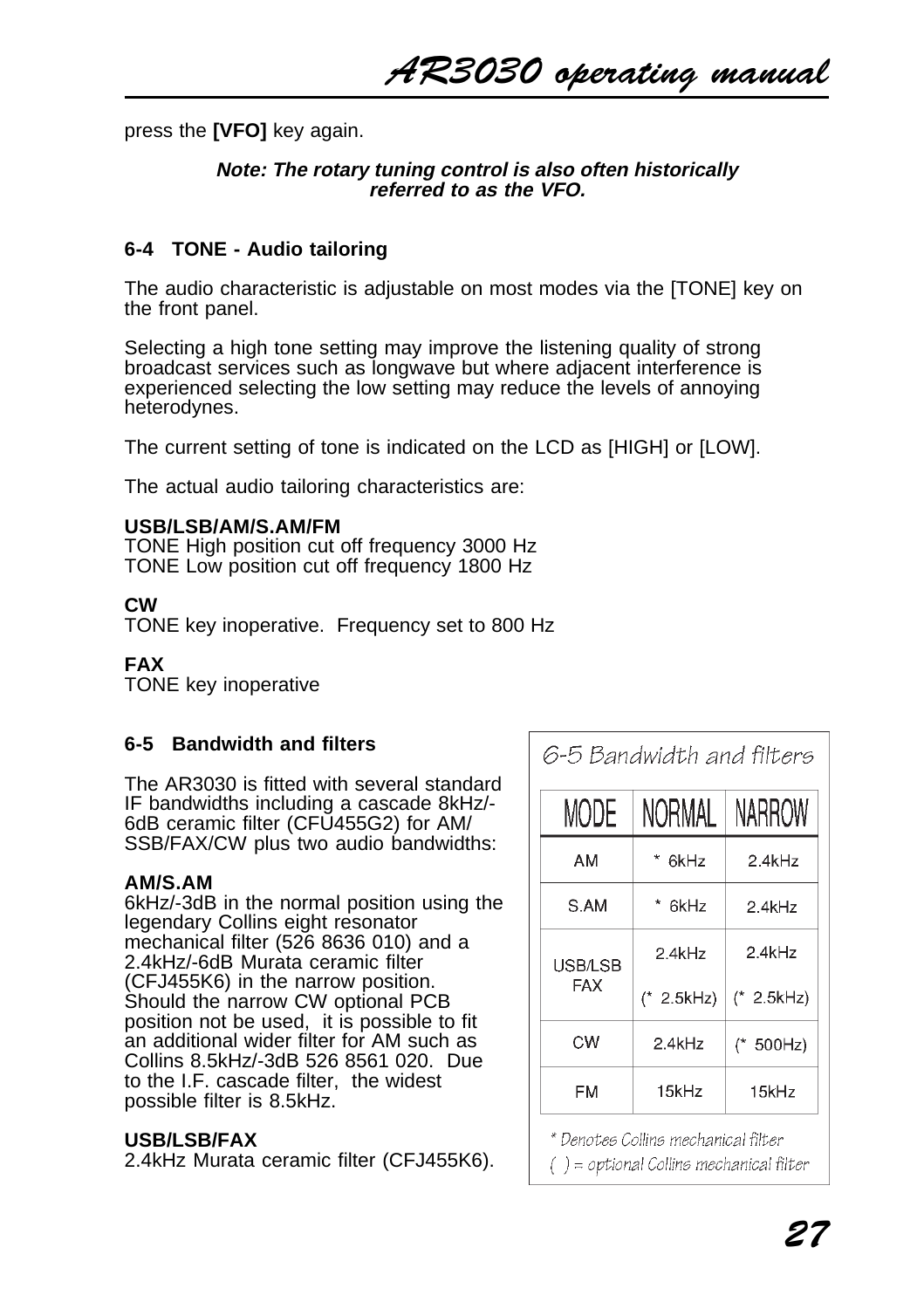press the **[VFO]** key again.

***Note: The rotary tuning control is also often historically referred to as the VFO.***

### 6-4 TONE - Audio tailoring

The audio characteristic is adjustable on most modes via the [TONE] key on the front panel.

Selecting a high tone setting may improve the listening quality of strong broadcast services such as longwave but where adjacent interference is experienced selecting the low setting may reduce the levels of annoying heterodynes.

The current setting of tone is indicated on the LCD as [HIGH] or [LOW].

The actual audio tailoring characteristics are:

**USB/LSB/AM/S.AM/FM**
TONE High position cut off frequency 3000 Hz
TONE Low position cut off frequency 1800 Hz

**CW**
TONE key inoperative. Frequency set to 800 Hz

**FAX**
TONE key inoperative

### 6-5 Bandwidth and filters

The AR3030 is fitted with several standard IF bandwidths including a cascade 8kHz/-6dB ceramic filter (CFU455G2) for AM/SSB/FAX/CW plus two audio bandwidths:

**AM/S.AM**
6kHz/-3dB in the normal position using the legendary Collins eight resonator mechanical filter (526 8636 010) and a 2.4kHz/-6dB Murata ceramic filter (CFJ455K6) in the narrow position. Should the narrow CW optional PCB position not be used, it is possible to fit an additional wider filter for AM such as Collins 8.5kHz/-3dB 526 8561 020. Due to the I.F. cascade filter, the widest possible filter is 8.5kHz.

**USB/LSB/FAX**
2.4kHz Murata ceramic filter (CFJ455K6).

6-5 Bandwidth and filters

| MODE | NORMAL | NARROW |
|---|---|---|
| AM | * 6kHz | 2.4kHz |
| S.AM | * 6kHz | 2.4kHz |
| USB/LSB FAX | 2.4kHz (* 2.5kHz) | 2.4kHz (* 2.5kHz) |
| CW | 2.4kHz | (* 500Hz) |
| FM | 15kHz | 15kHz |

* Denotes Collins mechanical filter
( ) = optional Collins mechanical filter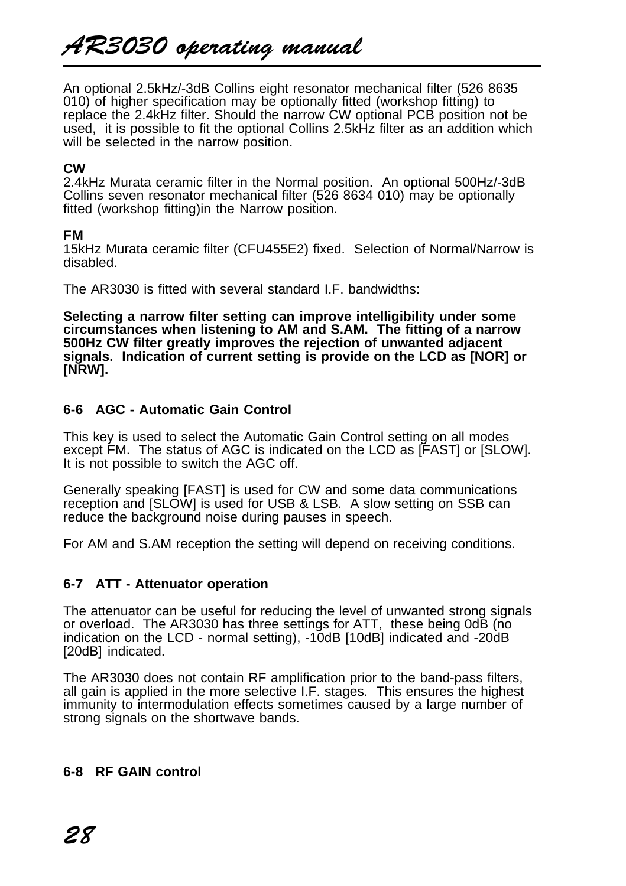An optional 2.5kHz/-3dB Collins eight resonator mechanical filter (526 8635 010) of higher specification may be optionally fitted (workshop fitting) to replace the 2.4kHz filter. Should the narrow CW optional PCB position not be used, it is possible to fit the optional Collins 2.5kHz filter as an addition which will be selected in the narrow position.

**CW**
2.4kHz Murata ceramic filter in the Normal position. An optional 500Hz/-3dB Collins seven resonator mechanical filter (526 8634 010) may be optionally fitted (workshop fitting)in the Narrow position.

**FM**
15kHz Murata ceramic filter (CFU455E2) fixed. Selection of Normal/Narrow is disabled.

The AR3030 is fitted with several standard I.F. bandwidths:

**Selecting a narrow filter setting can improve intelligibility under some circumstances when listening to AM and S.AM. The fitting of a narrow 500Hz CW filter greatly improves the rejection of unwanted adjacent signals. Indication of current setting is provide on the LCD as [NOR] or [NRW].**

### 6-6 AGC - Automatic Gain Control

This key is used to select the Automatic Gain Control setting on all modes except FM. The status of AGC is indicated on the LCD as [FAST] or [SLOW]. It is not possible to switch the AGC off.

Generally speaking [FAST] is used for CW and some data communications reception and [SLOW] is used for USB & LSB. A slow setting on SSB can reduce the background noise during pauses in speech.

For AM and S.AM reception the setting will depend on receiving conditions.

### 6-7 ATT - Attenuator operation

The attenuator can be useful for reducing the level of unwanted strong signals or overload. The AR3030 has three settings for ATT, these being 0dB (no indication on the LCD - normal setting), -10dB [10dB] indicated and -20dB [20dB] indicated.

The AR3030 does not contain RF amplification prior to the band-pass filters, all gain is applied in the more selective I.F. stages. This ensures the highest immunity to intermodulation effects sometimes caused by a large number of strong signals on the shortwave bands.

### 6-8 RF GAIN control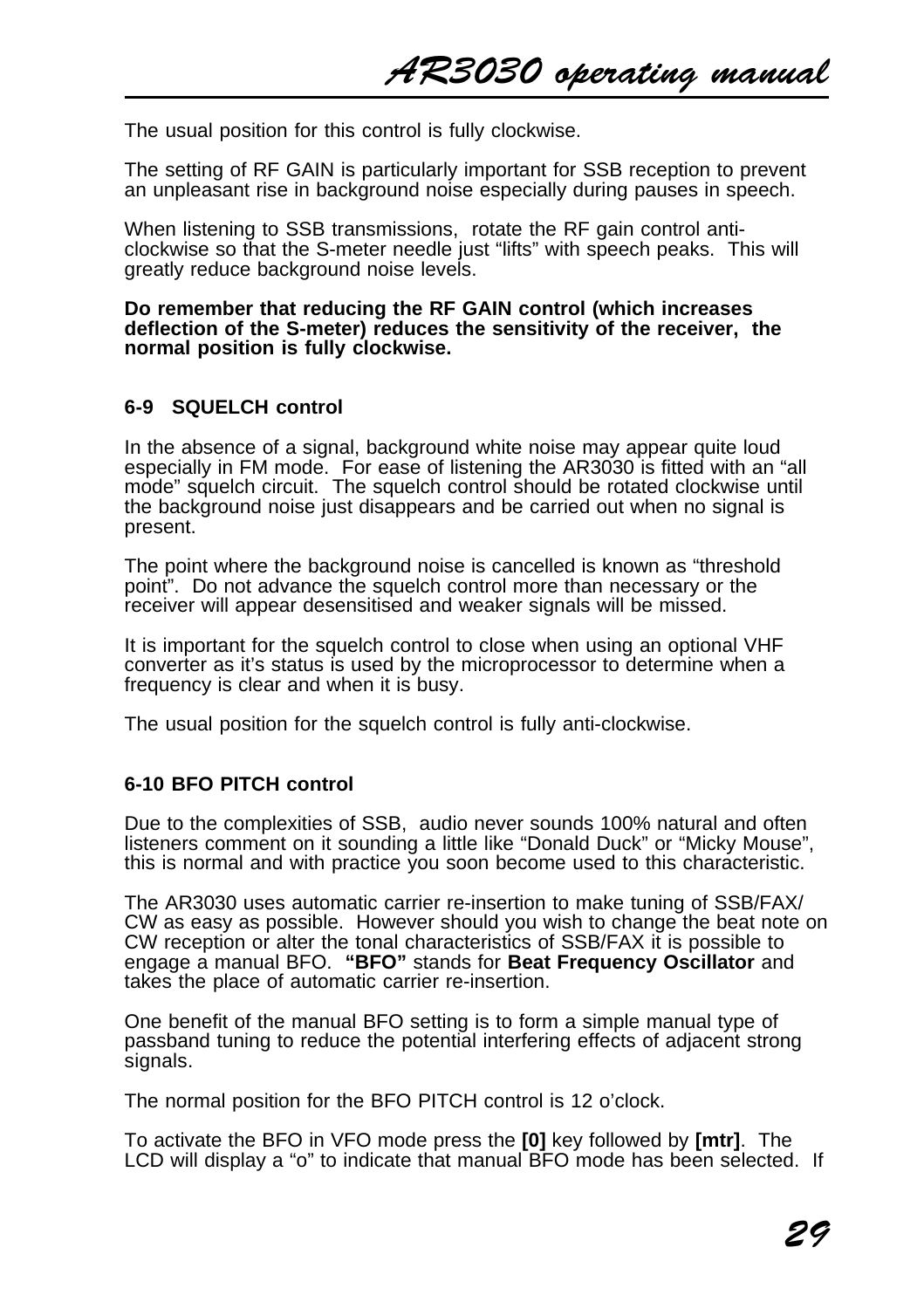The usual position for this control is fully clockwise.

The setting of RF GAIN is particularly important for SSB reception to prevent an unpleasant rise in background noise especially during pauses in speech.

When listening to SSB transmissions, rotate the RF gain control anti-clockwise so that the S-meter needle just “lifts” with speech peaks. This will greatly reduce background noise levels.

**Do remember that reducing the RF GAIN control (which increases deflection of the S-meter) reduces the sensitivity of the receiver, the normal position is fully clockwise.**

### 6-9 SQUELCH control

In the absence of a signal, background white noise may appear quite loud especially in FM mode. For ease of listening the AR3030 is fitted with an “all mode” squelch circuit. The squelch control should be rotated clockwise until the background noise just disappears and be carried out when no signal is present.

The point where the background noise is cancelled is known as “threshold point”. Do not advance the squelch control more than necessary or the receiver will appear desensitised and weaker signals will be missed.

It is important for the squelch control to close when using an optional VHF converter as it’s status is used by the microprocessor to determine when a frequency is clear and when it is busy.

The usual position for the squelch control is fully anti-clockwise.

### 6-10 BFO PITCH control

Due to the complexities of SSB, audio never sounds 100% natural and often listeners comment on it sounding a little like “Donald Duck” or “Micky Mouse”, this is normal and with practice you soon become used to this characteristic.

The AR3030 uses automatic carrier re-insertion to make tuning of SSB/FAX/CW as easy as possible. However should you wish to change the beat note on CW reception or alter the tonal characteristics of SSB/FAX it is possible to engage a manual BFO. **“BFO”** stands for **Beat Frequency Oscillator** and takes the place of automatic carrier re-insertion.

One benefit of the manual BFO setting is to form a simple manual type of passband tuning to reduce the potential interfering effects of adjacent strong signals.

The normal position for the BFO PITCH control is 12 o’clock.

To activate the BFO in VFO mode press the **[0]** key followed by **[mtr]**. The LCD will display a “o” to indicate that manual BFO mode has been selected. If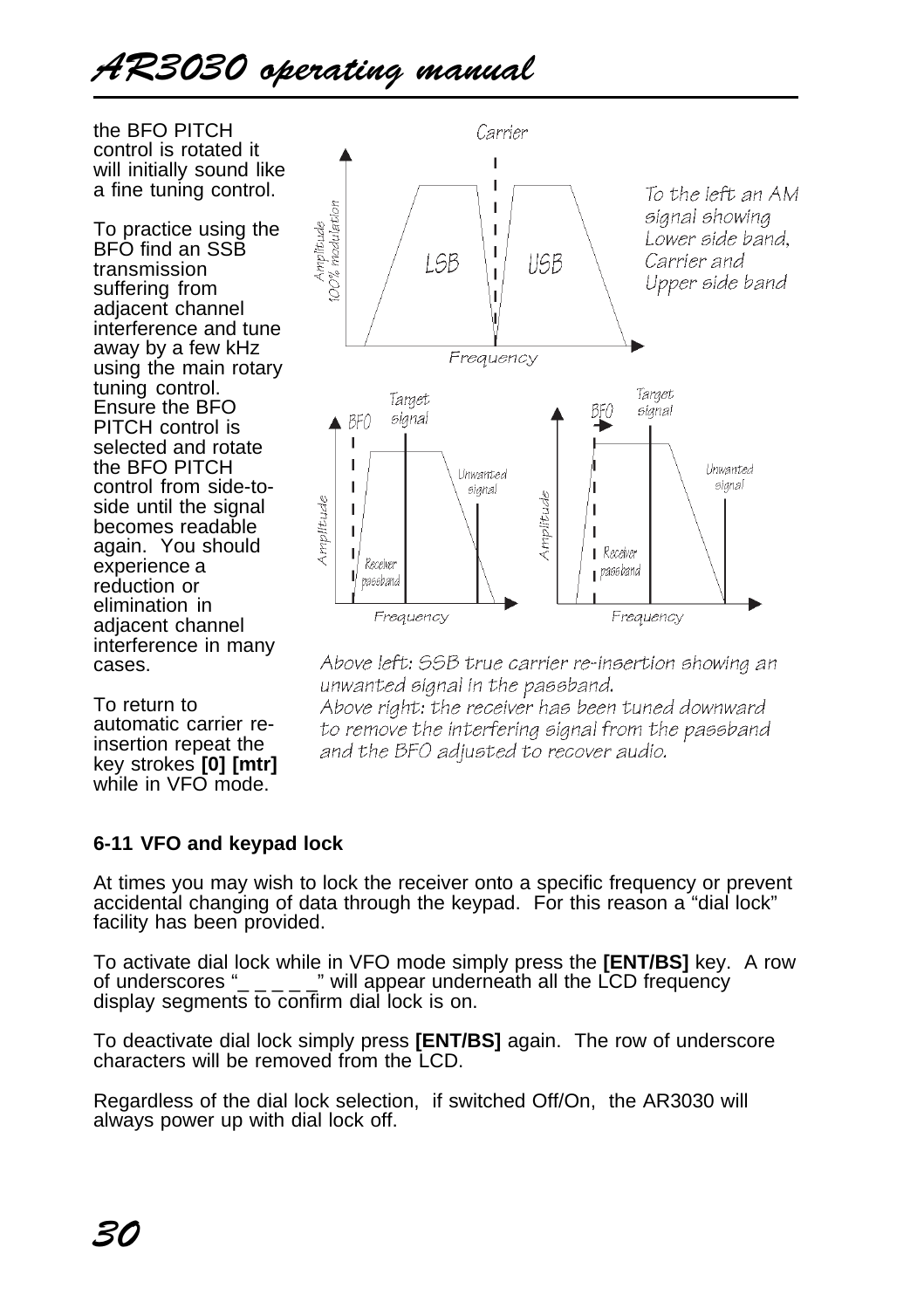the BFO PITCH control is rotated it will initially sound like a fine tuning control.

To practice using the BFO find an SSB transmission suffering from adjacent channel interference and tune away by a few kHz using the main rotary tuning control. Ensure the BFO PITCH control is selected and rotate the BFO PITCH control from side-to-side until the signal becomes readable again. You should experience a reduction or elimination in adjacent channel interference in many cases.

To return to automatic carrier re-insertion repeat the key strokes **[0] [mtr]** while in VFO mode.

To the left an AM signal showing Lower side band, Carrier and Upper side band

*Above left: SSB true carrier re-insertion showing an unwanted signal in the passband.*
*Above right: the receiver has been tuned downward to remove the interfering signal from the passband and the BFO adjusted to recover audio.*

**6-11 VFO and keypad lock**

At times you may wish to lock the receiver onto a specific frequency or prevent accidental changing of data through the keypad. For this reason a "dial lock" facility has been provided.

To activate dial lock while in VFO mode simply press the **[ENT/BS]** key. A row of underscores "_ _ _ _ _" will appear underneath all the LCD frequency display segments to confirm dial lock is on.

To deactivate dial lock simply press **[ENT/BS]** again. The row of underscore characters will be removed from the LCD.

Regardless of the dial lock selection, if switched Off/On, the AR3030 will always power up with dial lock off.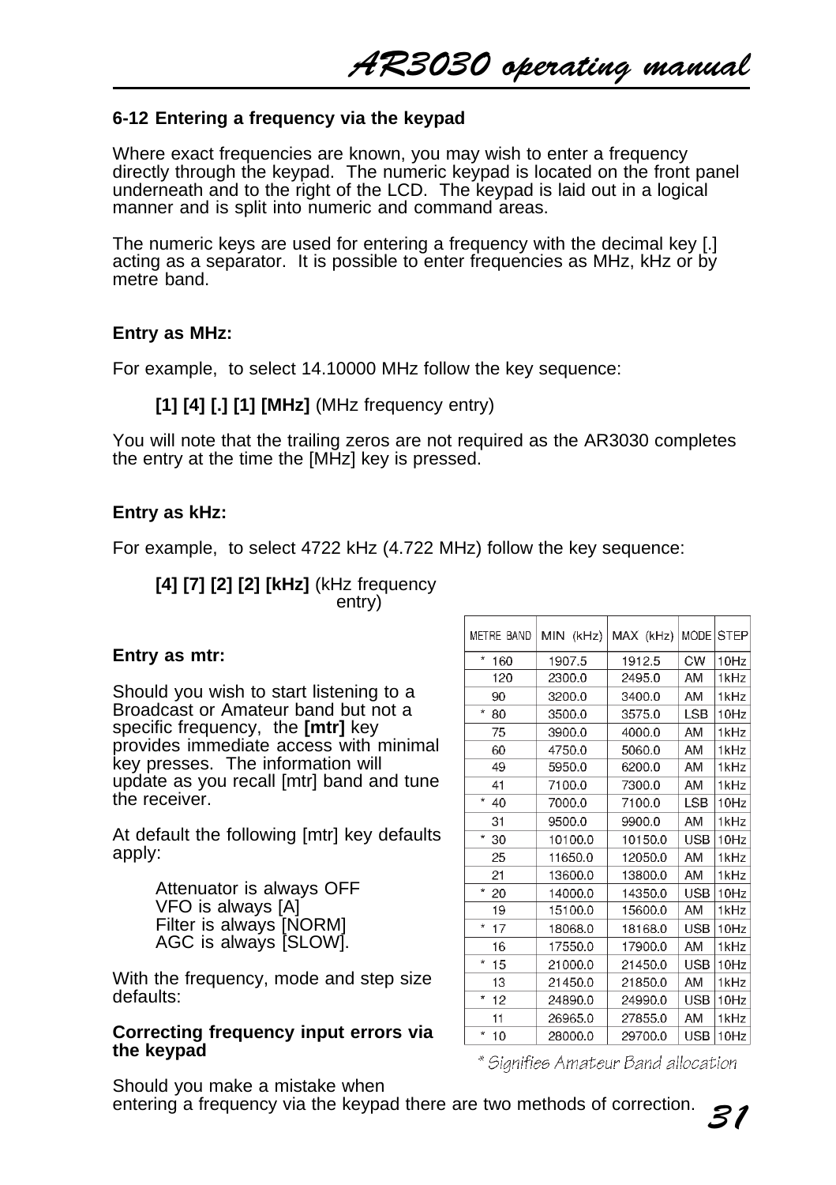### 6-12 Entering a frequency via the keypad

Where exact frequencies are known, you may wish to enter a frequency directly through the keypad. The numeric keypad is located on the front panel underneath and to the right of the LCD. The keypad is laid out in a logical manner and is split into numeric and command areas.

The numeric keys are used for entering a frequency with the decimal key [.] acting as a separator. It is possible to enter frequencies as MHz, kHz or by metre band.

**Entry as MHz:**

For example, to select 14.10000 MHz follow the key sequence:

**[1] [4] [.] [1] [MHz]** (MHz frequency entry)

You will note that the trailing zeros are not required as the AR3030 completes the entry at the time the [MHz] key is pressed.

**Entry as kHz:**

For example, to select 4722 kHz (4.722 MHz) follow the key sequence:

**[4] [7] [2] [2] [kHz]** (kHz frequency entry)

**Entry as mtr:**

Should you wish to start listening to a Broadcast or Amateur band but not a specific frequency, the **[mtr]** key provides immediate access with minimal key presses. The information will update as you recall [mtr] band and tune the receiver.

At default the following [mtr] key defaults apply:

Attenuator is always OFF
VFO is always [A]
Filter is always [NORM]
AGC is always [SLOW].

With the frequency, mode and step size defaults:

| METRE BAND | MIN (kHz) | MAX (kHz) | MODE | STEP |
|---|---|---|---|---|
| * 160 | 1907.5 | 1912.5 | CW | 10Hz |
| 120 | 2300.0 | 2495.0 | AM | 1kHz |
| 90 | 3200.0 | 3400.0 | AM | 1kHz |
| * 80 | 3500.0 | 3575.0 | LSB | 10Hz |
| 75 | 3900.0 | 4000.0 | AM | 1kHz |
| 60 | 4750.0 | 5060.0 | AM | 1kHz |
| 49 | 5950.0 | 6200.0 | AM | 1kHz |
| 41 | 7100.0 | 7300.0 | AM | 1kHz |
| * 40 | 7000.0 | 7100.0 | LSB | 10Hz |
| 31 | 9500.0 | 9900.0 | AM | 1kHz |
| * 30 | 10100.0 | 10150.0 | USB | 10Hz |
| 25 | 11650.0 | 12050.0 | AM | 1kHz |
| 21 | 13600.0 | 13800.0 | AM | 1kHz |
| * 20 | 14000.0 | 14350.0 | USB | 10Hz |
| 19 | 15100.0 | 15600.0 | AM | 1kHz |
| * 17 | 18068.0 | 18168.0 | USB | 10Hz |
| 16 | 17550.0 | 17900.0 | AM | 1kHz |
| * 15 | 21000.0 | 21450.0 | USB | 10Hz |
| 13 | 21450.0 | 21850.0 | AM | 1kHz |
| * 12 | 24890.0 | 24990.0 | USB | 10Hz |
| 11 | 26965.0 | 27855.0 | AM | 1kHz |
| * 10 | 28000.0 | 29700.0 | USB | 10Hz |

\* Signifies Amateur Band allocation

**Correcting frequency input errors via the keypad**

Should you make a mistake when entering a frequency via the keypad there are two methods of correction.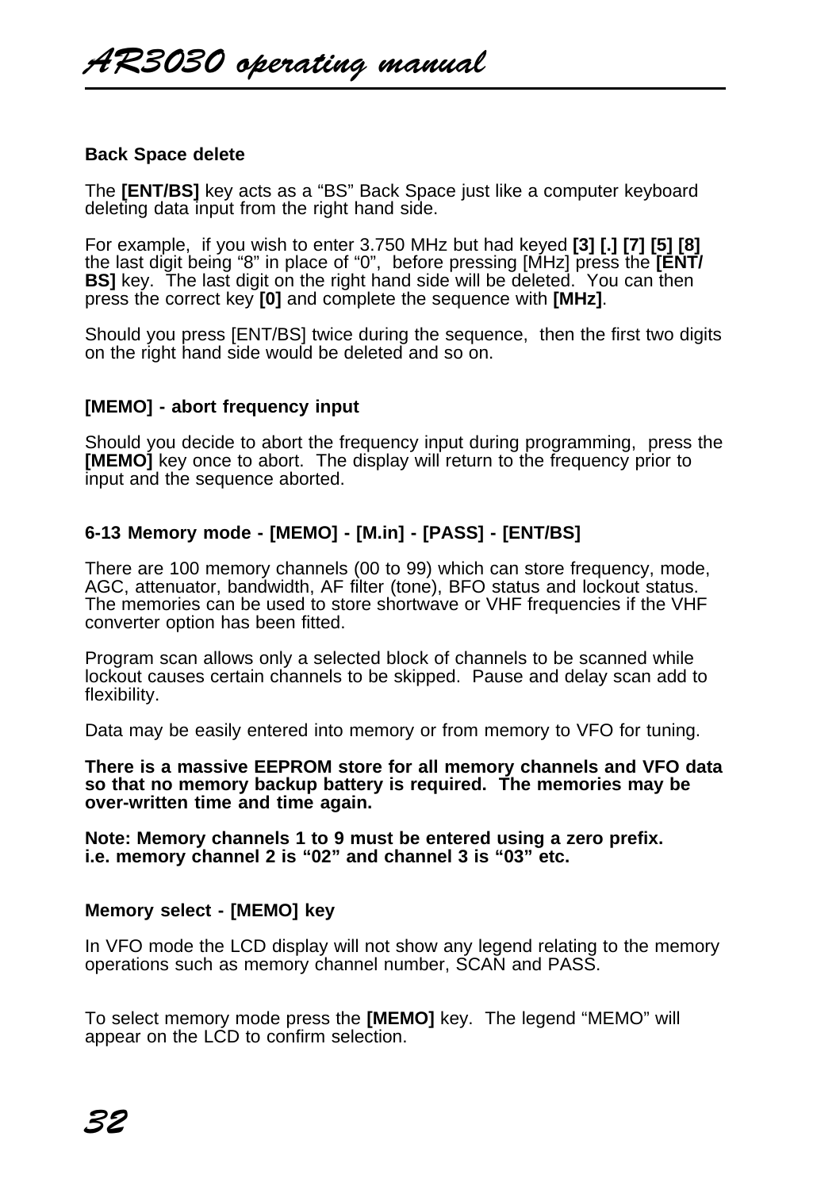**Back Space delete**

The **[ENT/BS]** key acts as a "BS" Back Space just like a computer keyboard deleting data input from the right hand side.

For example, if you wish to enter 3.750 MHz but had keyed **[3] [.] [7] [5] [8]** the last digit being "8" in place of "0", before pressing [MHz] press the **[ENT/BS]** key. The last digit on the right hand side will be deleted. You can then press the correct key **[0]** and complete the sequence with **[MHz]**.

Should you press [ENT/BS] twice during the sequence, then the first two digits on the right hand side would be deleted and so on.

**[MEMO] - abort frequency input**

Should you decide to abort the frequency input during programming, press the **[MEMO]** key once to abort. The display will return to the frequency prior to input and the sequence aborted.

**6-13 Memory mode - [MEMO] - [M.in] - [PASS] - [ENT/BS]**

There are 100 memory channels (00 to 99) which can store frequency, mode, AGC, attenuator, bandwidth, AF filter (tone), BFO status and lockout status. The memories can be used to store shortwave or VHF frequencies if the VHF converter option has been fitted.

Program scan allows only a selected block of channels to be scanned while lockout causes certain channels to be skipped. Pause and delay scan add to flexibility.

Data may be easily entered into memory or from memory to VFO for tuning.

**There is a massive EEPROM store for all memory channels and VFO data so that no memory backup battery is required. The memories may be over-written time and time again.**

**Note: Memory channels 1 to 9 must be entered using a zero prefix. i.e. memory channel 2 is "02" and channel 3 is "03" etc.**

**Memory select - [MEMO] key**

In VFO mode the LCD display will not show any legend relating to the memory operations such as memory channel number, SCAN and PASS.

To select memory mode press the **[MEMO]** key. The legend "MEMO" will appear on the LCD to confirm selection.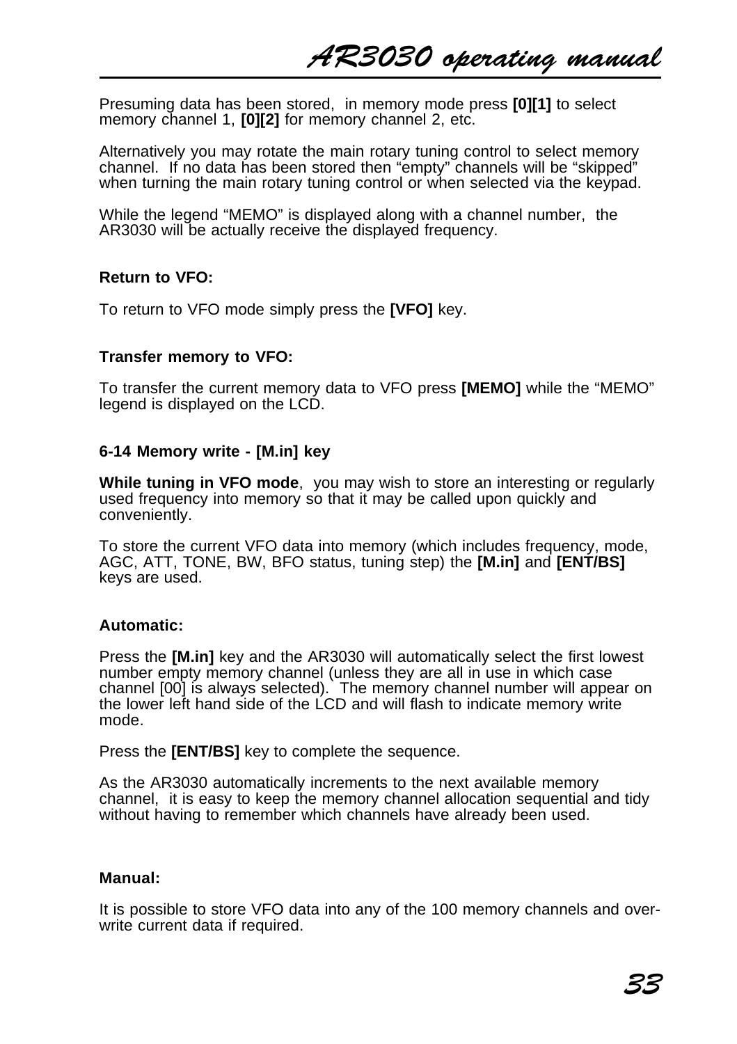Presuming data has been stored, in memory mode press **[0][1]** to select memory channel 1, **[0][2]** for memory channel 2, etc.

Alternatively you may rotate the main rotary tuning control to select memory channel. If no data has been stored then "empty" channels will be "skipped" when turning the main rotary tuning control or when selected via the keypad.

While the legend "MEMO" is displayed along with a channel number, the AR3030 will be actually receive the displayed frequency.

**Return to VFO:**

To return to VFO mode simply press the **[VFO]** key.

**Transfer memory to VFO:**

To transfer the current memory data to VFO press **[MEMO]** while the "MEMO" legend is displayed on the LCD.

### 6-14 Memory write - [M.in] key

**While tuning in VFO mode**, you may wish to store an interesting or regularly used frequency into memory so that it may be called upon quickly and conveniently.

To store the current VFO data into memory (which includes frequency, mode, AGC, ATT, TONE, BW, BFO status, tuning step) the **[M.in]** and **[ENT/BS]** keys are used.

**Automatic:**

Press the **[M.in]** key and the AR3030 will automatically select the first lowest number empty memory channel (unless they are all in use in which case channel [00] is always selected). The memory channel number will appear on the lower left hand side of the LCD and will flash to indicate memory write mode.

Press the **[ENT/BS]** key to complete the sequence.

As the AR3030 automatically increments to the next available memory channel, it is easy to keep the memory channel allocation sequential and tidy without having to remember which channels have already been used.

**Manual:**

It is possible to store VFO data into any of the 100 memory channels and over-write current data if required.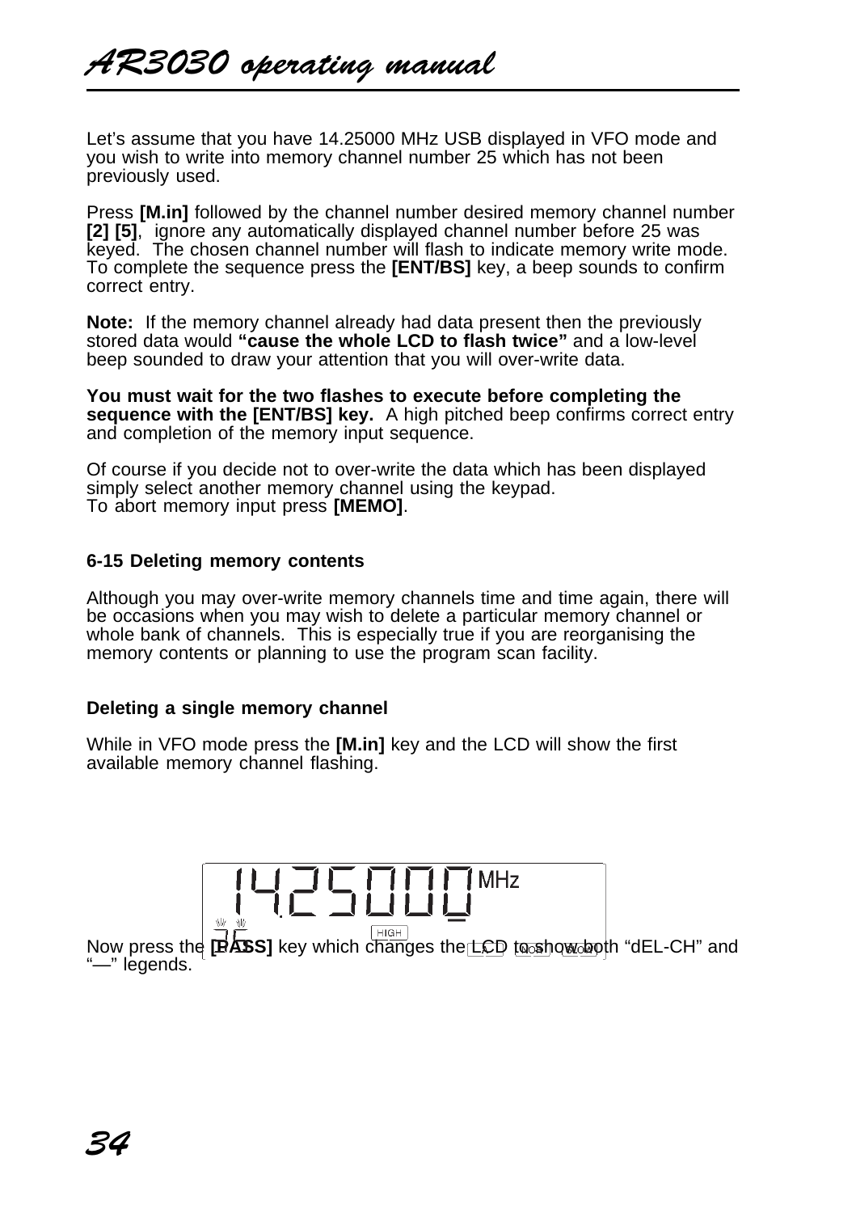Let's assume that you have 14.25000 MHz USB displayed in VFO mode and you wish to write into memory channel number 25 which has not been previously used.

Press **[M.in]** followed by the channel number desired memory channel number **[2] [5]**, ignore any automatically displayed channel number before 25 was keyed. The chosen channel number will flash to indicate memory write mode. To complete the sequence press the **[ENT/BS]** key, a beep sounds to confirm correct entry.

**Note:** If the memory channel already had data present then the previously stored data would **"cause the whole LCD to flash twice"** and a low-level beep sounded to draw your attention that you will over-write data.

**You must wait for the two flashes to execute before completing the sequence with the [ENT/BS] key.** A high pitched beep confirms correct entry and completion of the memory input sequence.

Of course if you decide not to over-write the data which has been displayed simply select another memory channel using the keypad.
To abort memory input press **[MEMO]**.

### 6-15 Deleting memory contents

Although you may over-write memory channels time and time again, there will be occasions when you may wish to delete a particular memory channel or whole bank of channels. This is especially true if you are reorganising the memory contents or planning to use the program scan facility.

### Deleting a single memory channel

While in VFO mode press the **[M.in]** key and the LCD will show the first available memory channel flashing.

Now press the **[PASS]** key which changes the LCD to show both "dEL-CH" and "—" legends.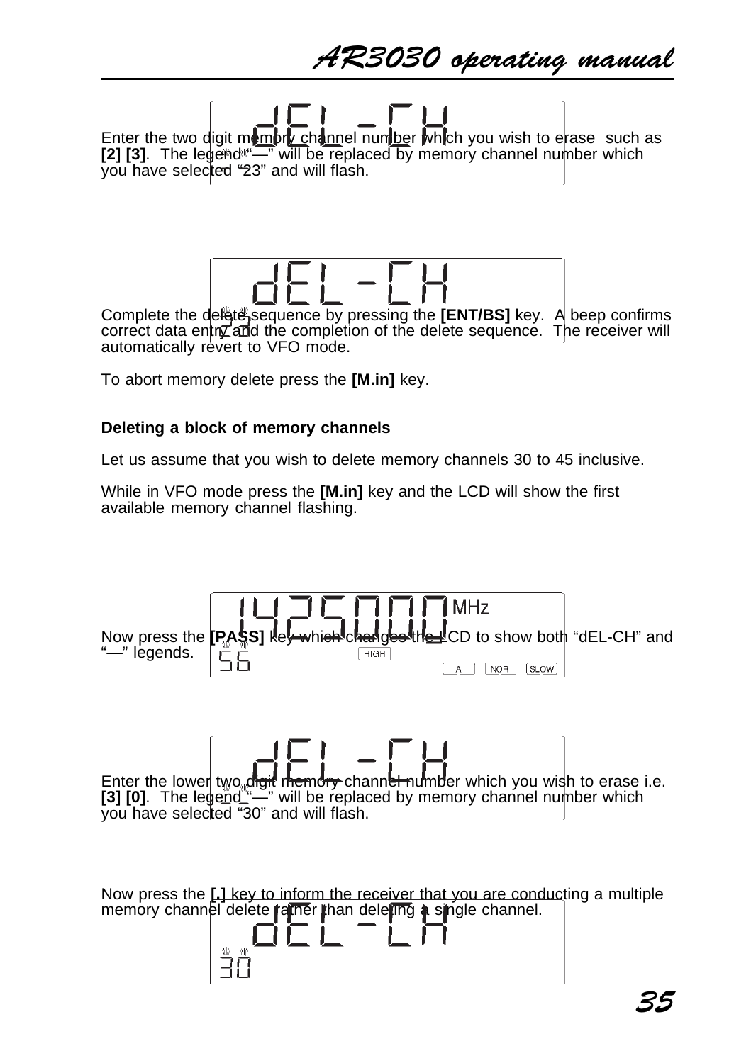Enter the two digit memory channel number which you wish to erase such as **[2] [3]**. The legend "—" will be replaced by memory channel number which you have selected "23" and will flash.

Complete the delete sequence by pressing the **[ENT/BS]** key. A beep confirms correct data entry and the completion of the delete sequence. The receiver will automatically revert to VFO mode.

To abort memory delete press the **[M.in]** key.

**Deleting a block of memory channels**

Let us assume that you wish to delete memory channels 30 to 45 inclusive.

While in VFO mode press the **[M.in]** key and the LCD will show the first available memory channel flashing.

Now press the **[PASS]** key which changes the LCD to show both "dEL-CH" and "—" legends.

Enter the lower two digit memory channel number which you wish to erase i.e. **[3] [0]**. The legend "—" will be replaced by memory channel number which you have selected "30" and will flash.

Now press the **[.]** key to inform the receiver that you are conducting a multiple memory channel delete rather than deleting a single channel.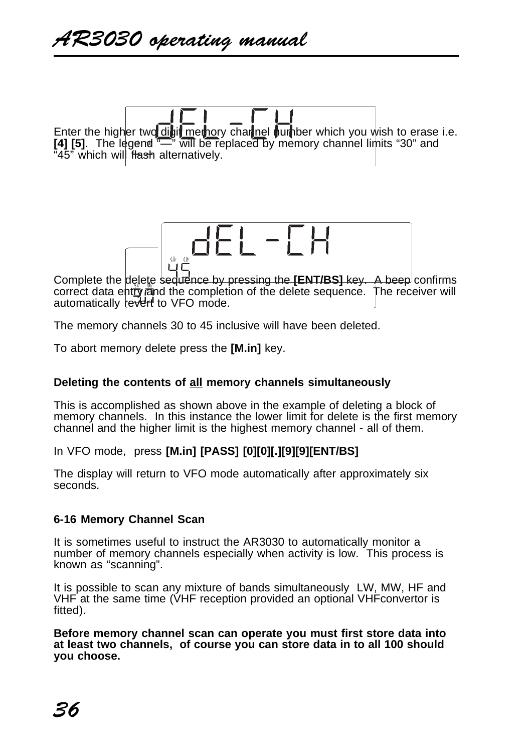Enter the higher two digit memory channel number which you wish to erase i.e. **[4] [5]**. The legend "—" will be replaced by memory channel limits "30" and "45" which will flash alternatively.

Complete the delete sequence by pressing the **[ENT/BS]** key. A beep confirms correct data entry and the completion of the delete sequence. The receiver will automatically revert to VFO mode.

The memory channels 30 to 45 inclusive will have been deleted.

To abort memory delete press the **[M.in]** key.

**Deleting the contents of all memory channels simultaneously**

This is accomplished as shown above in the example of deleting a block of memory channels. In this instance the lower limit for delete is the first memory channel and the higher limit is the highest memory channel - all of them.

In VFO mode, press **[M.in] [PASS] [0][0][.][9][9][ENT/BS]**

The display will return to VFO mode automatically after approximately six seconds.

**6-16 Memory Channel Scan**

It is sometimes useful to instruct the AR3030 to automatically monitor a number of memory channels especially when activity is low. This process is known as "scanning".

It is possible to scan any mixture of bands simultaneously LW, MW, HF and VHF at the same time (VHF reception provided an optional VHFconvertor is fitted).

**Before memory channel scan can operate you must first store data into at least two channels, of course you can store data in to all 100 should you choose.**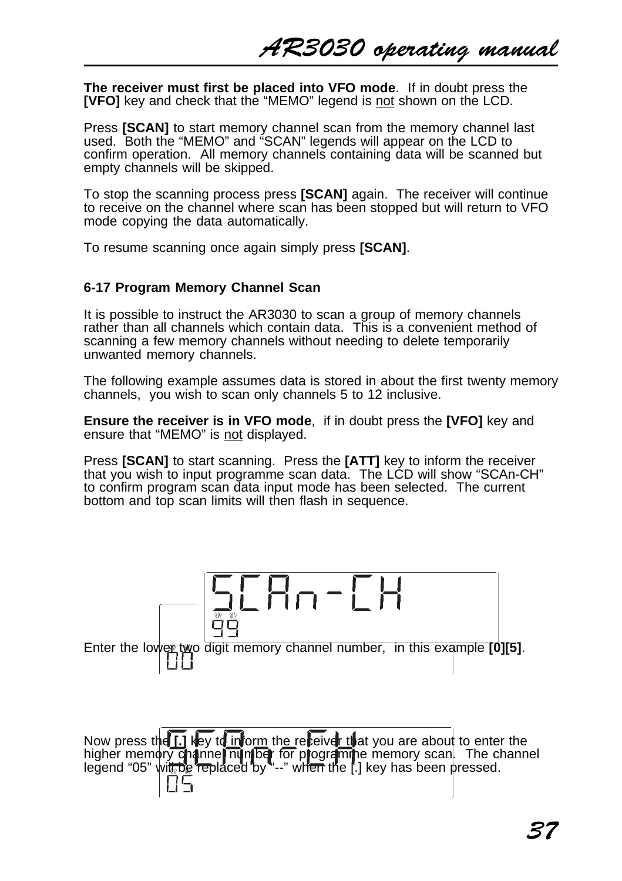The receiver must first be placed into VFO mode. If in doubt press the **[VFO]** key and check that the "MEMO" legend is not shown on the LCD.

Press **[SCAN]** to start memory channel scan from the memory channel last used. Both the "MEMO" and "SCAN" legends will appear on the LCD to confirm operation. All memory channels containing data will be scanned but empty channels will be skipped.

To stop the scanning process press **[SCAN]** again. The receiver will continue to receive on the channel where scan has been stopped but will return to VFO mode copying the data automatically.

To resume scanning once again simply press **[SCAN]**.

### 6-17 Program Memory Channel Scan

It is possible to instruct the AR3030 to scan a group of memory channels rather than all channels which contain data. This is a convenient method of scanning a few memory channels without needing to delete temporarily unwanted memory channels.

The following example assumes data is stored in about the first twenty memory channels, you wish to scan only channels 5 to 12 inclusive.

**Ensure the receiver is in VFO mode**, if in doubt press the **[VFO]** key and ensure that "MEMO" is not displayed.

Press **[SCAN]** to start scanning. Press the **[ATT]** key to inform the receiver that you wish to input programme scan data. The LCD will show "SCAn-CH" to confirm program scan data input mode has been selected. The current bottom and top scan limits will then flash in sequence.

SCAn-CH
99

Enter the lower two digit memory channel number, in this example **[0][5]**.

00

Now press the **[.]** key to inform the receiver that you are about to enter the higher memory channel number for programme memory scan. The channel legend "05" will be replaced by "--" when the [.] key has been pressed.

05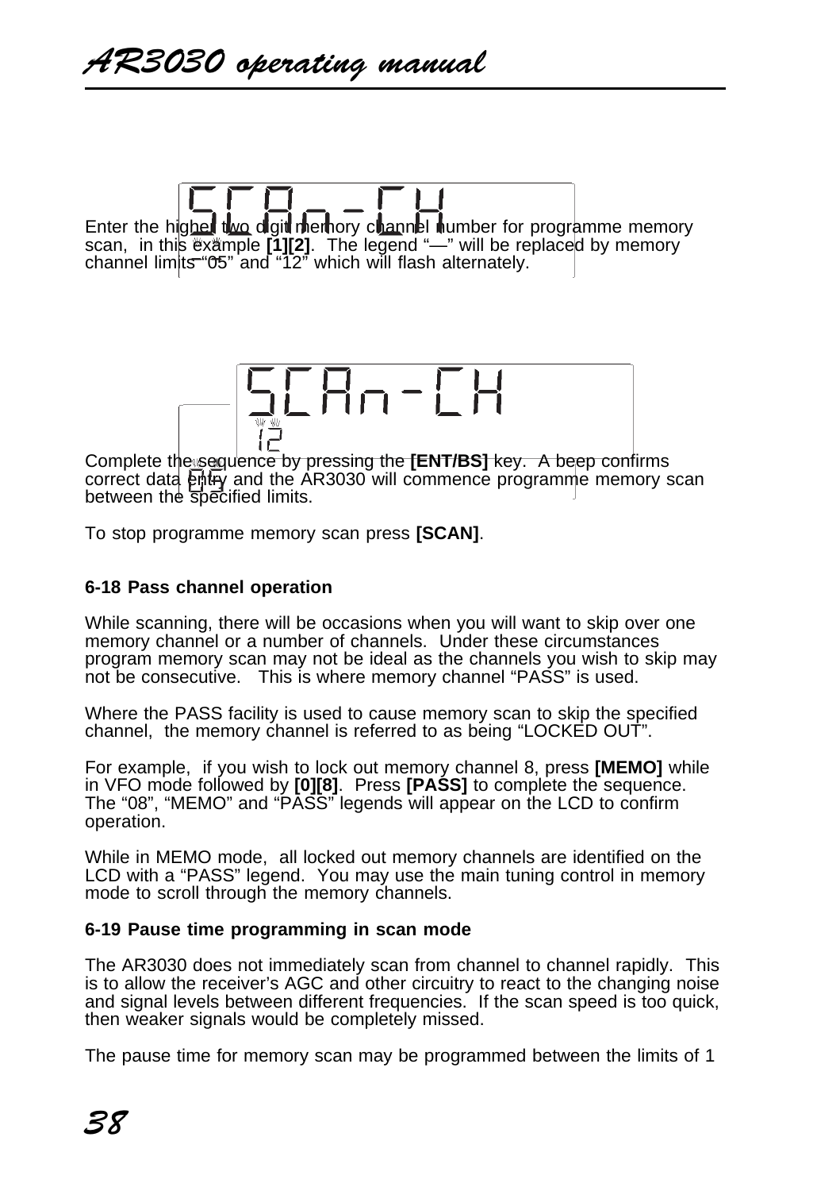Enter the highest two digit memory channel number for programme memory scan, in this example **[1][2]**. The legend "—" will be replaced by memory channel limits "05" and "12" which will flash alternately.

Complete the sequence by pressing the **[ENT/BS]** key. A beep confirms correct data entry and the AR3030 will commence programme memory scan between the specified limits.

To stop programme memory scan press **[SCAN]**.

**6-18 Pass channel operation**

While scanning, there will be occasions when you will want to skip over one memory channel or a number of channels. Under these circumstances program memory scan may not be ideal as the channels you wish to skip may not be consecutive. This is where memory channel "PASS" is used.

Where the PASS facility is used to cause memory scan to skip the specified channel, the memory channel is referred to as being "LOCKED OUT".

For example, if you wish to lock out memory channel 8, press **[MEMO]** while in VFO mode followed by **[0][8]**. Press **[PASS]** to complete the sequence. The "08", "MEMO" and "PASS" legends will appear on the LCD to confirm operation.

While in MEMO mode, all locked out memory channels are identified on the LCD with a "PASS" legend. You may use the main tuning control in memory mode to scroll through the memory channels.

**6-19 Pause time programming in scan mode**

The AR3030 does not immediately scan from channel to channel rapidly. This is to allow the receiver's AGC and other circuitry to react to the changing noise and signal levels between different frequencies. If the scan speed is too quick, then weaker signals would be completely missed.

The pause time for memory scan may be programmed between the limits of 1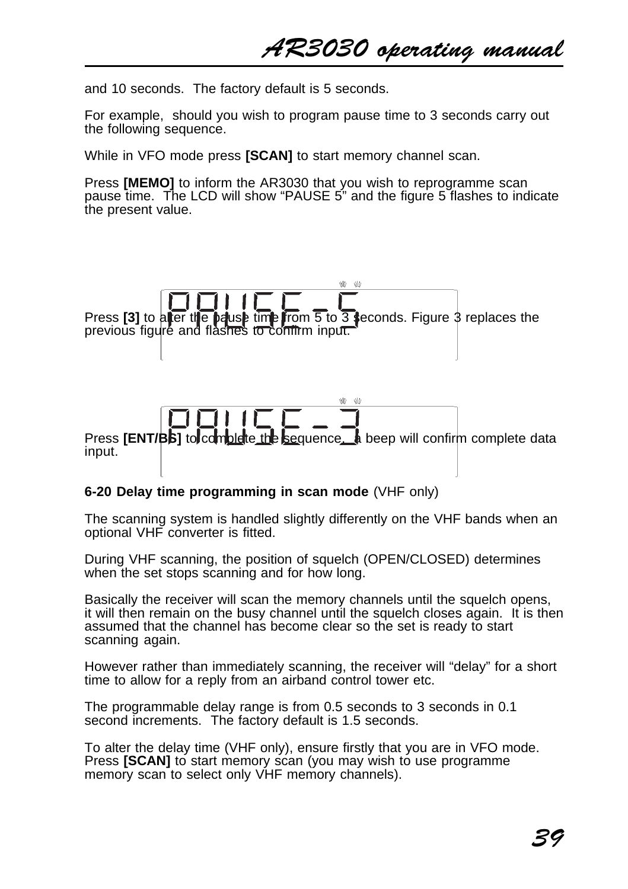and 10 seconds. The factory default is 5 seconds.

For example, should you wish to program pause time to 3 seconds carry out the following sequence.

While in VFO mode press **[SCAN]** to start memory channel scan.

Press **[MEMO]** to inform the AR3030 that you wish to reprogramme scan pause time. The LCD will show “PAUSE 5” and the figure 5 flashes to indicate the present value.

PAUSE - 5

Press **[3]** to alter the pause time from 5 to 3 seconds. Figure 3 replaces the previous figure and flashes to confirm input.

PAUSE - 3

Press **[ENT/BS]** to complete the sequence, a beep will confirm complete data input.

**6-20 Delay time programming in scan mode** (VHF only)

The scanning system is handled slightly differently on the VHF bands when an optional VHF converter is fitted.

During VHF scanning, the position of squelch (OPEN/CLOSED) determines when the set stops scanning and for how long.

Basically the receiver will scan the memory channels until the squelch opens, it will then remain on the busy channel until the squelch closes again. It is then assumed that the channel has become clear so the set is ready to start scanning again.

However rather than immediately scanning, the receiver will “delay” for a short time to allow for a reply from an airband control tower etc.

The programmable delay range is from 0.5 seconds to 3 seconds in 0.1 second increments. The factory default is 1.5 seconds.

To alter the delay time (VHF only), ensure firstly that you are in VFO mode. Press **[SCAN]** to start memory scan (you may wish to use programme memory scan to select only VHF memory channels).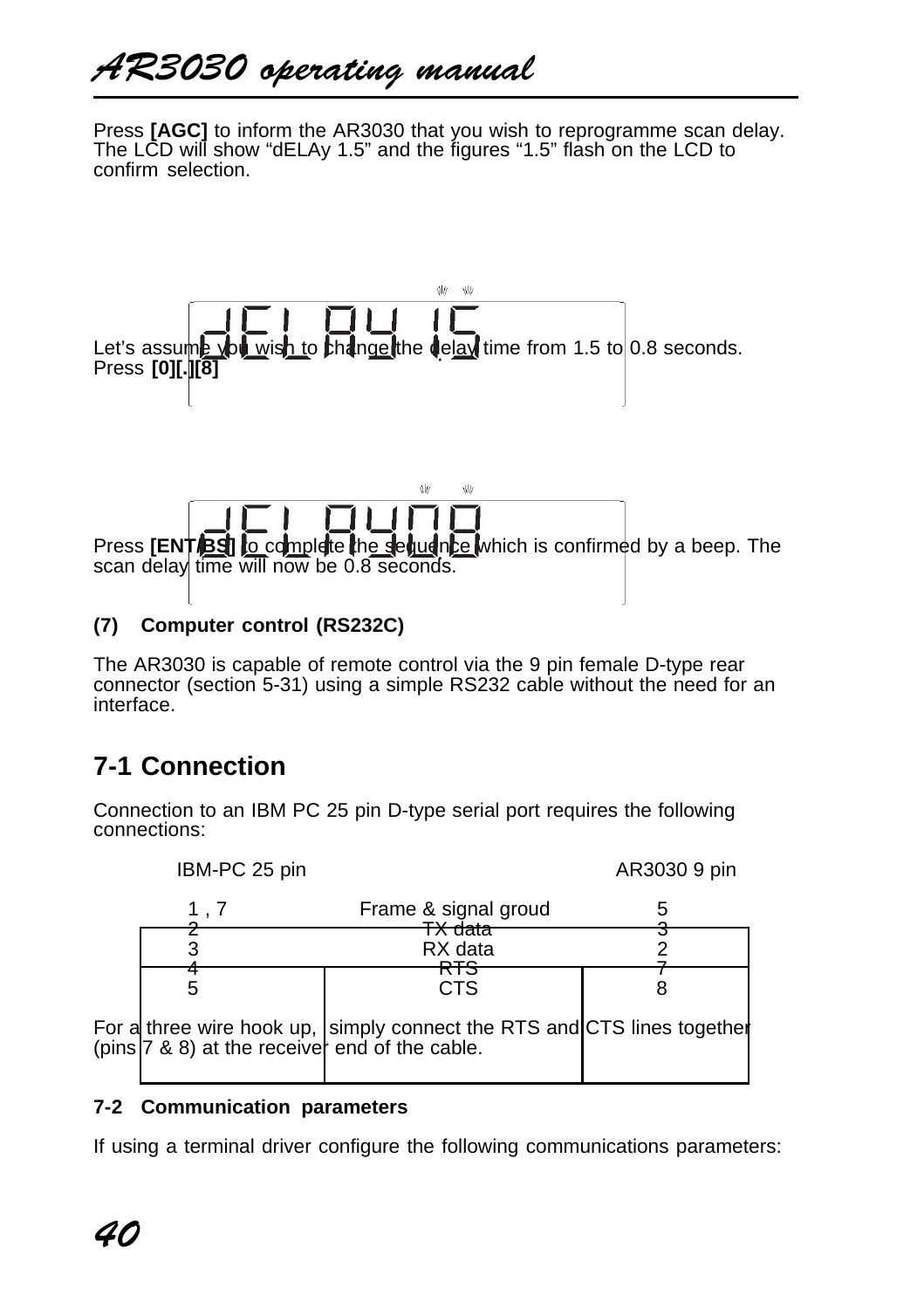Press **[AGC]** to inform the AR3030 that you wish to reprogramme scan delay. The LCD will show "dELAy 1.5" and the figures "1.5" flash on the LCD to confirm selection.

Let's assume you wish to change the delay time from 1.5 to 0.8 seconds. Press **[0][.][8]**

Press **[ENT/BS]** to complete the sequence which is confirmed by a beep. The scan delay time will now be 0.8 seconds.

**(7) Computer control (RS232C)**

The AR3030 is capable of remote control via the 9 pin female D-type rear connector (section 5-31) using a simple RS232 cable without the need for an interface.

## 7-1 Connection

Connection to an IBM PC 25 pin D-type serial port requires the following connections:

| IBM-PC 25 pin | | AR3030 9 pin |
|---|---|---|
| 1 , 7 | Frame & signal groud | 5 |
| 2 | TX data | 3 |
| 3 | RX data | 2 |
| 4 | RTS | 7 |
| 5 | CTS | 8 |

For a three wire hook up, simply connect the RTS and CTS lines together (pins 7 & 8) at the receiver end of the cable.

**7-2 Communication parameters**

If using a terminal driver configure the following communications parameters: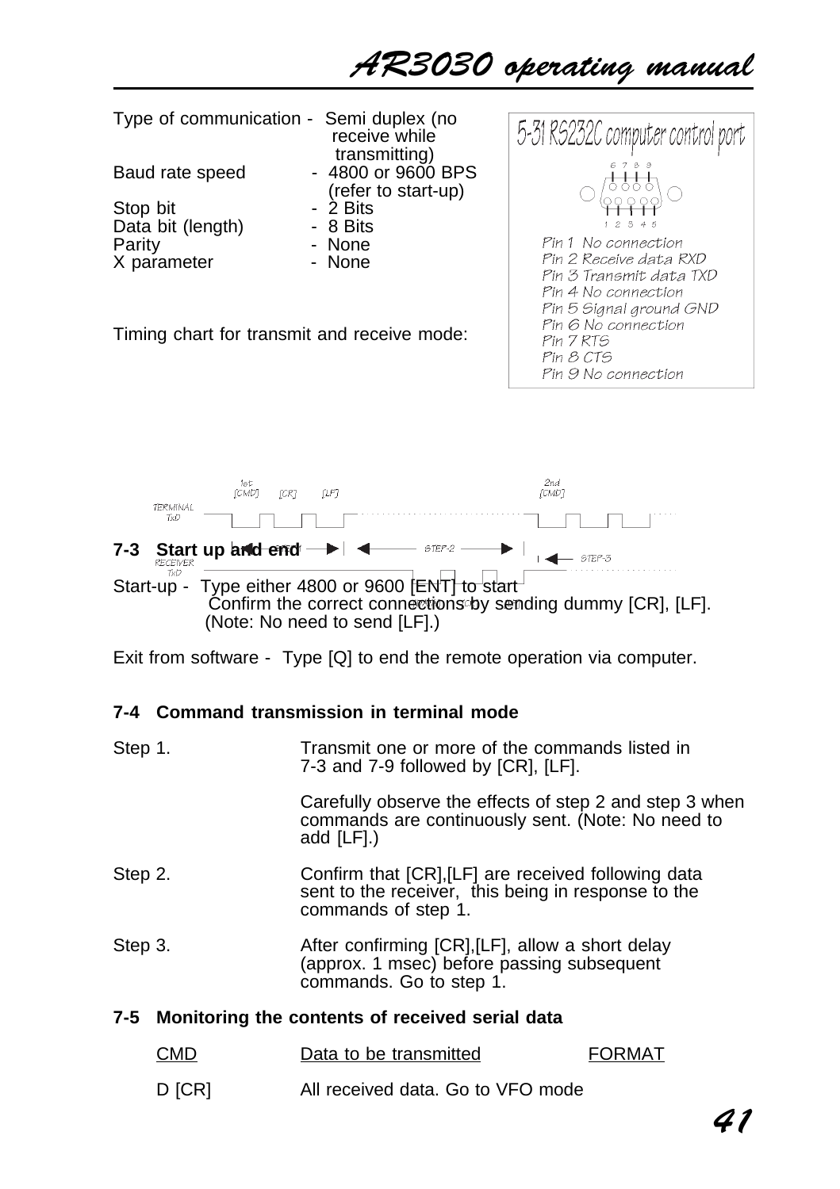| | |
|---|---|
| Type of communication | - Semi duplex (no receive while transmitting) |
| Baud rate speed | - 4800 or 9600 BPS (refer to start-up) |
| Stop bit | - 2 Bits |
| Data bit (length) | - 8 Bits |
| Parity | - None |
| X parameter | - None |

**5-31 RS232C computer control port**

Pin 1 No connection
Pin 2 Receive data RXD
Pin 3 Transmit data TXD
Pin 4 No connection
Pin 5 Signal ground GND
Pin 6 No connection
Pin 7 RTS
Pin 8 CTS
Pin 9 No connection

Timing chart for transmit and receive mode:

TERMINAL TxD: 1st [CMD] [CR] [LF] ... 2nd [CMD]

RECEIVER TxD: STEP-1, STEP-2, STEP-3

## 7-3 Start up and end

Start-up - Type either 4800 or 9600 [ENT] to start
Confirm the correct connections by sending dummy [CR], [LF].
(Note: No need to send [LF].)

Exit from software - Type [Q] to end the remote operation via computer.

## 7-4 Command transmission in terminal mode

Step 1. Transmit one or more of the commands listed in 7-3 and 7-9 followed by [CR], [LF].

Carefully observe the effects of step 2 and step 3 when commands are continuously sent. (Note: No need to add [LF].)

Step 2. Confirm that [CR],[LF] are received following data sent to the receiver, this being in response to the commands of step 1.

Step 3. After confirming [CR],[LF], allow a short delay (approx. 1 msec) before passing subsequent commands. Go to step 1.

## 7-5 Monitoring the contents of received serial data

| CMD | Data to be transmitted | FORMAT |
|---|---|---|
| D [CR] | All received data. Go to VFO mode | |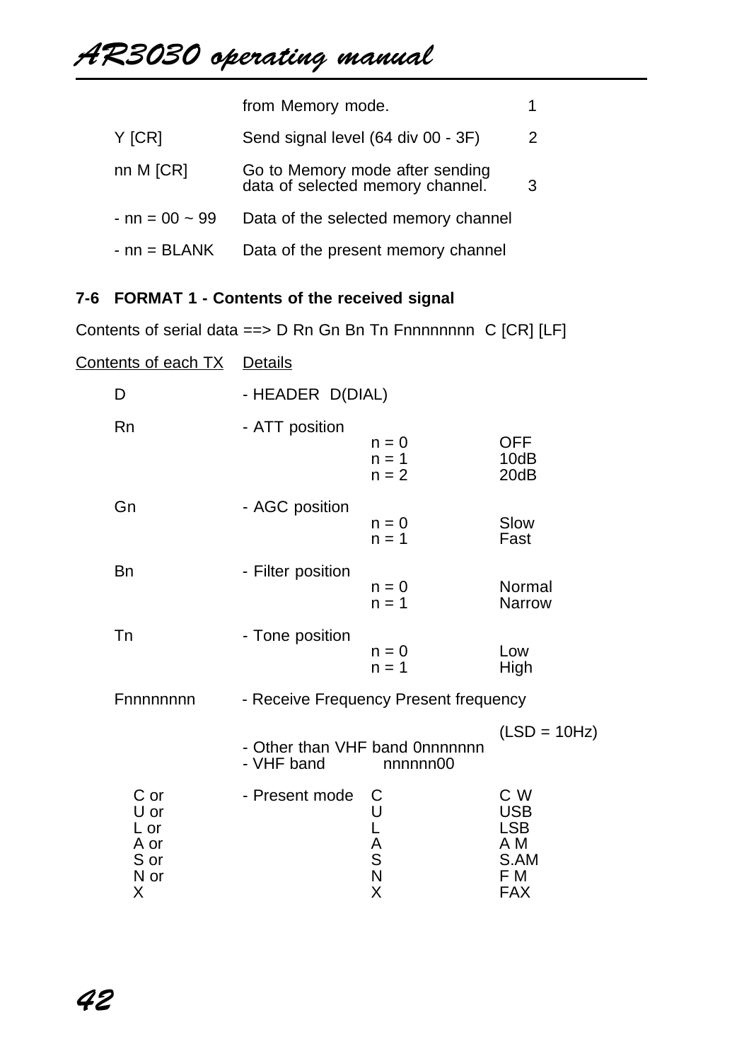| | | |
|---|---|---|
| | from Memory mode. | 1 |
| Y [CR] | Send signal level (64 div 00 - 3F) | 2 |
| nn M [CR] | Go to Memory mode after sending data of selected memory channel. | 3 |
| - nn = 00 ~ 99 | Data of the selected memory channel | |
| - nn = BLANK | Data of the present memory channel | |

## 7-6 FORMAT 1 - Contents of the received signal

Contents of serial data ==> D Rn Gn Bn Tn Fnnnnnnnn C [CR] [LF]

| Contents of each TX | Details | | |
|---|---|---|---|
| D | - HEADER D(DIAL) | | |
| Rn | - ATT position | n = 0<br>n = 1<br>n = 2 | OFF<br>10dB<br>20dB |
| Gn | - AGC position | n = 0<br>n = 1 | Slow<br>Fast |
| Bn | - Filter position | n = 0<br>n = 1 | Normal<br>Narrow |
| Tn | - Tone position | n = 0<br>n = 1 | Low<br>High |
| Fnnnnnnnn | - Receive Frequency Present frequency | | |
| | - Other than VHF band 0nnnnnnn<br>- VHF band nnnnnn00 | | (LSD = 10Hz) |
| C or<br>U or<br>L or<br>A or<br>S or<br>N or<br>X | - Present mode | C<br>U<br>L<br>A<br>S<br>N<br>X | C W<br>USB<br>LSB<br>A M<br>S.AM<br>F M<br>FAX |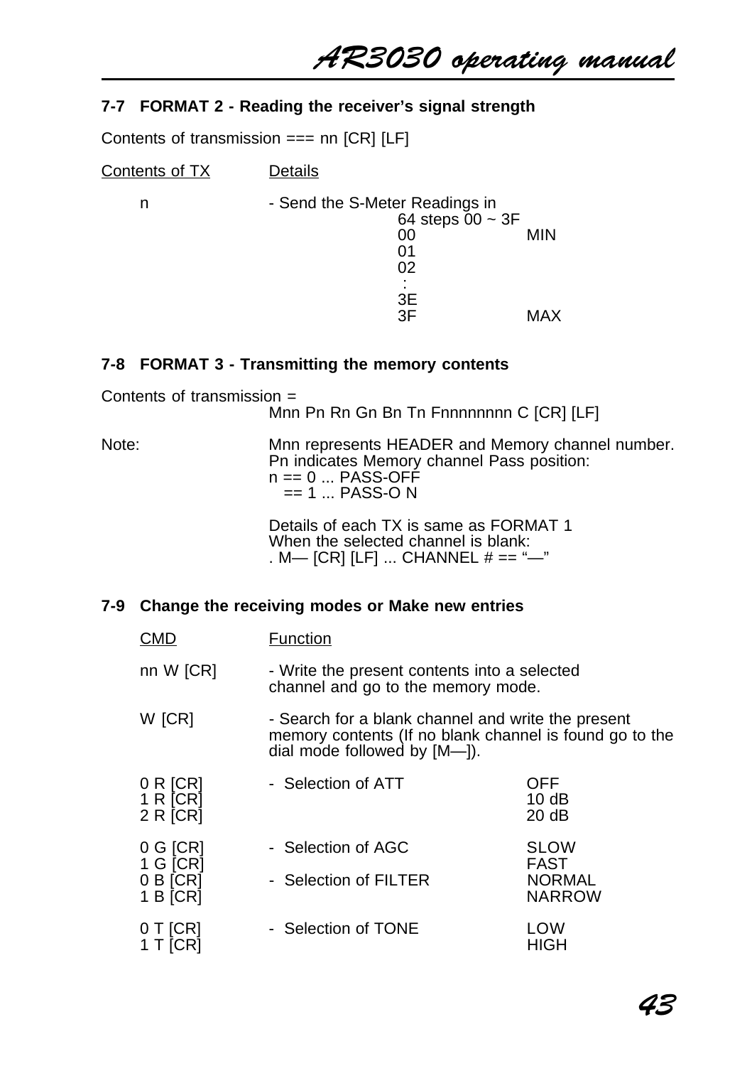### 7-7 FORMAT 2 - Reading the receiver's signal strength

Contents of transmission === nn [CR] [LF]

| Contents of TX | Details | | |
|---|---|---|---|
| n | - Send the S-Meter Readings in | | |
| | | 64 steps 00 ~ 3F | |
| | | 00 | MIN |
| | | 01 | |
| | | 02 | |
| | | : | |
| | | 3E | |
| | | 3F | MAX |

### 7-8 FORMAT 3 - Transmitting the memory contents

Contents of transmission =
Mnn Pn Rn Gn Bn Tn Fnnnnnnnn C [CR] [LF]

Note: Mnn represents HEADER and Memory channel number.
Pn indicates Memory channel Pass position:
n == 0 ... PASS-OFF
== 1 ... PASS-O N

Details of each TX is same as FORMAT 1
When the selected channel is blank:
. M— [CR] [LF] ... CHANNEL # == "—"

### 7-9 Change the receiving modes or Make new entries

| CMD | Function | |
|---|---|---|
| nn W [CR] | - Write the present contents into a selected channel and go to the memory mode. | |
| W [CR] | - Search for a blank channel and write the present memory contents (If no blank channel is found go to the dial mode followed by [M—]). | |
| 0 R [CR] | - Selection of ATT | OFF |
| 1 R [CR] | | 10 dB |
| 2 R [CR] | | 20 dB |
| 0 G [CR] | - Selection of AGC | SLOW |
| 1 G [CR] | | FAST |
| 0 B [CR] | - Selection of FILTER | NORMAL |
| 1 B [CR] | | NARROW |
| 0 T [CR] | - Selection of TONE | LOW |
| 1 T [CR] | | HIGH |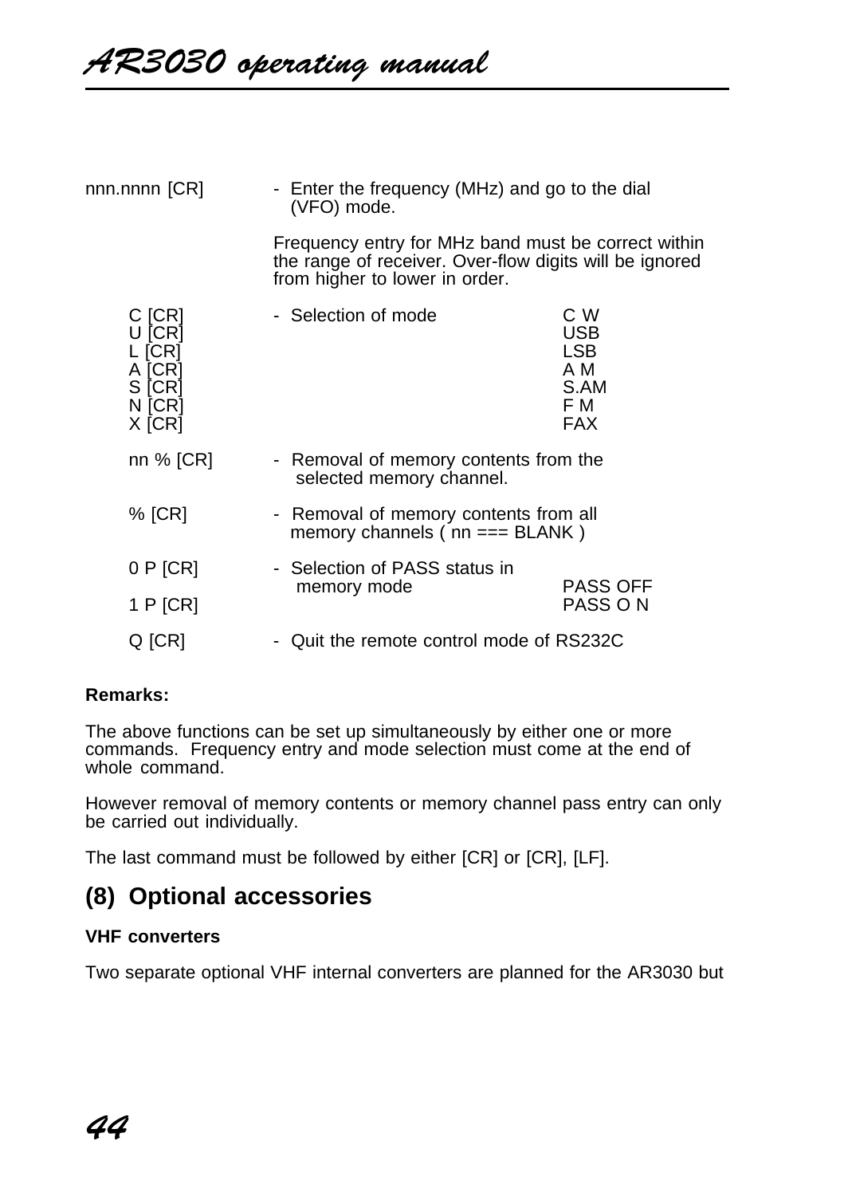| | | |
|---|---|---|
| nnn.nnnn [CR] | - Enter the frequency (MHz) and go to the dial (VFO) mode.<br><br>Frequency entry for MHz band must be correct within the range of receiver. Over-flow digits will be ignored from higher to lower in order. | |
| C [CR]<br>U [CR]<br>L [CR]<br>A [CR]<br>S [CR]<br>N [CR]<br>X [CR] | - Selection of mode | C W<br>USB<br>LSB<br>A M<br>S.AM<br>F M<br>FAX |
| nn % [CR] | - Removal of memory contents from the selected memory channel. | |
| % [CR] | - Removal of memory contents from all memory channels ( nn === BLANK ) | |
| 0 P [CR]<br>1 P [CR] | - Selection of PASS status in memory mode | PASS OFF<br>PASS O N |
| Q [CR] | - Quit the remote control mode of RS232C | |

**Remarks:**

The above functions can be set up simultaneously by either one or more commands. Frequency entry and mode selection must come at the end of whole command.

However removal of memory contents or memory channel pass entry can only be carried out individually.

The last command must be followed by either [CR] or [CR], [LF].

## (8) Optional accessories

**VHF converters**

Two separate optional VHF internal converters are planned for the AR3030 but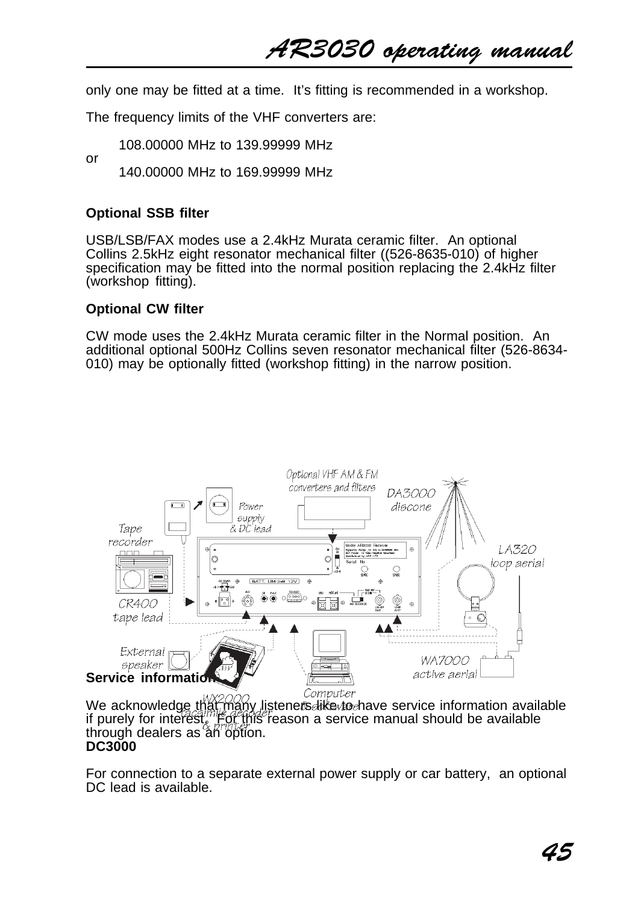only one may be fitted at a time.  It's fitting is recommended in a workshop.

The frequency limits of the VHF converters are:

108.00000 MHz to 139.99999 MHz

or

140.00000 MHz to 169.99999 MHz

**Optional SSB filter**

USB/LSB/FAX modes use a 2.4kHz Murata ceramic filter.  An optional Collins 2.5kHz eight resonator mechanical filter ((526-8635-010) of higher specification may be fitted into the normal position replacing the 2.4kHz filter (workshop fitting).

**Optional CW filter**

CW mode uses the 2.4kHz Murata ceramic filter in the Normal position.  An additional optional 500Hz Collins seven resonator mechanical filter (526-8634-010) may be optionally fitted (workshop fitting) in the narrow position.

**Service information**

We acknowledge that many listeners like to have service information available if purely for interest.  For this reason a service manual should be available through dealers as an option.

**DC3000**

For connection to a separate external power supply or car battery,  an optional DC lead is available.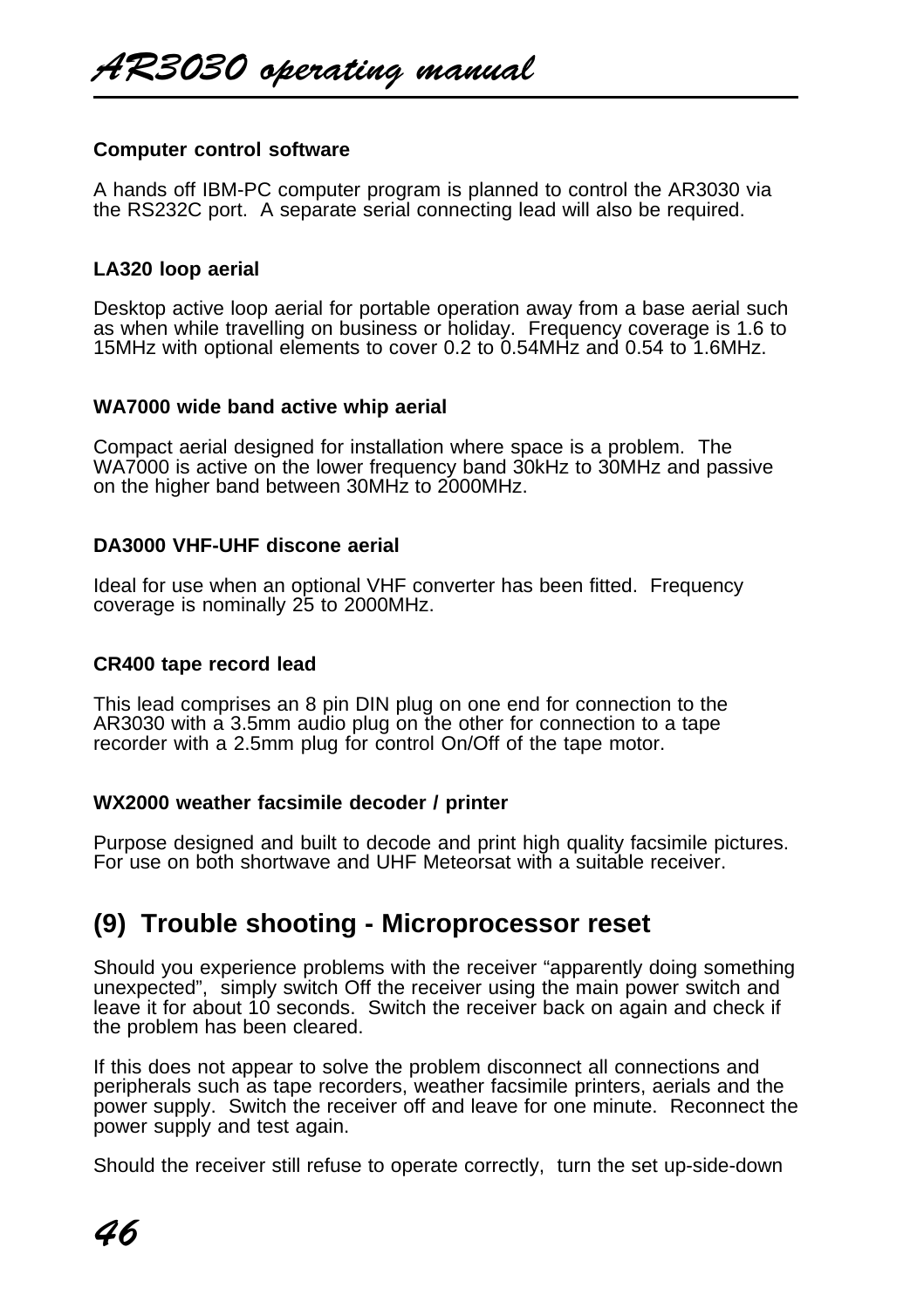**Computer control software**

A hands off IBM-PC computer program is planned to control the AR3030 via the RS232C port. A separate serial connecting lead will also be required.

**LA320 loop aerial**

Desktop active loop aerial for portable operation away from a base aerial such as when while travelling on business or holiday. Frequency coverage is 1.6 to 15MHz with optional elements to cover 0.2 to 0.54MHz and 0.54 to 1.6MHz.

**WA7000 wide band active whip aerial**

Compact aerial designed for installation where space is a problem. The WA7000 is active on the lower frequency band 30kHz to 30MHz and passive on the higher band between 30MHz to 2000MHz.

**DA3000 VHF-UHF discone aerial**

Ideal for use when an optional VHF converter has been fitted. Frequency coverage is nominally 25 to 2000MHz.

**CR400 tape record lead**

This lead comprises an 8 pin DIN plug on one end for connection to the AR3030 with a 3.5mm audio plug on the other for connection to a tape recorder with a 2.5mm plug for control On/Off of the tape motor.

**WX2000 weather facsimile decoder / printer**

Purpose designed and built to decode and print high quality facsimile pictures. For use on both shortwave and UHF Meteorsat with a suitable receiver.

## (9) Trouble shooting - Microprocessor reset

Should you experience problems with the receiver “apparently doing something unexpected”, simply switch Off the receiver using the main power switch and leave it for about 10 seconds. Switch the receiver back on again and check if the problem has been cleared.

If this does not appear to solve the problem disconnect all connections and peripherals such as tape recorders, weather facsimile printers, aerials and the power supply. Switch the receiver off and leave for one minute. Reconnect the power supply and test again.

Should the receiver still refuse to operate correctly, turn the set up-side-down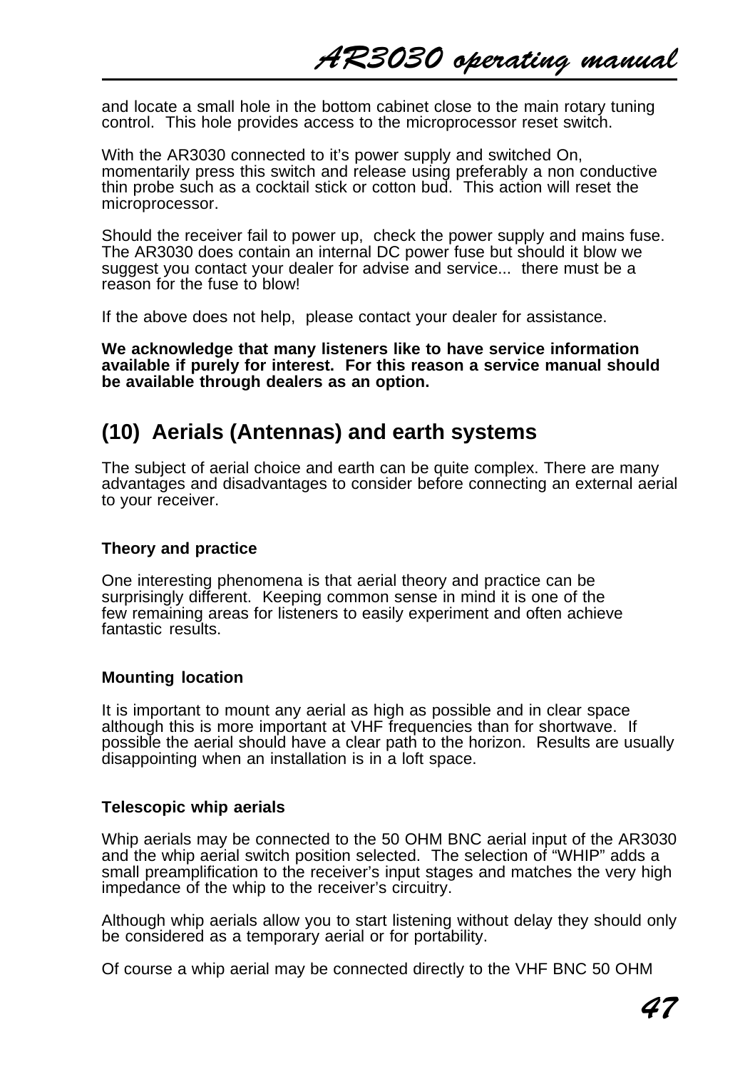and locate a small hole in the bottom cabinet close to the main rotary tuning control. This hole provides access to the microprocessor reset switch.

With the AR3030 connected to it's power supply and switched On, momentarily press this switch and release using preferably a non conductive thin probe such as a cocktail stick or cotton bud. This action will reset the microprocessor.

Should the receiver fail to power up, check the power supply and mains fuse. The AR3030 does contain an internal DC power fuse but should it blow we suggest you contact your dealer for advise and service... there must be a reason for the fuse to blow!

If the above does not help, please contact your dealer for assistance.

**We acknowledge that many listeners like to have service information available if purely for interest. For this reason a service manual should be available through dealers as an option.**

## (10) Aerials (Antennas) and earth systems

The subject of aerial choice and earth can be quite complex. There are many advantages and disadvantages to consider before connecting an external aerial to your receiver.

### Theory and practice

One interesting phenomena is that aerial theory and practice can be surprisingly different. Keeping common sense in mind it is one of the few remaining areas for listeners to easily experiment and often achieve fantastic results.

### Mounting location

It is important to mount any aerial as high as possible and in clear space although this is more important at VHF frequencies than for shortwave. If possible the aerial should have a clear path to the horizon. Results are usually disappointing when an installation is in a loft space.

### Telescopic whip aerials

Whip aerials may be connected to the 50 OHM BNC aerial input of the AR3030 and the whip aerial switch position selected. The selection of "WHIP" adds a small preamplification to the receiver's input stages and matches the very high impedance of the whip to the receiver's circuitry.

Although whip aerials allow you to start listening without delay they should only be considered as a temporary aerial or for portability.

Of course a whip aerial may be connected directly to the VHF BNC 50 OHM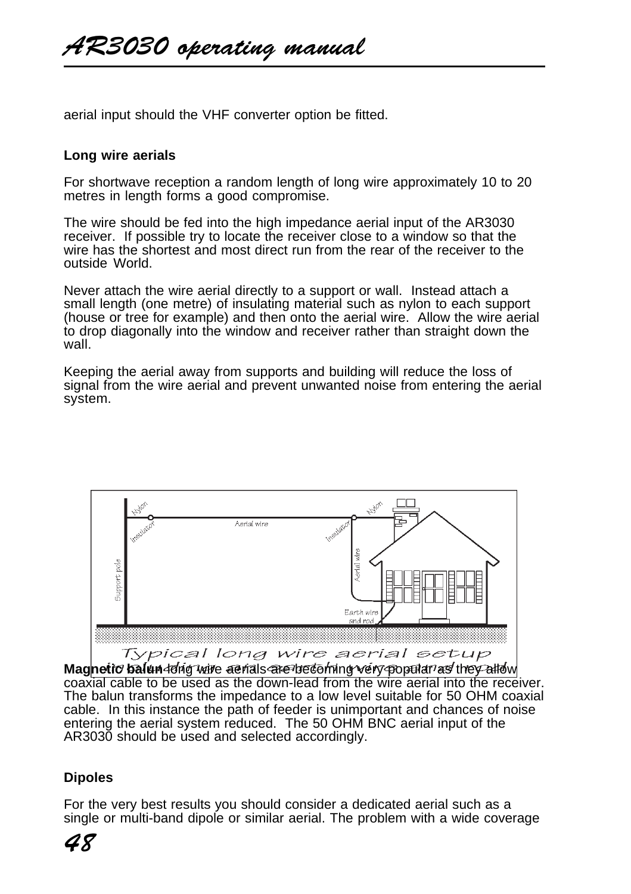aerial input should the VHF converter option be fitted.

**Long wire aerials**

For shortwave reception a random length of long wire approximately 10 to 20 metres in length forms a good compromise.

The wire should be fed into the high impedance aerial input of the AR3030 receiver. If possible try to locate the receiver close to a window so that the wire has the shortest and most direct run from the rear of the receiver to the outside World.

Never attach the wire aerial directly to a support or wall. Instead attach a small length (one metre) of insulating material such as nylon to each support (house or tree for example) and then onto the aerial wire. Allow the wire aerial to drop diagonally into the window and receiver rather than straight down the wall.

Keeping the aerial away from supports and building will reduce the loss of signal from the wire aerial and prevent unwanted noise from entering the aerial system.

Typical long wire aerial setup

**Magnetic balun** long wire aerials are becoming very popular as they allow coaxial cable to be used as the down-lead from the wire aerial into the receiver. The balun transforms the impedance to a low level suitable for 50 OHM coaxial cable. In this instance the path of feeder is unimportant and chances of noise entering the aerial system reduced. The 50 OHM BNC aerial input of the AR3030 should be used and selected accordingly.

**Dipoles**

For the very best results you should consider a dedicated aerial such as a single or multi-band dipole or similar aerial. The problem with a wide coverage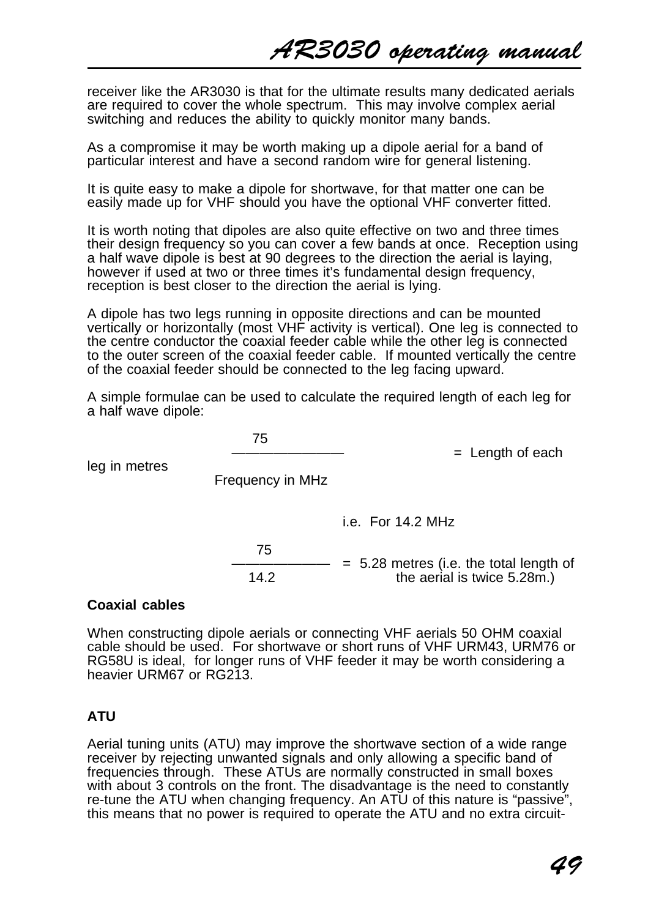receiver like the AR3030 is that for the ultimate results many dedicated aerials are required to cover the whole spectrum. This may involve complex aerial switching and reduces the ability to quickly monitor many bands.

As a compromise it may be worth making up a dipole aerial for a band of particular interest and have a second random wire for general listening.

It is quite easy to make a dipole for shortwave, for that matter one can be easily made up for VHF should you have the optional VHF converter fitted.

It is worth noting that dipoles are also quite effective on two and three times their design frequency so you can cover a few bands at once. Reception using a half wave dipole is best at 90 degrees to the direction the aerial is laying, however if used at two or three times it's fundamental design frequency, reception is best closer to the direction the aerial is lying.

A dipole has two legs running in opposite directions and can be mounted vertically or horizontally (most VHF activity is vertical). One leg is connected to the centre conductor the coaxial feeder cable while the other leg is connected to the outer screen of the coaxial feeder cable. If mounted vertically the centre of the coaxial feeder should be connected to the leg facing upward.

A simple formulae can be used to calculate the required length of each leg for a half wave dipole:

$$\frac{75}{\text{Frequency in MHz}} = \text{Length of each leg in metres}$$

i.e. For 14.2 MHz

$$\frac{75}{14.2} = 5.28 \text{ metres}$$

(i.e. the total length of the aerial is twice 5.28m.)

**Coaxial cables**

When constructing dipole aerials or connecting VHF aerials 50 OHM coaxial cable should be used. For shortwave or short runs of VHF URM43, URM76 or RG58U is ideal, for longer runs of VHF feeder it may be worth considering a heavier URM67 or RG213.

**ATU**

Aerial tuning units (ATU) may improve the shortwave section of a wide range receiver by rejecting unwanted signals and only allowing a specific band of frequencies through. These ATUs are normally constructed in small boxes with about 3 controls on the front. The disadvantage is the need to constantly re-tune the ATU when changing frequency. An ATU of this nature is "passive", this means that no power is required to operate the ATU and no extra circuit-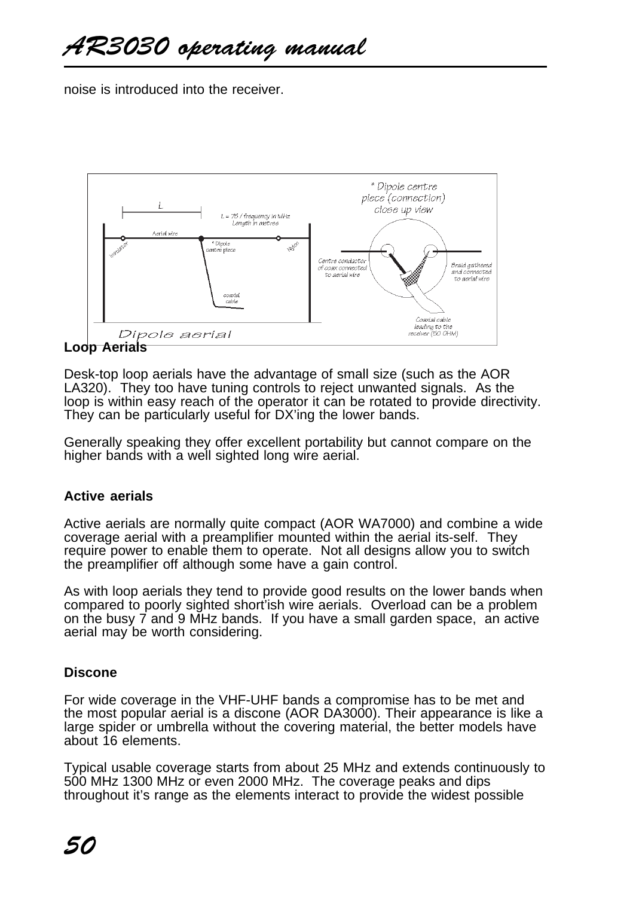noise is introduced into the receiver.

**Loop Aerials**

Desk-top loop aerials have the advantage of small size (such as the AOR LA320). They too have tuning controls to reject unwanted signals. As the loop is within easy reach of the operator it can be rotated to provide directivity. They can be particularly useful for DX'ing the lower bands.

Generally speaking they offer excellent portability but cannot compare on the higher bands with a well sighted long wire aerial.

**Active aerials**

Active aerials are normally quite compact (AOR WA7000) and combine a wide coverage aerial with a preamplifier mounted within the aerial its-self. They require power to enable them to operate. Not all designs allow you to switch the preamplifier off although some have a gain control.

As with loop aerials they tend to provide good results on the lower bands when compared to poorly sighted short'ish wire aerials. Overload can be a problem on the busy 7 and 9 MHz bands. If you have a small garden space, an active aerial may be worth considering.

**Discone**

For wide coverage in the VHF-UHF bands a compromise has to be met and the most popular aerial is a discone (AOR DA3000). Their appearance is like a large spider or umbrella without the covering material, the better models have about 16 elements.

Typical usable coverage starts from about 25 MHz and extends continuously to 500 MHz 1300 MHz or even 2000 MHz. The coverage peaks and dips throughout it's range as the elements interact to provide the widest possible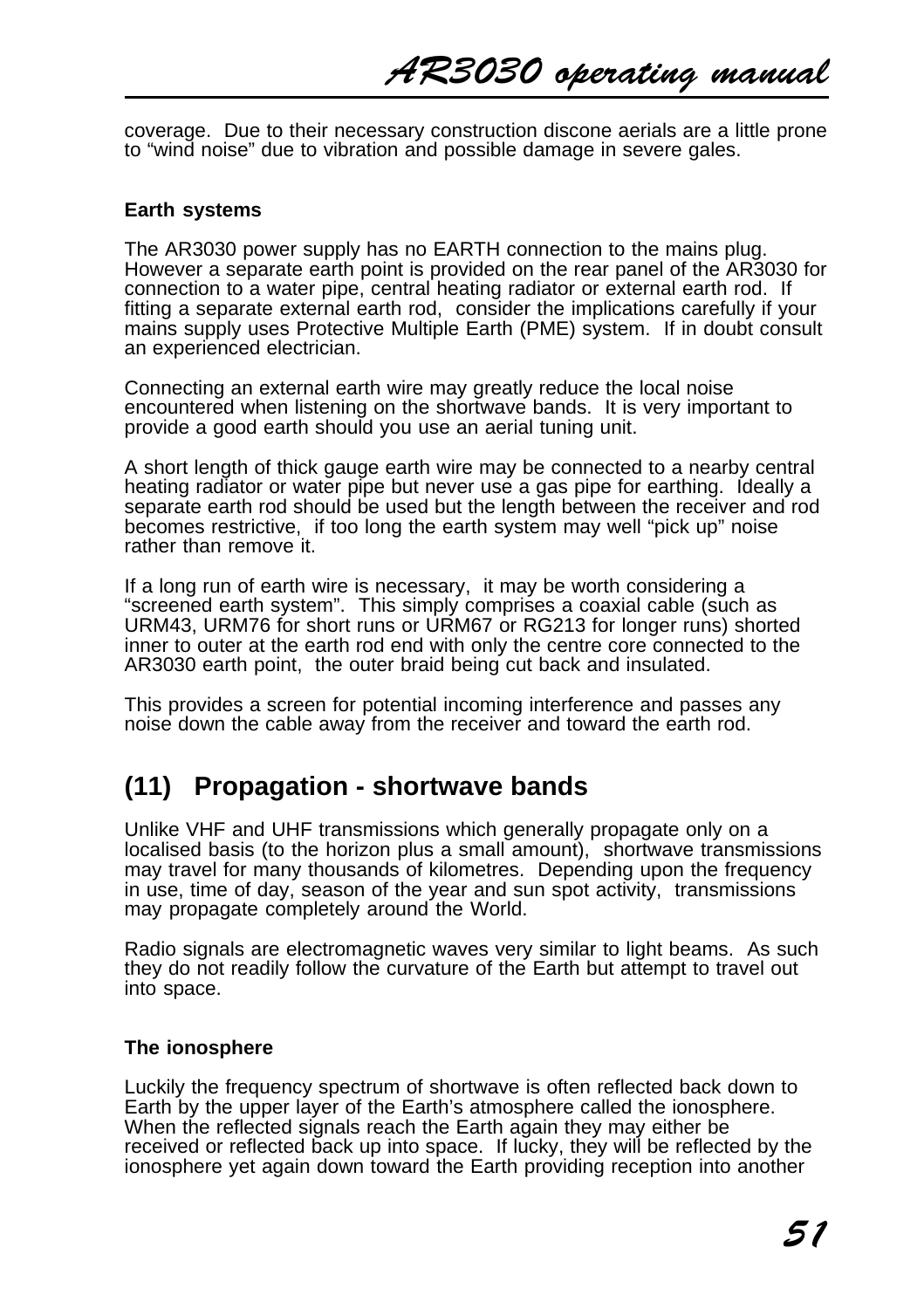coverage. Due to their necessary construction discone aerials are a little prone to "wind noise" due to vibration and possible damage in severe gales.

**Earth systems**

The AR3030 power supply has no EARTH connection to the mains plug. However a separate earth point is provided on the rear panel of the AR3030 for connection to a water pipe, central heating radiator or external earth rod. If fitting a separate external earth rod, consider the implications carefully if your mains supply uses Protective Multiple Earth (PME) system. If in doubt consult an experienced electrician.

Connecting an external earth wire may greatly reduce the local noise encountered when listening on the shortwave bands. It is very important to provide a good earth should you use an aerial tuning unit.

A short length of thick gauge earth wire may be connected to a nearby central heating radiator or water pipe but never use a gas pipe for earthing. Ideally a separate earth rod should be used but the length between the receiver and rod becomes restrictive, if too long the earth system may well "pick up" noise rather than remove it.

If a long run of earth wire is necessary, it may be worth considering a "screened earth system". This simply comprises a coaxial cable (such as URM43, URM76 for short runs or URM67 or RG213 for longer runs) shorted inner to outer at the earth rod end with only the centre core connected to the AR3030 earth point, the outer braid being cut back and insulated.

This provides a screen for potential incoming interference and passes any noise down the cable away from the receiver and toward the earth rod.

## (11) Propagation - shortwave bands

Unlike VHF and UHF transmissions which generally propagate only on a localised basis (to the horizon plus a small amount), shortwave transmissions may travel for many thousands of kilometres. Depending upon the frequency in use, time of day, season of the year and sun spot activity, transmissions may propagate completely around the World.

Radio signals are electromagnetic waves very similar to light beams. As such they do not readily follow the curvature of the Earth but attempt to travel out into space.

**The ionosphere**

Luckily the frequency spectrum of shortwave is often reflected back down to Earth by the upper layer of the Earth's atmosphere called the ionosphere. When the reflected signals reach the Earth again they may either be received or reflected back up into space. If lucky, they will be reflected by the ionosphere yet again down toward the Earth providing reception into another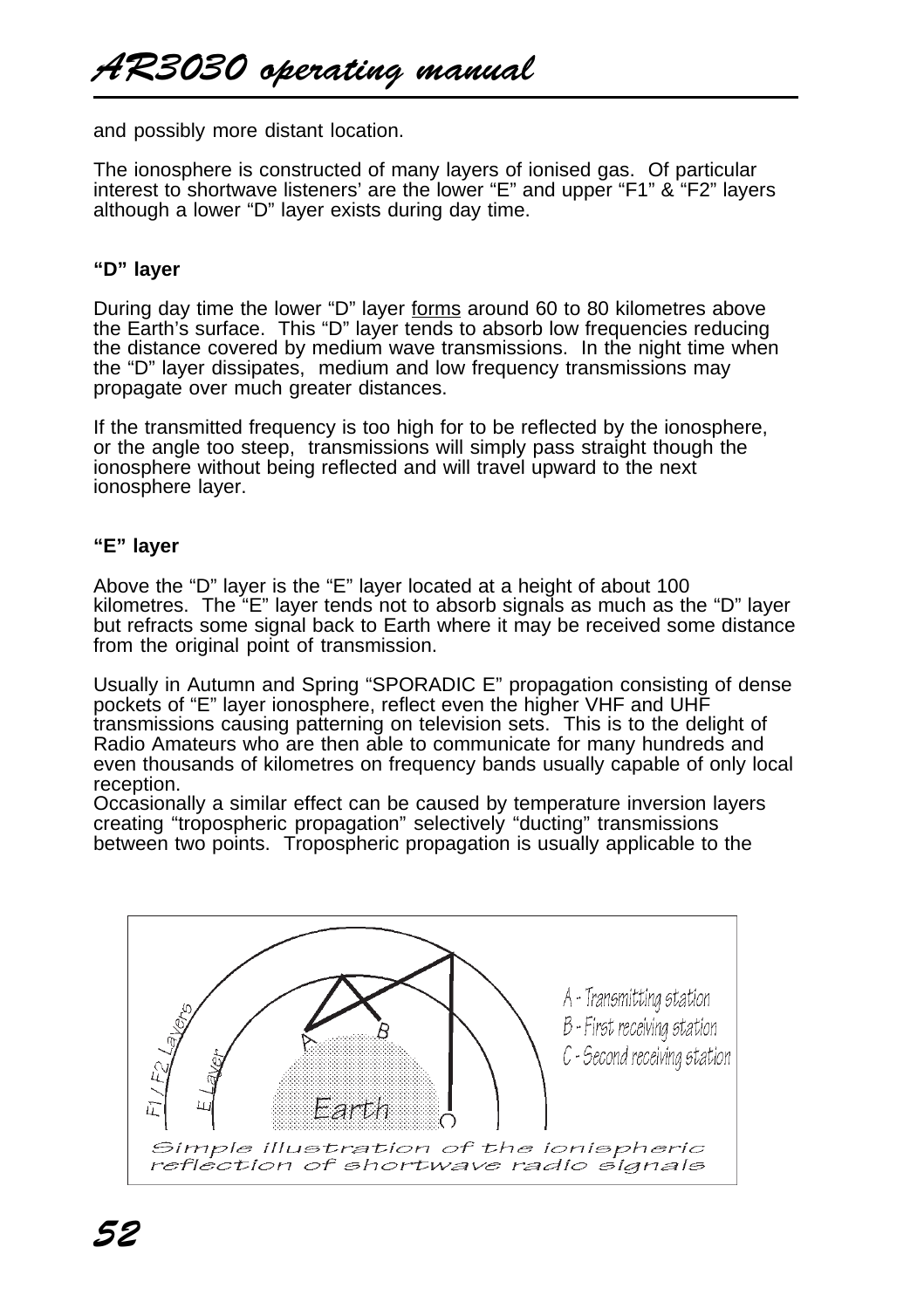and possibly more distant location.

The ionosphere is constructed of many layers of ionised gas. Of particular interest to shortwave listeners' are the lower "E" and upper "F1" & "F2" layers although a lower "D" layer exists during day time.

**"D" layer**

During day time the lower "D" layer <u>forms</u> around 60 to 80 kilometres above the Earth's surface. This "D" layer tends to absorb low frequencies reducing the distance covered by medium wave transmissions. In the night time when the "D" layer dissipates, medium and low frequency transmissions may propagate over much greater distances.

If the transmitted frequency is too high for to be reflected by the ionosphere, or the angle too steep, transmissions will simply pass straight though the ionosphere without being reflected and will travel upward to the next ionosphere layer.

**"E" layer**

Above the "D" layer is the "E" layer located at a height of about 100 kilometres. The "E" layer tends not to absorb signals as much as the "D" layer but refracts some signal back to Earth where it may be received some distance from the original point of transmission.

Usually in Autumn and Spring "SPORADIC E" propagation consisting of dense pockets of "E" layer ionosphere, reflect even the higher VHF and UHF transmissions causing patterning on television sets. This is to the delight of Radio Amateurs who are then able to communicate for many hundreds and even thousands of kilometres on frequency bands usually capable of only local reception.
Occasionally a similar effect can be caused by temperature inversion layers creating "tropospheric propagation" selectively "ducting" transmissions between two points. Tropospheric propagation is usually applicable to the

F1 / F2 Layers
E Layer
Earth
A - Transmitting station
B - First receiving station
C - Second receiving station

Simple illustration of the ionispheric reflection of shortwave radio signals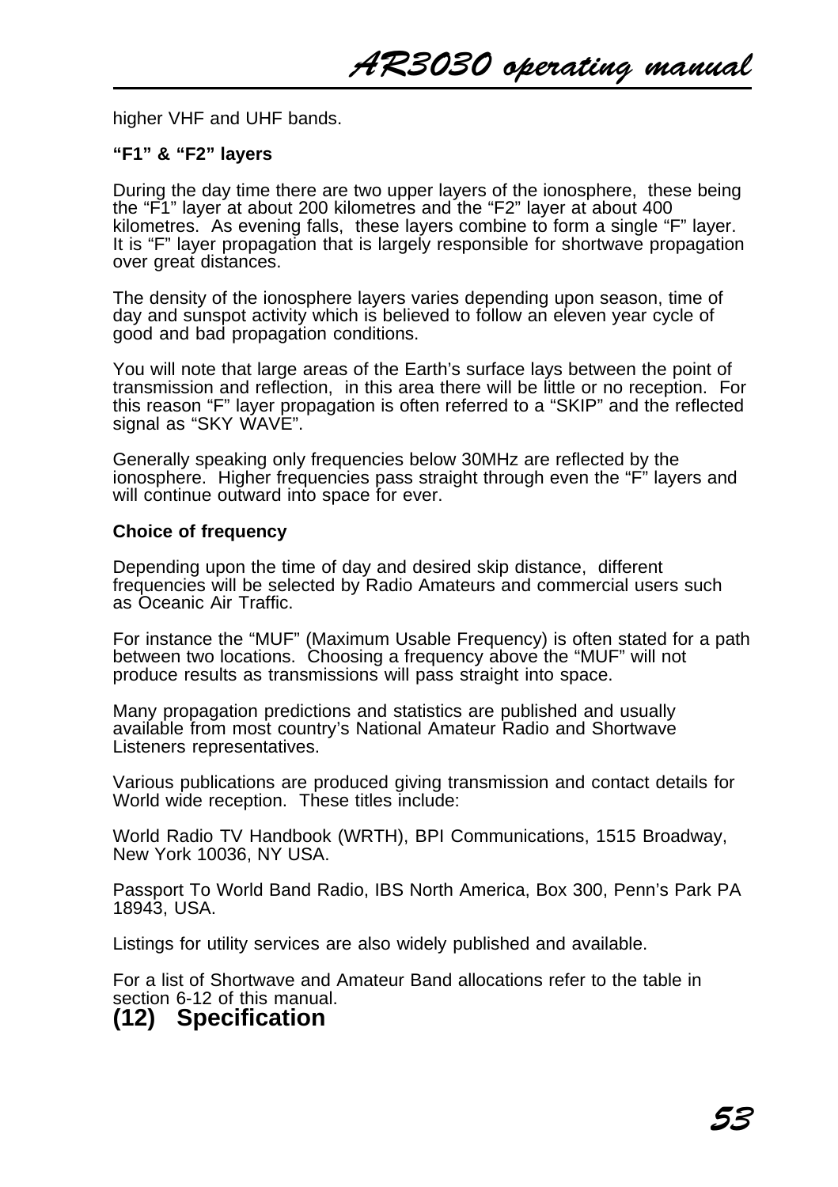higher VHF and UHF bands.

**“F1” & “F2” layers**

During the day time there are two upper layers of the ionosphere, these being the “F1” layer at about 200 kilometres and the “F2” layer at about 400 kilometres. As evening falls, these layers combine to form a single “F” layer. It is “F” layer propagation that is largely responsible for shortwave propagation over great distances.

The density of the ionosphere layers varies depending upon season, time of day and sunspot activity which is believed to follow an eleven year cycle of good and bad propagation conditions.

You will note that large areas of the Earth’s surface lays between the point of transmission and reflection, in this area there will be little or no reception. For this reason “F” layer propagation is often referred to a “SKIP” and the reflected signal as “SKY WAVE”.

Generally speaking only frequencies below 30MHz are reflected by the ionosphere. Higher frequencies pass straight through even the “F” layers and will continue outward into space for ever.

**Choice of frequency**

Depending upon the time of day and desired skip distance, different frequencies will be selected by Radio Amateurs and commercial users such as Oceanic Air Traffic.

For instance the “MUF” (Maximum Usable Frequency) is often stated for a path between two locations. Choosing a frequency above the “MUF” will not produce results as transmissions will pass straight into space.

Many propagation predictions and statistics are published and usually available from most country’s National Amateur Radio and Shortwave Listeners representatives.

Various publications are produced giving transmission and contact details for World wide reception. These titles include:

World Radio TV Handbook (WRTH), BPI Communications, 1515 Broadway, New York 10036, NY USA.

Passport To World Band Radio, IBS North America, Box 300, Penn’s Park PA 18943, USA.

Listings for utility services are also widely published and available.

For a list of Shortwave and Amateur Band allocations refer to the table in section 6-12 of this manual.

## (12) Specification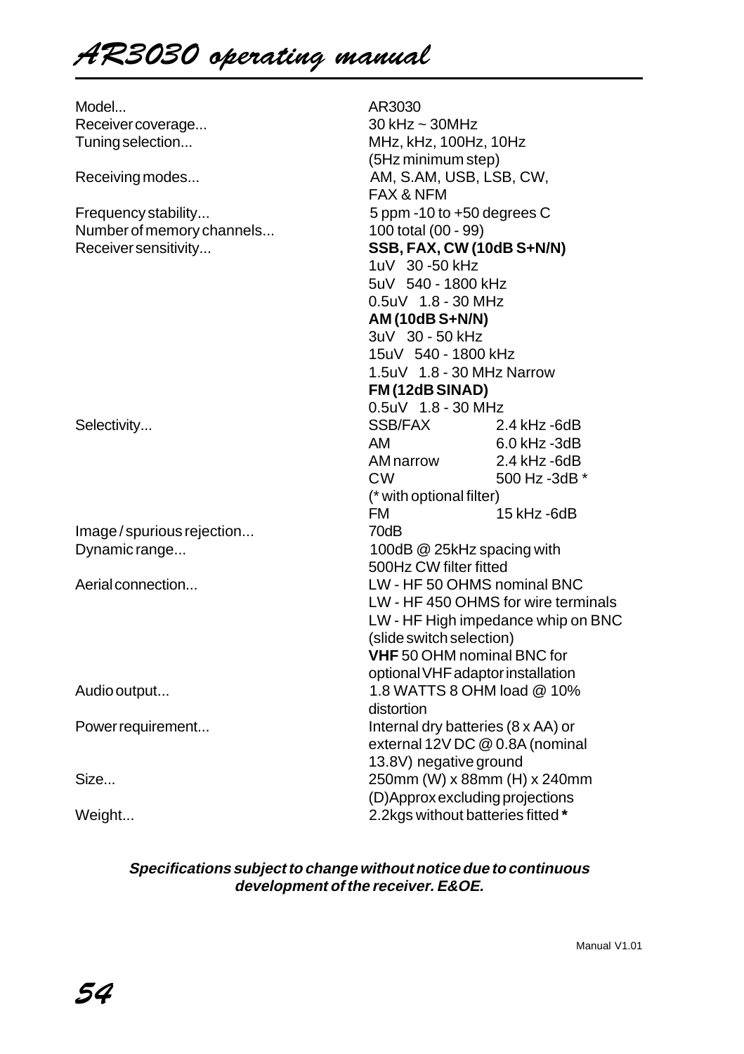| | |
|---|---|
| Model... | AR3030 |
| Receiver coverage... | 30 kHz ~ 30MHz |
| Tuning selection... | MHz, kHz, 100Hz, 10Hz (5Hz minimum step) |
| Receiving modes... | AM, S.AM, USB, LSB, CW, FAX & NFM |
| Frequency stability... | 5 ppm -10 to +50 degrees C |
| Number of memory channels... | 100 total (00 - 99) |
| Receiver sensitivity... | **SSB, FAX, CW (10dB S+N/N)**<br>1uV 30 -50 kHz<br>5uV 540 - 1800 kHz<br>0.5uV 1.8 - 30 MHz<br>**AM (10dB S+N/N)**<br>3uV 30 - 50 kHz<br>15uV 540 - 1800 kHz<br>1.5uV 1.8 - 30 MHz Narrow<br>**FM (12dB SINAD)**<br>0.5uV 1.8 - 30 MHz |
| Selectivity... | SSB/FAX 2.4 kHz -6dB<br>AM 6.0 kHz -3dB<br>AM narrow 2.4 kHz -6dB<br>CW 500 Hz -3dB *<br>(* with optional filter)<br>FM 15 kHz -6dB |
| Image / spurious rejection... | 70dB |
| Dynamic range... | 100dB @ 25kHz spacing with 500Hz CW filter fitted |
| Aerial connection... | LW - HF 50 OHMS nominal BNC<br>LW - HF 450 OHMS for wire terminals<br>LW - HF High impedance whip on BNC<br>(slide switch selection)<br>**VHF** 50 OHM nominal BNC for optional VHF adaptor installation |
| Audio output... | 1.8 WATTS 8 OHM load @ 10% distortion |
| Power requirement... | Internal dry batteries (8 x AA) or external 12V DC @ 0.8A (nominal 13.8V) negative ground |
| Size... | 250mm (W) x 88mm (H) x 240mm (D)Approx excluding projections |
| Weight... | 2.2kgs without batteries fitted * |

***Specifications subject to change without notice due to continuous development of the receiver. E&OE.***

Manual V1.01